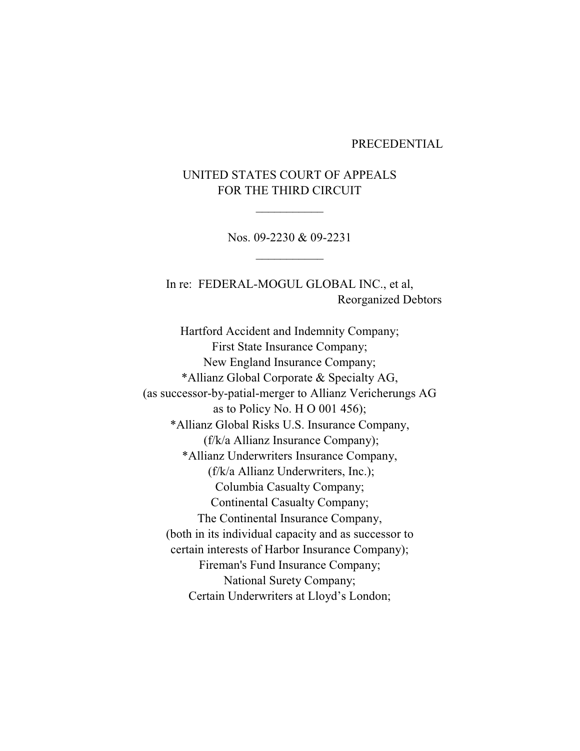PRECEDENTIAL

UNITED STATES COURT OF APPEALS
FOR THE THIRD CIRCUIT

---

Nos. 09-2230 & 09-2231

---

In re: FEDERAL-MOGUL GLOBAL INC., et al,
Reorganized Debtors

Hartford Accident and Indemnity Company;
First State Insurance Company;
New England Insurance Company;
*Allianz Global Corporate & Specialty AG,
(as successor-by-patial-merger to Allianz Vericherungs AG
as to Policy No. H O 001 456);
*Allianz Global Risks U.S. Insurance Company,
(f/k/a Allianz Insurance Company);
*Allianz Underwriters Insurance Company,
(f/k/a Allianz Underwriters, Inc.);
Columbia Casualty Company;
Continental Casualty Company;
The Continental Insurance Company,
(both in its individual capacity and as successor to
certain interests of Harbor Insurance Company);
Fireman's Fund Insurance Company;
National Surety Company;
Certain Underwriters at Lloyd's London;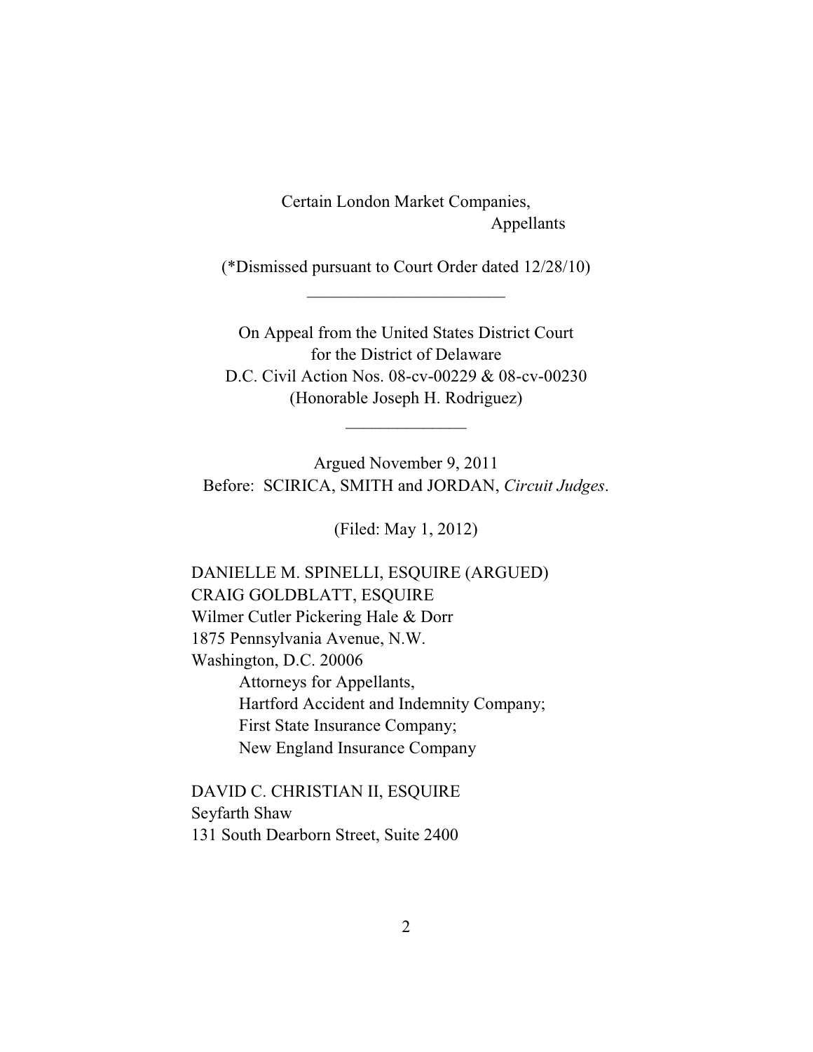Certain London Market Companies,
Appellants

(*Dismissed pursuant to Court Order dated 12/28/10)

---

On Appeal from the United States District Court
for the District of Delaware
D.C. Civil Action Nos. 08-cv-00229 & 08-cv-00230
(Honorable Joseph H. Rodriguez)

---

Argued November 9, 2011
Before: SCIRICA, SMITH and JORDAN, *Circuit Judges*.

(Filed: May 1, 2012)

DANIELLE M. SPINELLI, ESQUIRE (ARGUED)
CRAIG GOLDBLATT, ESQUIRE
Wilmer Cutler Pickering Hale & Dorr
1875 Pennsylvania Avenue, N.W.
Washington, D.C. 20006
Attorneys for Appellants,
Hartford Accident and Indemnity Company;
First State Insurance Company;
New England Insurance Company

DAVID C. CHRISTIAN II, ESQUIRE
Seyfarth Shaw
131 South Dearborn Street, Suite 2400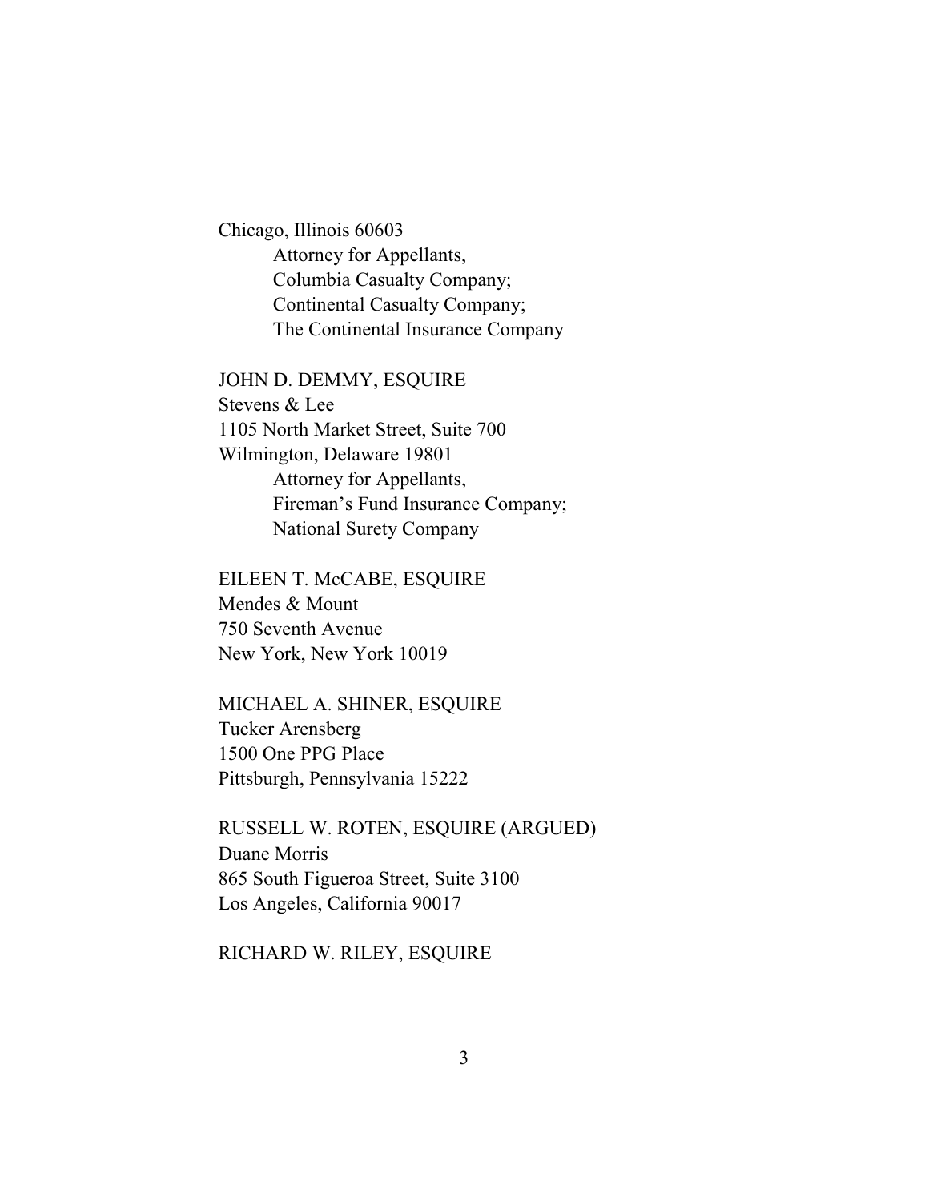Chicago, Illinois 60603

Attorney for Appellants,
Columbia Casualty Company;
Continental Casualty Company;
The Continental Insurance Company

JOHN D. DEMMY, ESQUIRE
Stevens & Lee
1105 North Market Street, Suite 700
Wilmington, Delaware 19801

Attorney for Appellants,
Fireman's Fund Insurance Company;
National Surety Company

EILEEN T. McCABE, ESQUIRE
Mendes & Mount
750 Seventh Avenue
New York, New York 10019

MICHAEL A. SHINER, ESQUIRE
Tucker Arensberg
1500 One PPG Place
Pittsburgh, Pennsylvania 15222

RUSSELL W. ROTEN, ESQUIRE (ARGUED)
Duane Morris
865 South Figueroa Street, Suite 3100
Los Angeles, California 90017

RICHARD W. RILEY, ESQUIRE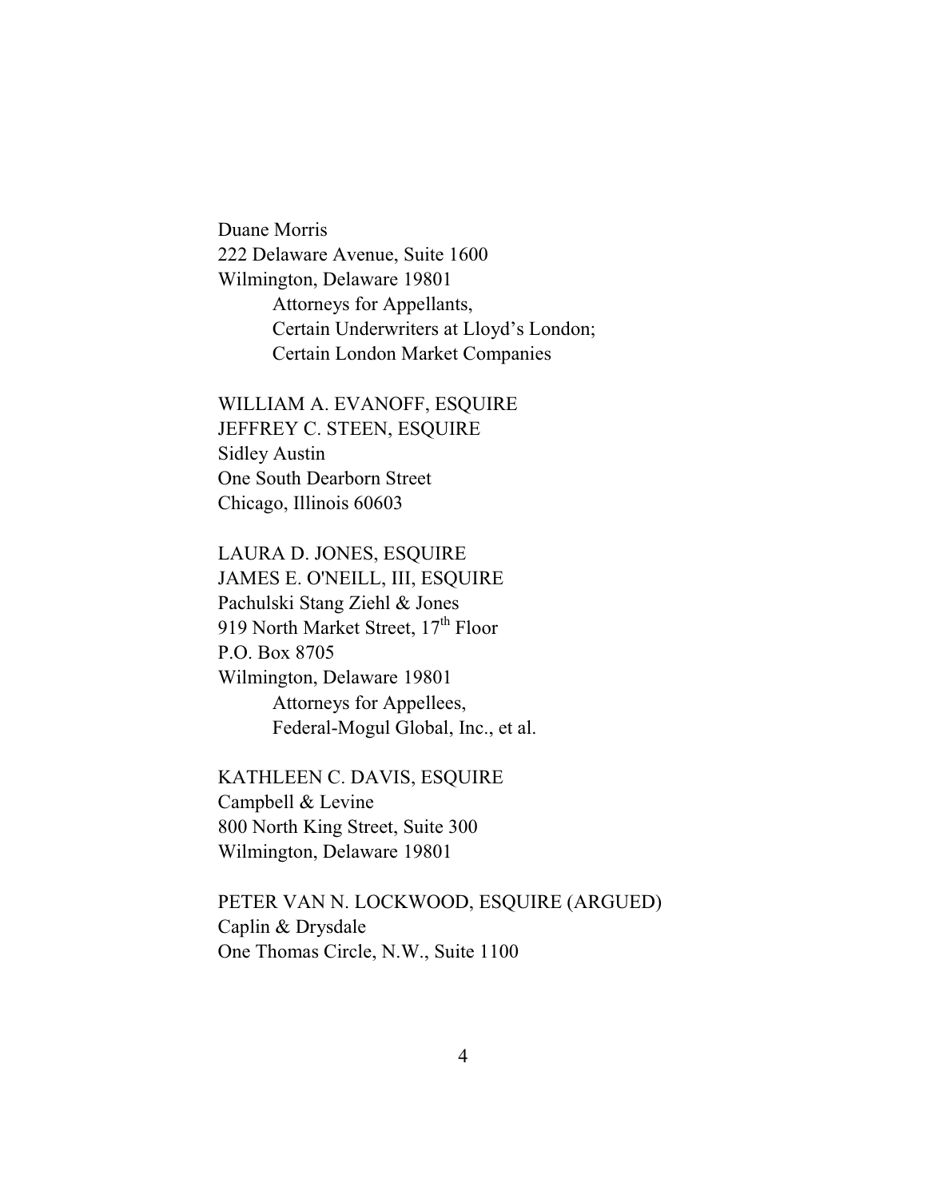Duane Morris
222 Delaware Avenue, Suite 1600
Wilmington, Delaware 19801
    Attorneys for Appellants,
    Certain Underwriters at Lloyd's London;
    Certain London Market Companies

WILLIAM A. EVANOFF, ESQUIRE
JEFFREY C. STEEN, ESQUIRE
Sidley Austin
One South Dearborn Street
Chicago, Illinois 60603

LAURA D. JONES, ESQUIRE
JAMES E. O'NEILL, III, ESQUIRE
Pachulski Stang Ziehl & Jones
919 North Market Street, 17th Floor
P.O. Box 8705
Wilmington, Delaware 19801
    Attorneys for Appellees,
    Federal-Mogul Global, Inc., et al.

KATHLEEN C. DAVIS, ESQUIRE
Campbell & Levine
800 North King Street, Suite 300
Wilmington, Delaware 19801

PETER VAN N. LOCKWOOD, ESQUIRE (ARGUED)
Caplin & Drysdale
One Thomas Circle, N.W., Suite 1100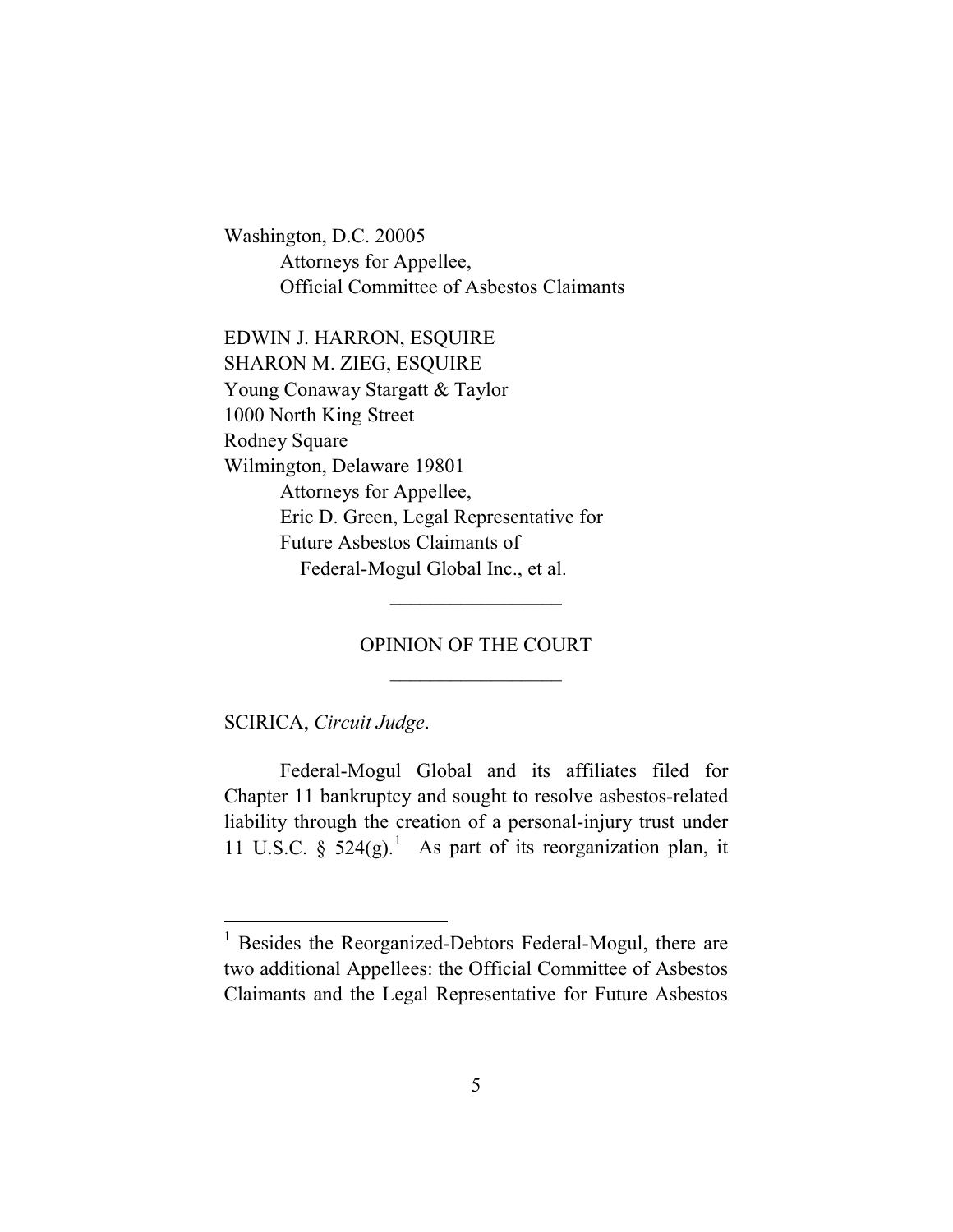Washington, D.C. 20005
Attorneys for Appellee,
Official Committee of Asbestos Claimants

EDWIN J. HARRON, ESQUIRE
SHARON M. ZIEG, ESQUIRE
Young Conaway Stargatt & Taylor
1000 North King Street
Rodney Square
Wilmington, Delaware 19801
Attorneys for Appellee,
Eric D. Green, Legal Representative for
Future Asbestos Claimants of
Federal-Mogul Global Inc., et al.

---

OPINION OF THE COURT

---

SCIRICA, *Circuit Judge*.

Federal-Mogul Global and its affiliates filed for Chapter 11 bankruptcy and sought to resolve asbestos-related liability through the creation of a personal-injury trust under 11 U.S.C. § 524(g).[1] As part of its reorganization plan, it

[1] Besides the Reorganized-Debtors Federal-Mogul, there are two additional Appellees: the Official Committee of Asbestos Claimants and the Legal Representative for Future Asbestos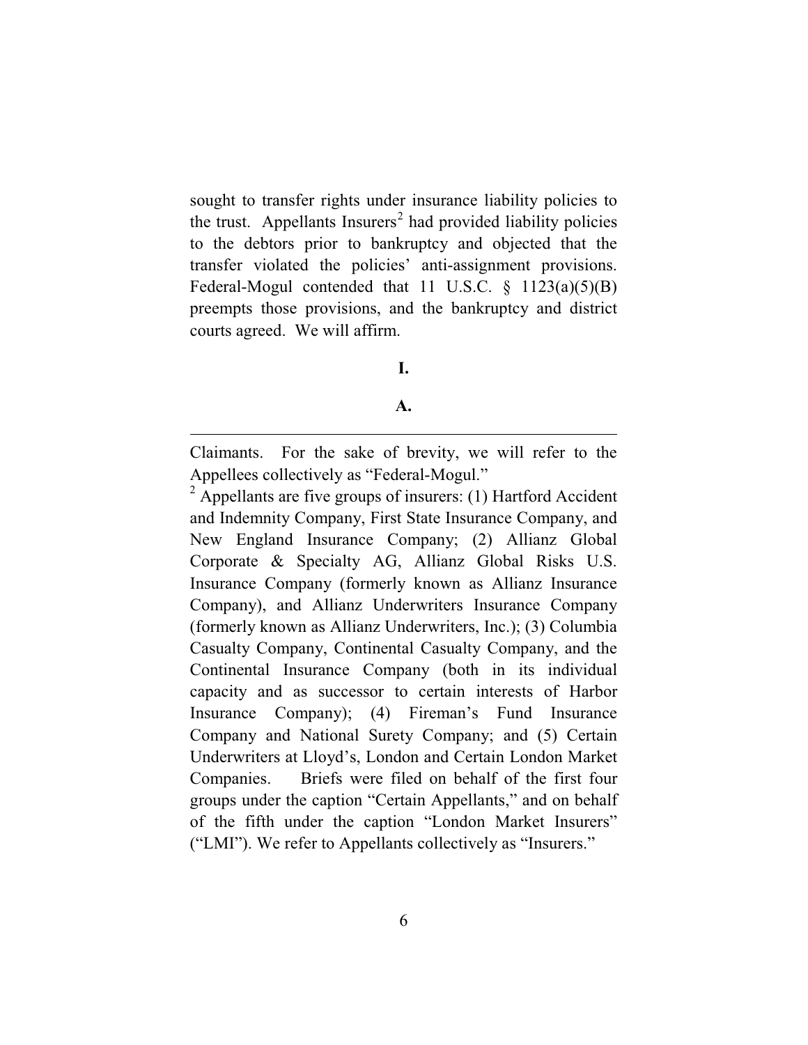sought to transfer rights under insurance liability policies to the trust. Appellants Insurers[2] had provided liability policies to the debtors prior to bankruptcy and objected that the transfer violated the policies' anti-assignment provisions. Federal-Mogul contended that 11 U.S.C. § 1123(a)(5)(B) preempts those provisions, and the bankruptcy and district courts agreed. We will affirm.

**I.**

**A.**

---

Claimants. For the sake of brevity, we will refer to the Appellees collectively as "Federal-Mogul."

[2] Appellants are five groups of insurers: (1) Hartford Accident and Indemnity Company, First State Insurance Company, and New England Insurance Company; (2) Allianz Global Corporate & Specialty AG, Allianz Global Risks U.S. Insurance Company (formerly known as Allianz Insurance Company), and Allianz Underwriters Insurance Company (formerly known as Allianz Underwriters, Inc.); (3) Columbia Casualty Company, Continental Casualty Company, and the Continental Insurance Company (both in its individual capacity and as successor to certain interests of Harbor Insurance Company); (4) Fireman's Fund Insurance Company and National Surety Company; and (5) Certain Underwriters at Lloyd's, London and Certain London Market Companies. Briefs were filed on behalf of the first four groups under the caption "Certain Appellants," and on behalf of the fifth under the caption "London Market Insurers" ("LMI"). We refer to Appellants collectively as "Insurers."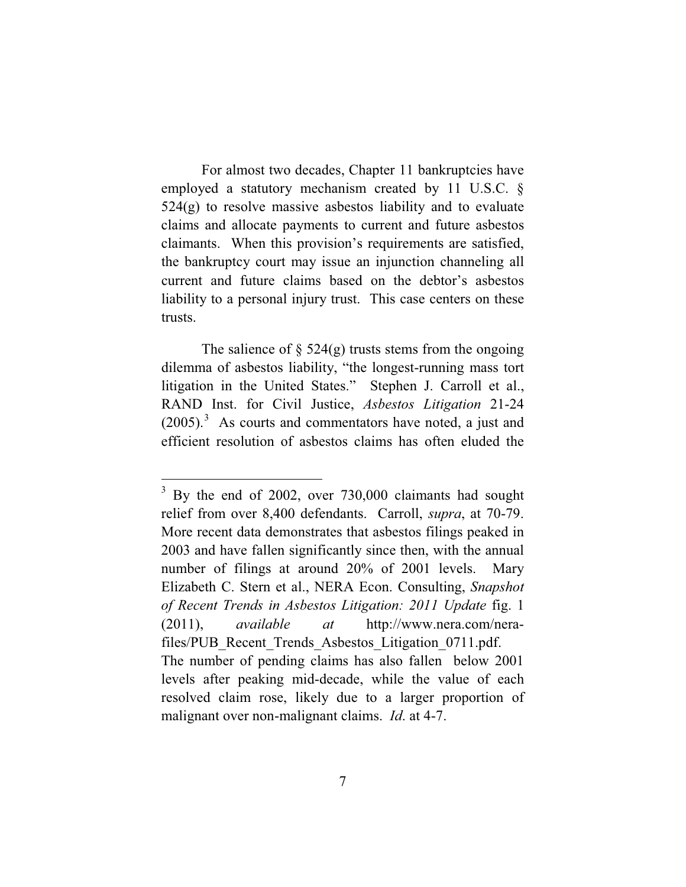For almost two decades, Chapter 11 bankruptcies have employed a statutory mechanism created by 11 U.S.C. § 524(g) to resolve massive asbestos liability and to evaluate claims and allocate payments to current and future asbestos claimants. When this provision's requirements are satisfied, the bankruptcy court may issue an injunction channeling all current and future claims based on the debtor's asbestos liability to a personal injury trust. This case centers on these trusts.

The salience of § 524(g) trusts stems from the ongoing dilemma of asbestos liability, "the longest-running mass tort litigation in the United States." Stephen J. Carroll et al., RAND Inst. for Civil Justice, *Asbestos Litigation* 21-24 (2005).[3] As courts and commentators have noted, a just and efficient resolution of asbestos claims has often eluded the

---

[3] By the end of 2002, over 730,000 claimants had sought relief from over 8,400 defendants. Carroll, *supra*, at 70-79. More recent data demonstrates that asbestos filings peaked in 2003 and have fallen significantly since then, with the annual number of filings at around 20% of 2001 levels. Mary Elizabeth C. Stern et al., NERA Econ. Consulting, *Snapshot of Recent Trends in Asbestos Litigation: 2011 Update* fig. 1 (2011), *available at* http://www.nera.com/nera-files/PUB_Recent_Trends_Asbestos_Litigation_0711.pdf. The number of pending claims has also fallen below 2001 levels after peaking mid-decade, while the value of each resolved claim rose, likely due to a larger proportion of malignant over non-malignant claims. *Id*. at 4-7.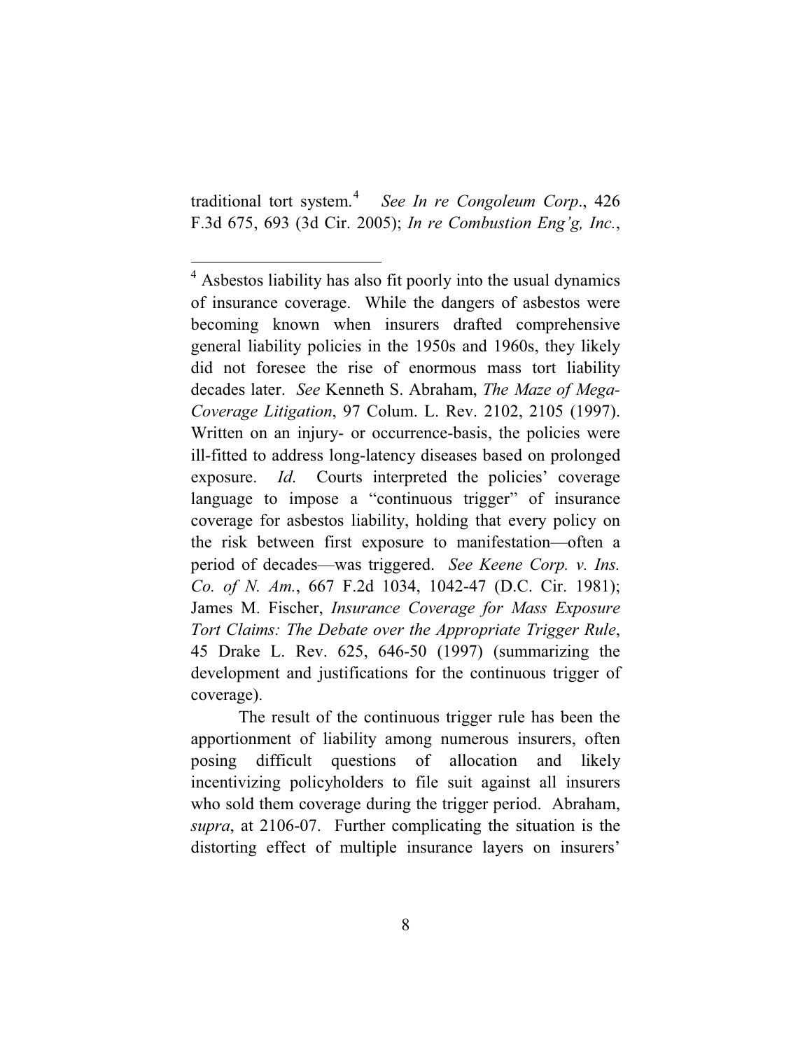traditional tort system.[4] *See In re Congoleum Corp.*, 426 F.3d 675, 693 (3d Cir. 2005); *In re Combustion Eng'g, Inc.*,

---

[4] Asbestos liability has also fit poorly into the usual dynamics of insurance coverage. While the dangers of asbestos were becoming known when insurers drafted comprehensive general liability policies in the 1950s and 1960s, they likely did not foresee the rise of enormous mass tort liability decades later. *See* Kenneth S. Abraham, *The Maze of Mega-Coverage Litigation*, 97 Colum. L. Rev. 2102, 2105 (1997). Written on an injury- or occurrence-basis, the policies were ill-fitted to address long-latency diseases based on prolonged exposure. *Id*. Courts interpreted the policies' coverage language to impose a "continuous trigger" of insurance coverage for asbestos liability, holding that every policy on the risk between first exposure to manifestation—often a period of decades—was triggered. *See Keene Corp. v. Ins. Co. of N. Am.*, 667 F.2d 1034, 1042-47 (D.C. Cir. 1981); James M. Fischer, *Insurance Coverage for Mass Exposure Tort Claims: The Debate over the Appropriate Trigger Rule*, 45 Drake L. Rev. 625, 646-50 (1997) (summarizing the development and justifications for the continuous trigger of coverage).

The result of the continuous trigger rule has been the apportionment of liability among numerous insurers, often posing difficult questions of allocation and likely incentivizing policyholders to file suit against all insurers who sold them coverage during the trigger period. Abraham, *supra*, at 2106-07. Further complicating the situation is the distorting effect of multiple insurance layers on insurers'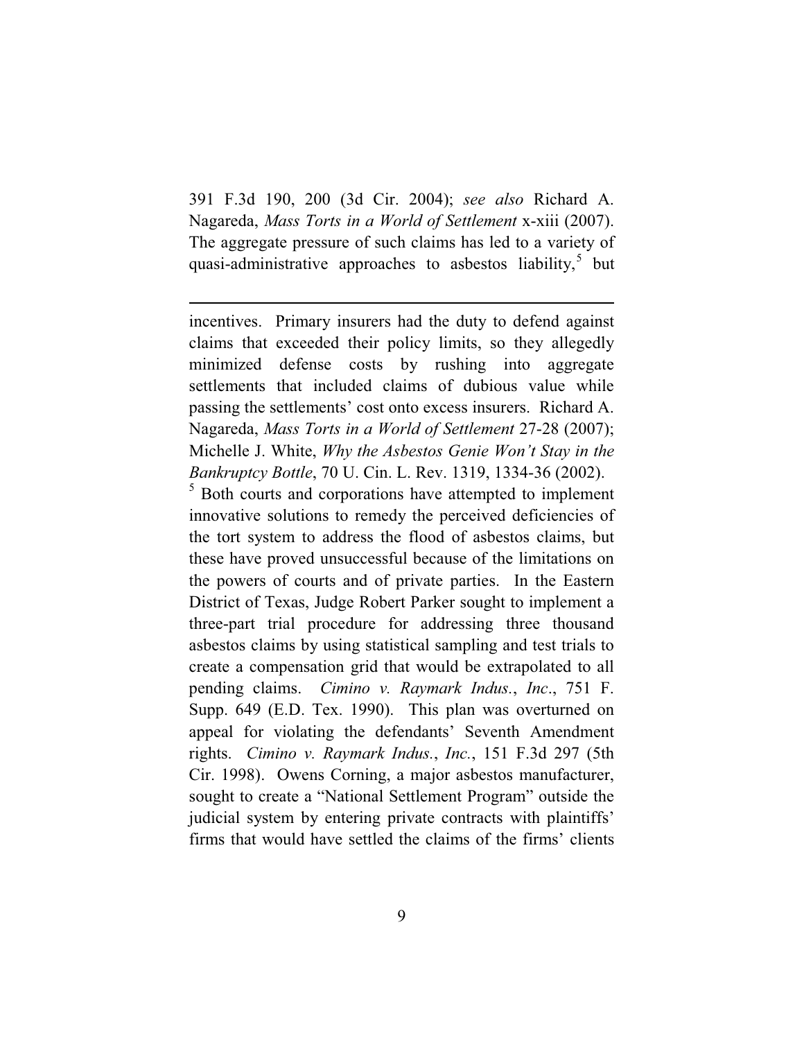391 F.3d 190, 200 (3d Cir. 2004); *see also* Richard A. Nagareda, *Mass Torts in a World of Settlement* x-xiii (2007). The aggregate pressure of such claims has led to a variety of quasi-administrative approaches to asbestos liability,[5] but

---

incentives. Primary insurers had the duty to defend against claims that exceeded their policy limits, so they allegedly minimized defense costs by rushing into aggregate settlements that included claims of dubious value while passing the settlements' cost onto excess insurers. Richard A. Nagareda, *Mass Torts in a World of Settlement* 27-28 (2007); Michelle J. White, *Why the Asbestos Genie Won't Stay in the Bankruptcy Bottle*, 70 U. Cin. L. Rev. 1319, 1334-36 (2002).

[5] Both courts and corporations have attempted to implement innovative solutions to remedy the perceived deficiencies of the tort system to address the flood of asbestos claims, but these have proved unsuccessful because of the limitations on the powers of courts and of private parties. In the Eastern District of Texas, Judge Robert Parker sought to implement a three-part trial procedure for addressing three thousand asbestos claims by using statistical sampling and test trials to create a compensation grid that would be extrapolated to all pending claims. *Cimino v. Raymark Indus., Inc.*, 751 F. Supp. 649 (E.D. Tex. 1990). This plan was overturned on appeal for violating the defendants' Seventh Amendment rights. *Cimino v. Raymark Indus., Inc.*, 151 F.3d 297 (5th Cir. 1998). Owens Corning, a major asbestos manufacturer, sought to create a "National Settlement Program" outside the judicial system by entering private contracts with plaintiffs' firms that would have settled the claims of the firms' clients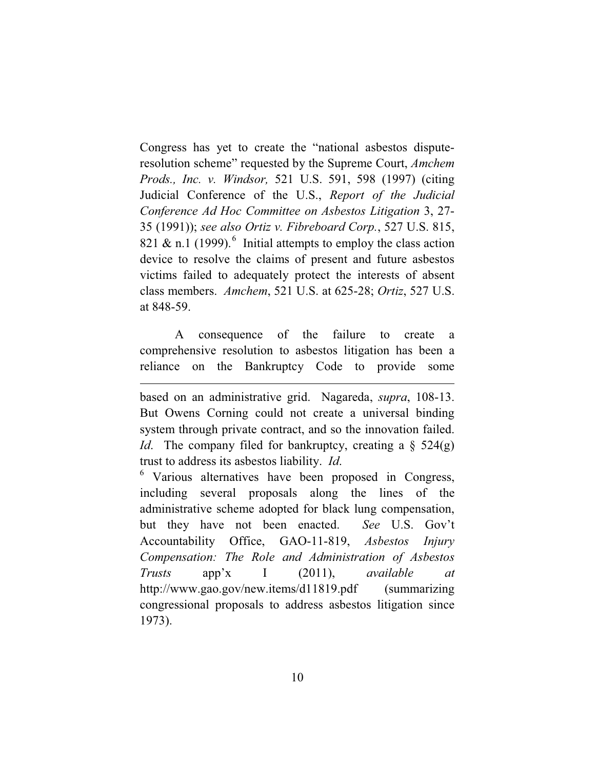Congress has yet to create the "national asbestos dispute-resolution scheme" requested by the Supreme Court, *Amchem Prods., Inc. v. Windsor,* 521 U.S. 591, 598 (1997) (citing Judicial Conference of the U.S., *Report of the Judicial Conference Ad Hoc Committee on Asbestos Litigation* 3, 27-35 (1991)); *see also Ortiz v. Fibreboard Corp.*, 527 U.S. 815, 821 & n.1 (1999).[6] Initial attempts to employ the class action device to resolve the claims of present and future asbestos victims failed to adequately protect the interests of absent class members. *Amchem*, 521 U.S. at 625-28; *Ortiz*, 527 U.S. at 848-59.

A consequence of the failure to create a comprehensive resolution to asbestos litigation has been a reliance on the Bankruptcy Code to provide some

---

based on an administrative grid. Nagareda, *supra*, 108-13. But Owens Corning could not create a universal binding system through private contract, and so the innovation failed. *Id*. The company filed for bankruptcy, creating a § 524(g) trust to address its asbestos liability. *Id*.

[6] Various alternatives have been proposed in Congress, including several proposals along the lines of the administrative scheme adopted for black lung compensation, but they have not been enacted. *See* U.S. Gov't Accountability Office, GAO-11-819, *Asbestos Injury Compensation: The Role and Administration of Asbestos Trusts* app'x I (2011), *available at* http://www.gao.gov/new.items/d11819.pdf (summarizing congressional proposals to address asbestos litigation since 1973).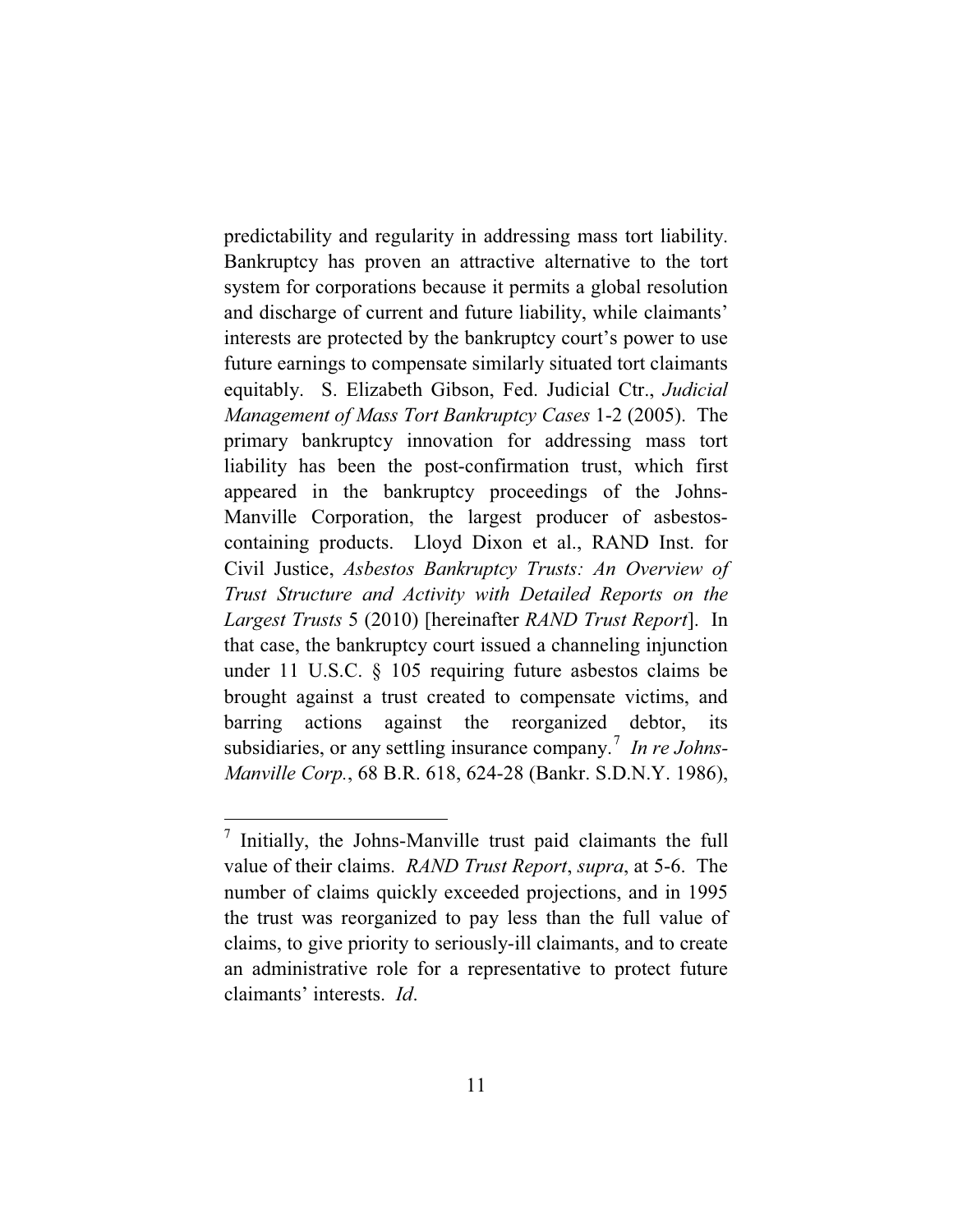predictability and regularity in addressing mass tort liability. Bankruptcy has proven an attractive alternative to the tort system for corporations because it permits a global resolution and discharge of current and future liability, while claimants' interests are protected by the bankruptcy court's power to use future earnings to compensate similarly situated tort claimants equitably. S. Elizabeth Gibson, Fed. Judicial Ctr., *Judicial Management of Mass Tort Bankruptcy Cases* 1-2 (2005). The primary bankruptcy innovation for addressing mass tort liability has been the post-confirmation trust, which first appeared in the bankruptcy proceedings of the Johns-Manville Corporation, the largest producer of asbestos-containing products. Lloyd Dixon et al., RAND Inst. for Civil Justice, *Asbestos Bankruptcy Trusts: An Overview of Trust Structure and Activity with Detailed Reports on the Largest Trusts* 5 (2010) [hereinafter *RAND Trust Report*]. In that case, the bankruptcy court issued a channeling injunction under 11 U.S.C. § 105 requiring future asbestos claims be brought against a trust created to compensate victims, and barring actions against the reorganized debtor, its subsidiaries, or any settling insurance company.[7] *In re Johns-Manville Corp.*, 68 B.R. 618, 624-28 (Bankr. S.D.N.Y. 1986),

---

[7] Initially, the Johns-Manville trust paid claimants the full value of their claims. *RAND Trust Report*, *supra*, at 5-6. The number of claims quickly exceeded projections, and in 1995 the trust was reorganized to pay less than the full value of claims, to give priority to seriously-ill claimants, and to create an administrative role for a representative to protect future claimants' interests. *Id*.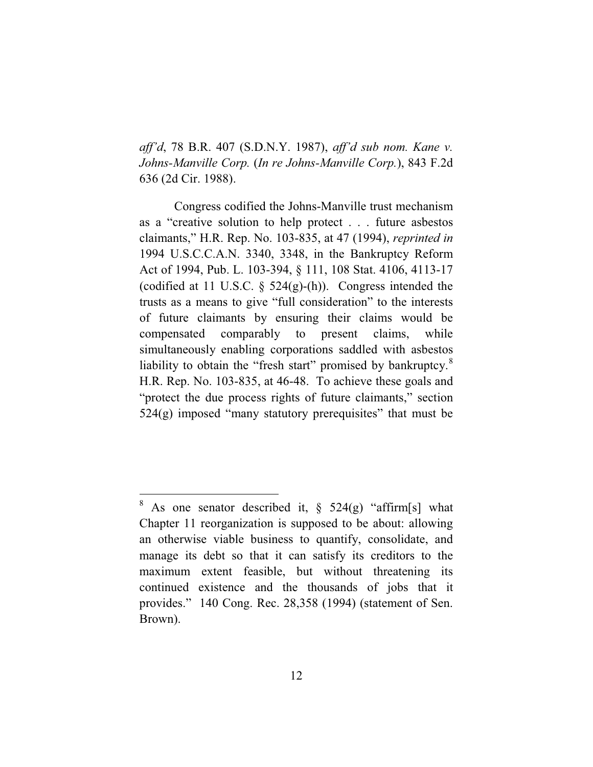*aff'd*, 78 B.R. 407 (S.D.N.Y. 1987), *aff'd sub nom. Kane v. Johns-Manville Corp.* (*In re Johns-Manville Corp.*), 843 F.2d 636 (2d Cir. 1988).

Congress codified the Johns-Manville trust mechanism as a "creative solution to help protect . . . future asbestos claimants," H.R. Rep. No. 103-835, at 47 (1994), *reprinted in* 1994 U.S.C.C.A.N. 3340, 3348, in the Bankruptcy Reform Act of 1994, Pub. L. 103-394, § 111, 108 Stat. 4106, 4113-17 (codified at 11 U.S.C. § 524(g)-(h)). Congress intended the trusts as a means to give "full consideration" to the interests of future claimants by ensuring their claims would be compensated comparably to present claims, while simultaneously enabling corporations saddled with asbestos liability to obtain the "fresh start" promised by bankruptcy.[8] H.R. Rep. No. 103-835, at 46-48. To achieve these goals and "protect the due process rights of future claimants," section 524(g) imposed "many statutory prerequisites" that must be

---

[8] As one senator described it, § 524(g) "affirm[s] what Chapter 11 reorganization is supposed to be about: allowing an otherwise viable business to quantify, consolidate, and manage its debt so that it can satisfy its creditors to the maximum extent feasible, but without threatening its continued existence and the thousands of jobs that it provides." 140 Cong. Rec. 28,358 (1994) (statement of Sen. Brown).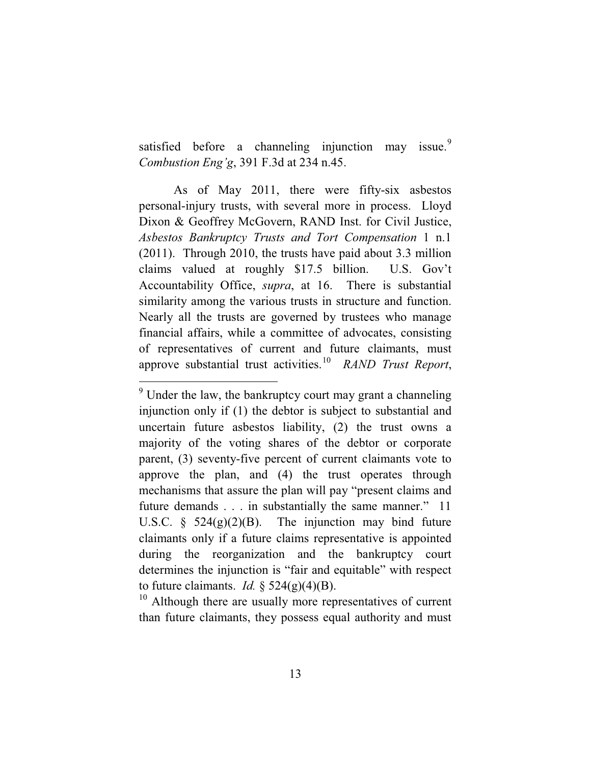satisfied before a channeling injunction may issue.[9] *Combustion Eng'g*, 391 F.3d at 234 n.45.

As of May 2011, there were fifty-six asbestos personal-injury trusts, with several more in process. Lloyd Dixon & Geoffrey McGovern, RAND Inst. for Civil Justice, *Asbestos Bankruptcy Trusts and Tort Compensation* 1 n.1 (2011). Through 2010, the trusts have paid about 3.3 million claims valued at roughly $17.5 billion. U.S. Gov't Accountability Office, *supra*, at 16. There is substantial similarity among the various trusts in structure and function. Nearly all the trusts are governed by trustees who manage financial affairs, while a committee of advocates, consisting of representatives of current and future claimants, must approve substantial trust activities.[10] *RAND Trust Report*,

---

[9] Under the law, the bankruptcy court may grant a channeling injunction only if (1) the debtor is subject to substantial and uncertain future asbestos liability, (2) the trust owns a majority of the voting shares of the debtor or corporate parent, (3) seventy-five percent of current claimants vote to approve the plan, and (4) the trust operates through mechanisms that assure the plan will pay "present claims and future demands . . . in substantially the same manner." 11 U.S.C. § 524(g)(2)(B). The injunction may bind future claimants only if a future claims representative is appointed during the reorganization and the bankruptcy court determines the injunction is "fair and equitable" with respect to future claimants. *Id.* § 524(g)(4)(B).

[10] Although there are usually more representatives of current than future claimants, they possess equal authority and must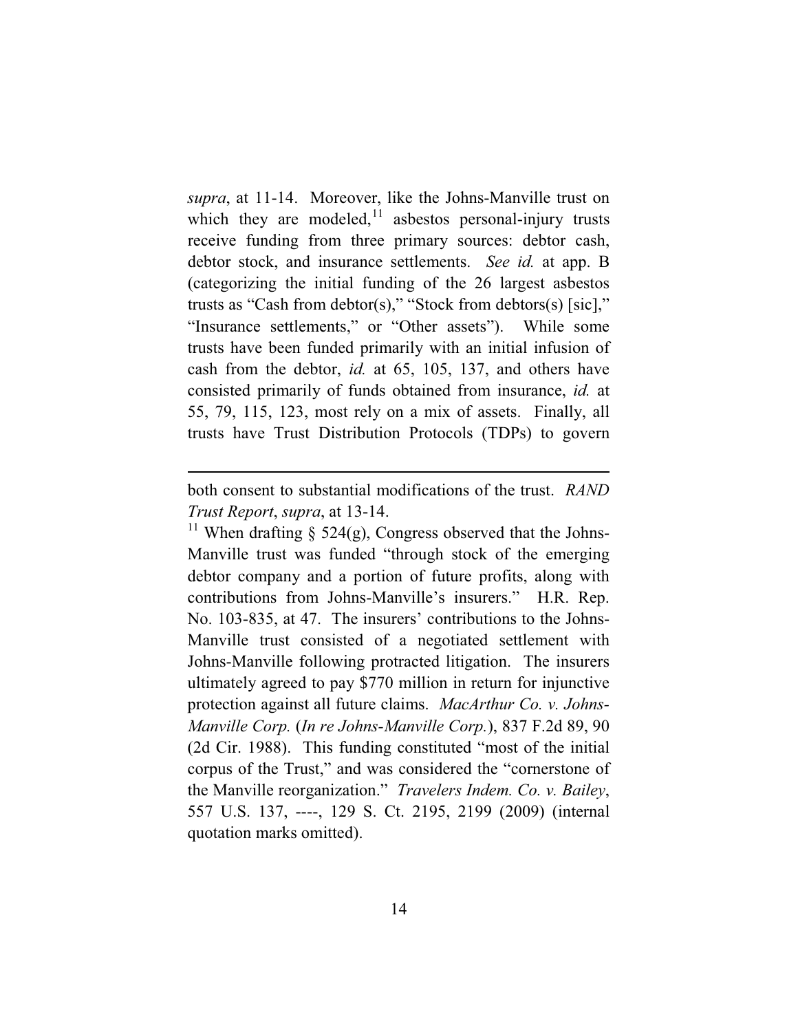*supra*, at 11-14. Moreover, like the Johns-Manville trust on which they are modeled,[11] asbestos personal-injury trusts receive funding from three primary sources: debtor cash, debtor stock, and insurance settlements. *See id.* at app. B (categorizing the initial funding of the 26 largest asbestos trusts as "Cash from debtor(s)," "Stock from debtors(s) [sic]," "Insurance settlements," or "Other assets"). While some trusts have been funded primarily with an initial infusion of cash from the debtor, *id.* at 65, 105, 137, and others have consisted primarily of funds obtained from insurance, *id.* at 55, 79, 115, 123, most rely on a mix of assets. Finally, all trusts have Trust Distribution Protocols (TDPs) to govern

---

both consent to substantial modifications of the trust. *RAND Trust Report*, *supra*, at 13-14.

[11] When drafting § 524(g), Congress observed that the Johns-Manville trust was funded "through stock of the emerging debtor company and a portion of future profits, along with contributions from Johns-Manville's insurers." H.R. Rep. No. 103-835, at 47. The insurers' contributions to the Johns-Manville trust consisted of a negotiated settlement with Johns-Manville following protracted litigation. The insurers ultimately agreed to pay $770 million in return for injunctive protection against all future claims. *MacArthur Co. v. Johns-Manville Corp.* (*In re Johns-Manville Corp.*), 837 F.2d 89, 90 (2d Cir. 1988). This funding constituted "most of the initial corpus of the Trust," and was considered the "cornerstone of the Manville reorganization." *Travelers Indem. Co. v. Bailey*, 557 U.S. 137, ----, 129 S. Ct. 2195, 2199 (2009) (internal quotation marks omitted).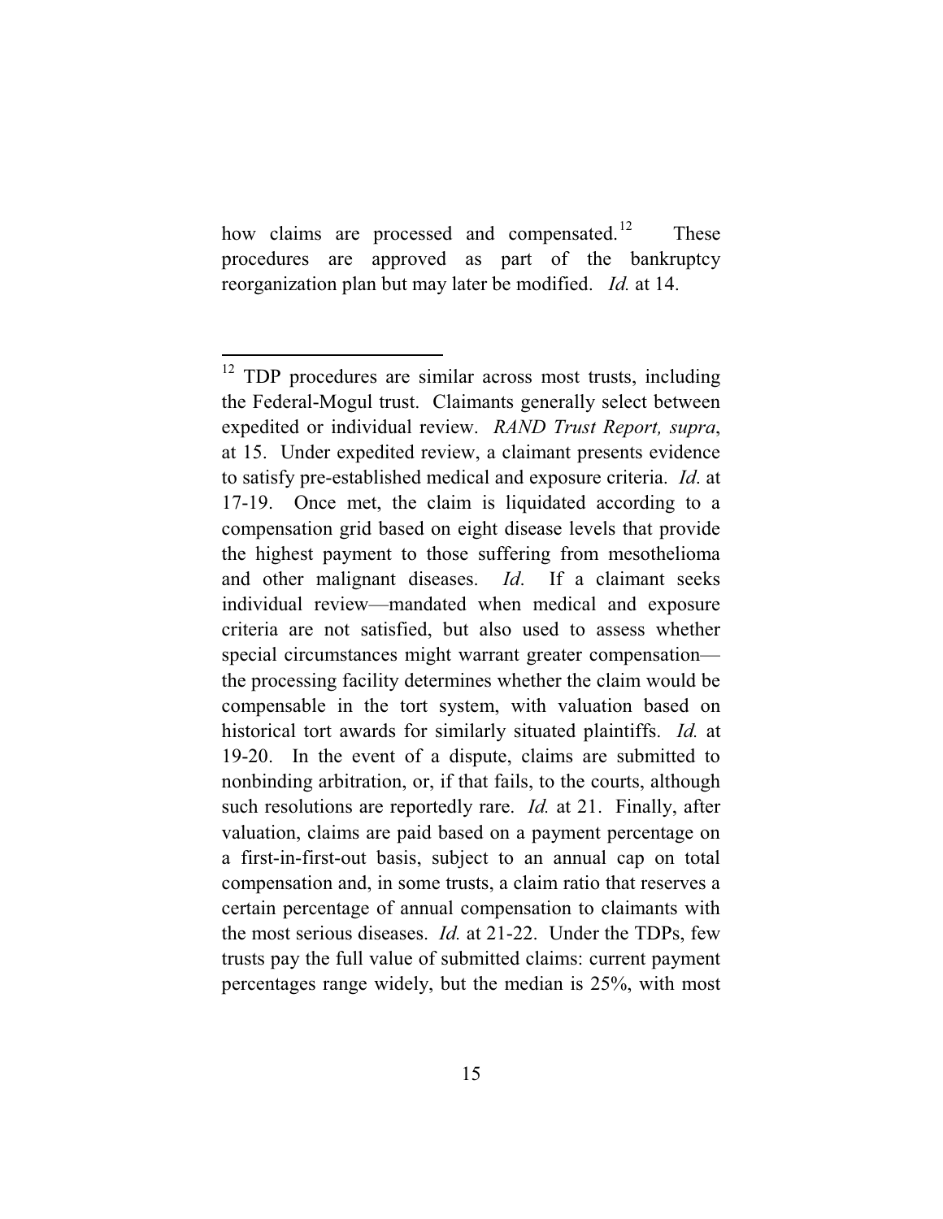how claims are processed and compensated.[12] These procedures are approved as part of the bankruptcy reorganization plan but may later be modified. *Id.* at 14.

---

[12] TDP procedures are similar across most trusts, including the Federal-Mogul trust. Claimants generally select between expedited or individual review. *RAND Trust Report, supra*, at 15. Under expedited review, a claimant presents evidence to satisfy pre-established medical and exposure criteria. *Id*. at 17-19. Once met, the claim is liquidated according to a compensation grid based on eight disease levels that provide the highest payment to those suffering from mesothelioma and other malignant diseases. *Id*. If a claimant seeks individual review—mandated when medical and exposure criteria are not satisfied, but also used to assess whether special circumstances might warrant greater compensation—the processing facility determines whether the claim would be compensable in the tort system, with valuation based on historical tort awards for similarly situated plaintiffs. *Id.* at 19-20. In the event of a dispute, claims are submitted to nonbinding arbitration, or, if that fails, to the courts, although such resolutions are reportedly rare. *Id.* at 21. Finally, after valuation, claims are paid based on a payment percentage on a first-in-first-out basis, subject to an annual cap on total compensation and, in some trusts, a claim ratio that reserves a certain percentage of annual compensation to claimants with the most serious diseases. *Id.* at 21-22. Under the TDPs, few trusts pay the full value of submitted claims: current payment percentages range widely, but the median is 25%, with most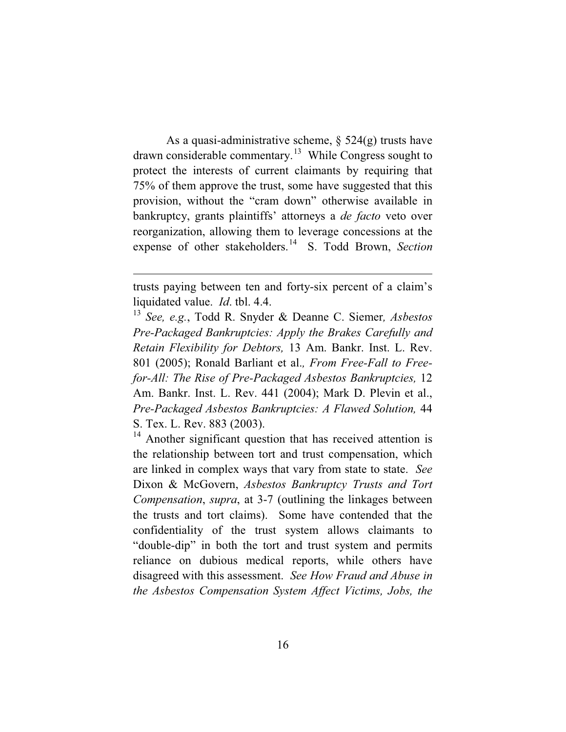As a quasi-administrative scheme, § 524(g) trusts have drawn considerable commentary.[13] While Congress sought to protect the interests of current claimants by requiring that 75% of them approve the trust, some have suggested that this provision, without the "cram down" otherwise available in bankruptcy, grants plaintiffs' attorneys a *de facto* veto over reorganization, allowing them to leverage concessions at the expense of other stakeholders.[14] S. Todd Brown, *Section*

---

trusts paying between ten and forty-six percent of a claim's liquidated value. *Id*. tbl. 4.4.

[13] *See, e.g.*, Todd R. Snyder & Deanne C. Siemer*, Asbestos Pre-Packaged Bankruptcies: Apply the Brakes Carefully and Retain Flexibility for Debtors,* 13 Am. Bankr. Inst. L. Rev. 801 (2005); Ronald Barliant et al.*, From Free-Fall to Free-for-All: The Rise of Pre-Packaged Asbestos Bankruptcies,* 12 Am. Bankr. Inst. L. Rev. 441 (2004); Mark D. Plevin et al., *Pre-Packaged Asbestos Bankruptcies: A Flawed Solution,* 44 S. Tex. L. Rev. 883 (2003).

[14] Another significant question that has received attention is the relationship between tort and trust compensation, which are linked in complex ways that vary from state to state. *See* Dixon & McGovern, *Asbestos Bankruptcy Trusts and Tort Compensation*, *supra*, at 3-7 (outlining the linkages between the trusts and tort claims). Some have contended that the confidentiality of the trust system allows claimants to "double-dip" in both the tort and trust system and permits reliance on dubious medical reports, while others have disagreed with this assessment. *See How Fraud and Abuse in the Asbestos Compensation System Affect Victims, Jobs, the*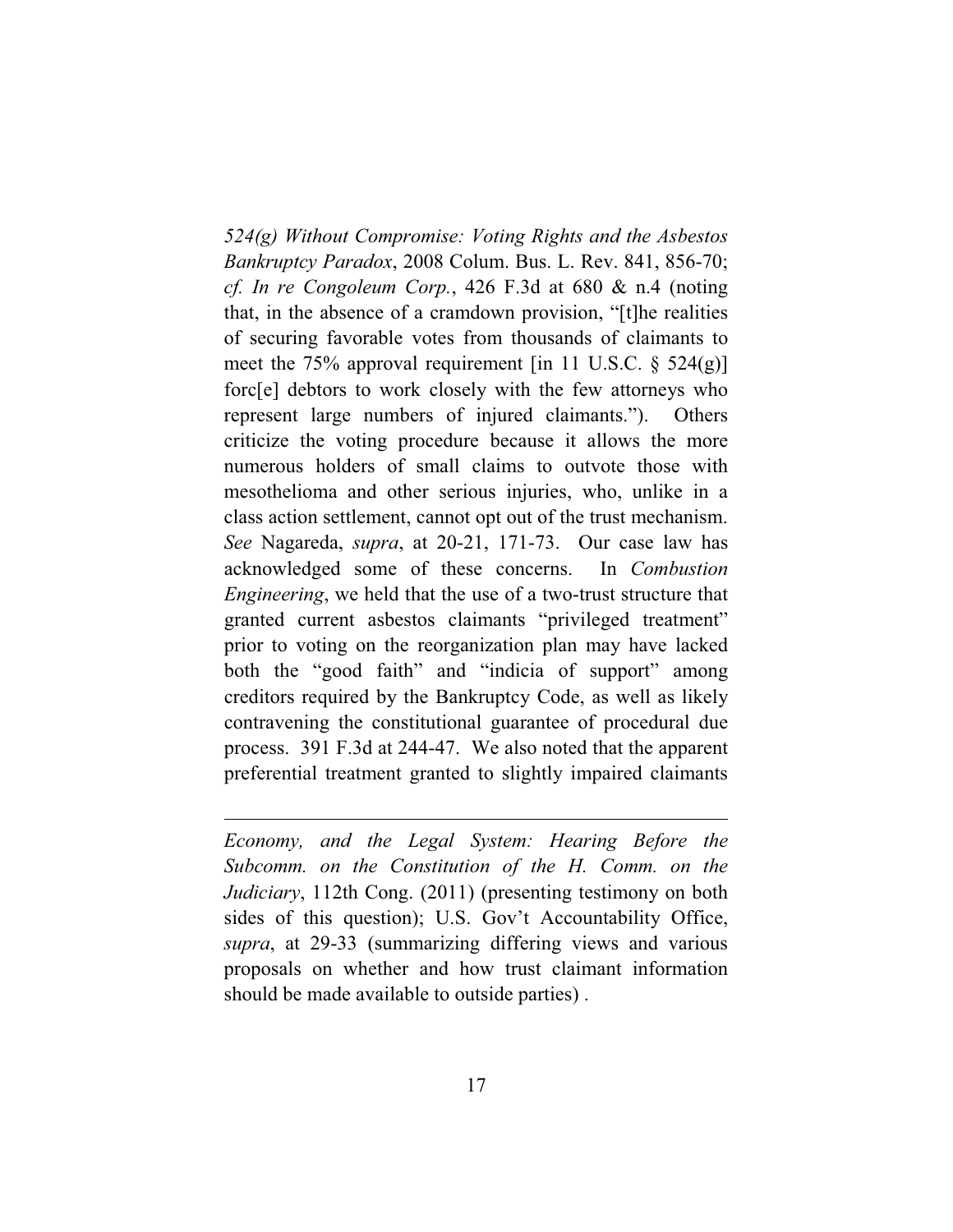*524(g) Without Compromise: Voting Rights and the Asbestos Bankruptcy Paradox*, 2008 Colum. Bus. L. Rev. 841, 856-70; *cf. In re Congoleum Corp.*, 426 F.3d at 680 & n.4 (noting that, in the absence of a cramdown provision, "[t]he realities of securing favorable votes from thousands of claimants to meet the 75% approval requirement [in 11 U.S.C. § 524(g)] forc[e] debtors to work closely with the few attorneys who represent large numbers of injured claimants."). Others criticize the voting procedure because it allows the more numerous holders of small claims to outvote those with mesothelioma and other serious injuries, who, unlike in a class action settlement, cannot opt out of the trust mechanism. *See* Nagareda, *supra*, at 20-21, 171-73. Our case law has acknowledged some of these concerns. In *Combustion Engineering*, we held that the use of a two-trust structure that granted current asbestos claimants "privileged treatment" prior to voting on the reorganization plan may have lacked both the "good faith" and "indicia of support" among creditors required by the Bankruptcy Code, as well as likely contravening the constitutional guarantee of procedural due process. 391 F.3d at 244-47. We also noted that the apparent preferential treatment granted to slightly impaired claimants

---

*Economy, and the Legal System: Hearing Before the Subcomm. on the Constitution of the H. Comm. on the Judiciary*, 112th Cong. (2011) (presenting testimony on both sides of this question); U.S. Gov't Accountability Office, *supra*, at 29-33 (summarizing differing views and various proposals on whether and how trust claimant information should be made available to outside parties) .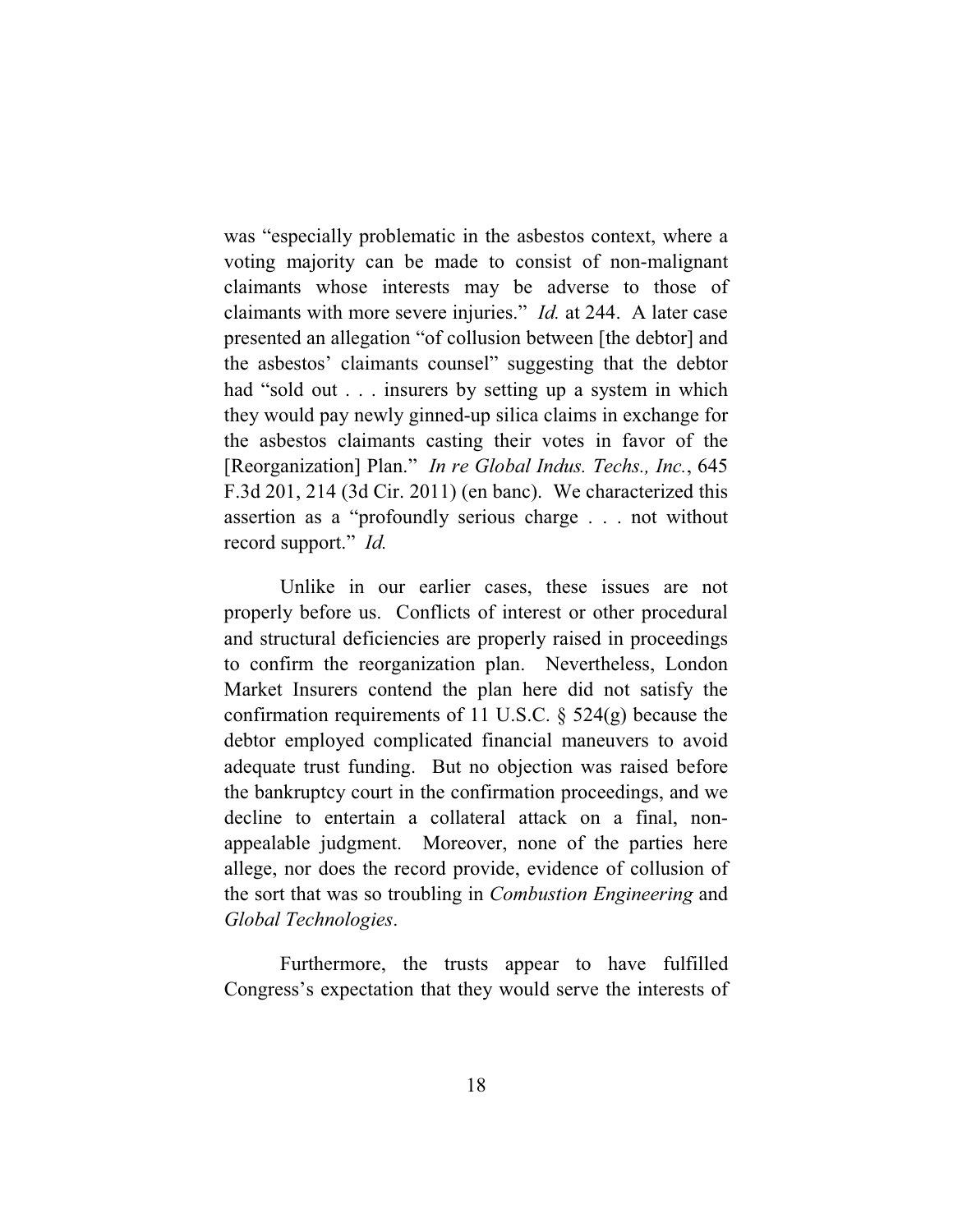was "especially problematic in the asbestos context, where a voting majority can be made to consist of non-malignant claimants whose interests may be adverse to those of claimants with more severe injuries." *Id.* at 244. A later case presented an allegation "of collusion between [the debtor] and the asbestos' claimants counsel" suggesting that the debtor had "sold out . . . insurers by setting up a system in which they would pay newly ginned-up silica claims in exchange for the asbestos claimants casting their votes in favor of the [Reorganization] Plan." *In re Global Indus. Techs., Inc.*, 645 F.3d 201, 214 (3d Cir. 2011) (en banc). We characterized this assertion as a "profoundly serious charge . . . not without record support." *Id.*

Unlike in our earlier cases, these issues are not properly before us. Conflicts of interest or other procedural and structural deficiencies are properly raised in proceedings to confirm the reorganization plan. Nevertheless, London Market Insurers contend the plan here did not satisfy the confirmation requirements of 11 U.S.C. § 524(g) because the debtor employed complicated financial maneuvers to avoid adequate trust funding. But no objection was raised before the bankruptcy court in the confirmation proceedings, and we decline to entertain a collateral attack on a final, non-appealable judgment. Moreover, none of the parties here allege, nor does the record provide, evidence of collusion of the sort that was so troubling in *Combustion Engineering* and *Global Technologies*.

Furthermore, the trusts appear to have fulfilled Congress's expectation that they would serve the interests of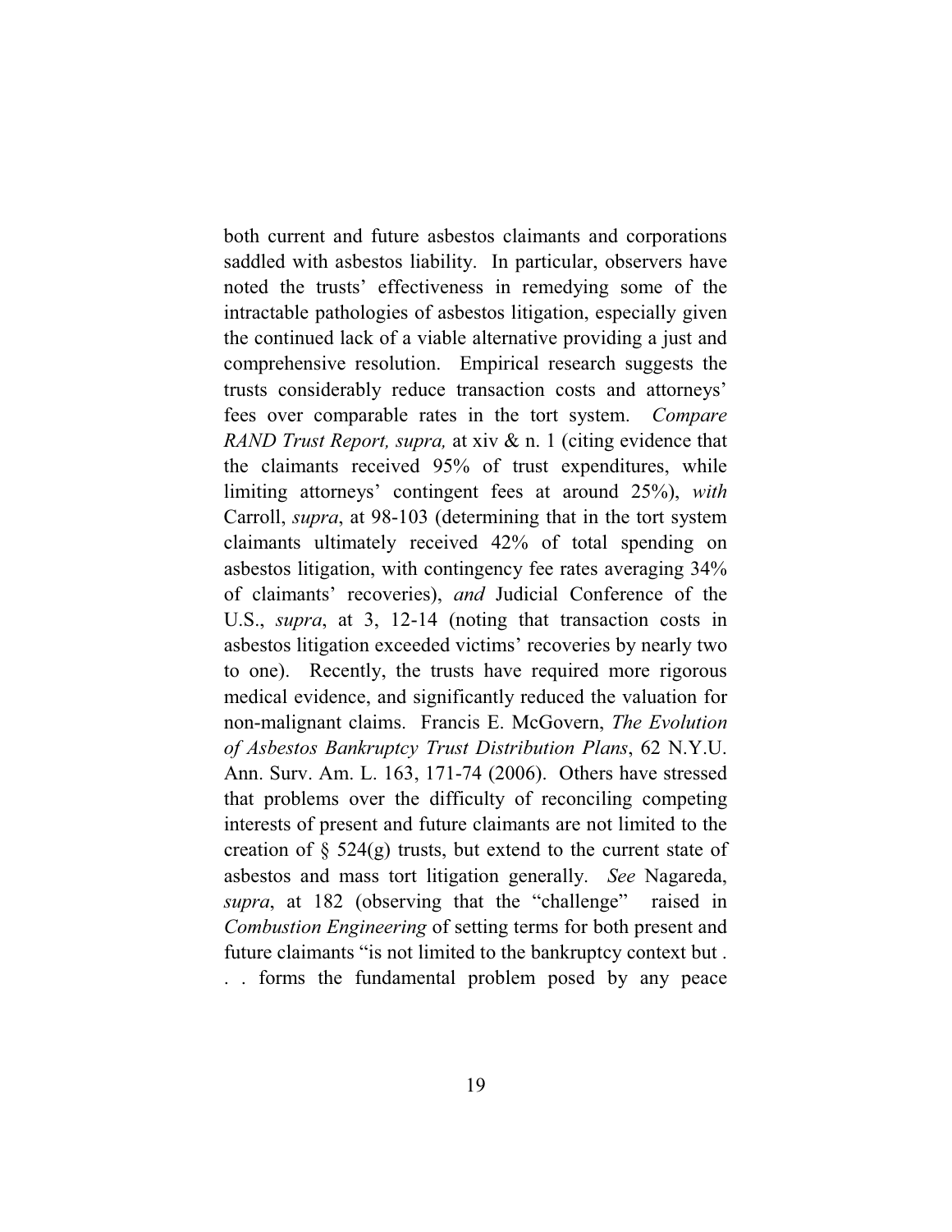both current and future asbestos claimants and corporations saddled with asbestos liability. In particular, observers have noted the trusts' effectiveness in remedying some of the intractable pathologies of asbestos litigation, especially given the continued lack of a viable alternative providing a just and comprehensive resolution. Empirical research suggests the trusts considerably reduce transaction costs and attorneys' fees over comparable rates in the tort system. *Compare RAND Trust Report, supra,* at xiv & n. 1 (citing evidence that the claimants received 95% of trust expenditures, while limiting attorneys' contingent fees at around 25%), *with* Carroll, *supra*, at 98-103 (determining that in the tort system claimants ultimately received 42% of total spending on asbestos litigation, with contingency fee rates averaging 34% of claimants' recoveries), *and* Judicial Conference of the U.S., *supra*, at 3, 12-14 (noting that transaction costs in asbestos litigation exceeded victims' recoveries by nearly two to one). Recently, the trusts have required more rigorous medical evidence, and significantly reduced the valuation for non-malignant claims. Francis E. McGovern, *The Evolution of Asbestos Bankruptcy Trust Distribution Plans*, 62 N.Y.U. Ann. Surv. Am. L. 163, 171-74 (2006). Others have stressed that problems over the difficulty of reconciling competing interests of present and future claimants are not limited to the creation of § 524(g) trusts, but extend to the current state of asbestos and mass tort litigation generally. *See* Nagareda, *supra*, at 182 (observing that the "challenge" raised in *Combustion Engineering* of setting terms for both present and future claimants "is not limited to the bankruptcy context but . . . forms the fundamental problem posed by any peace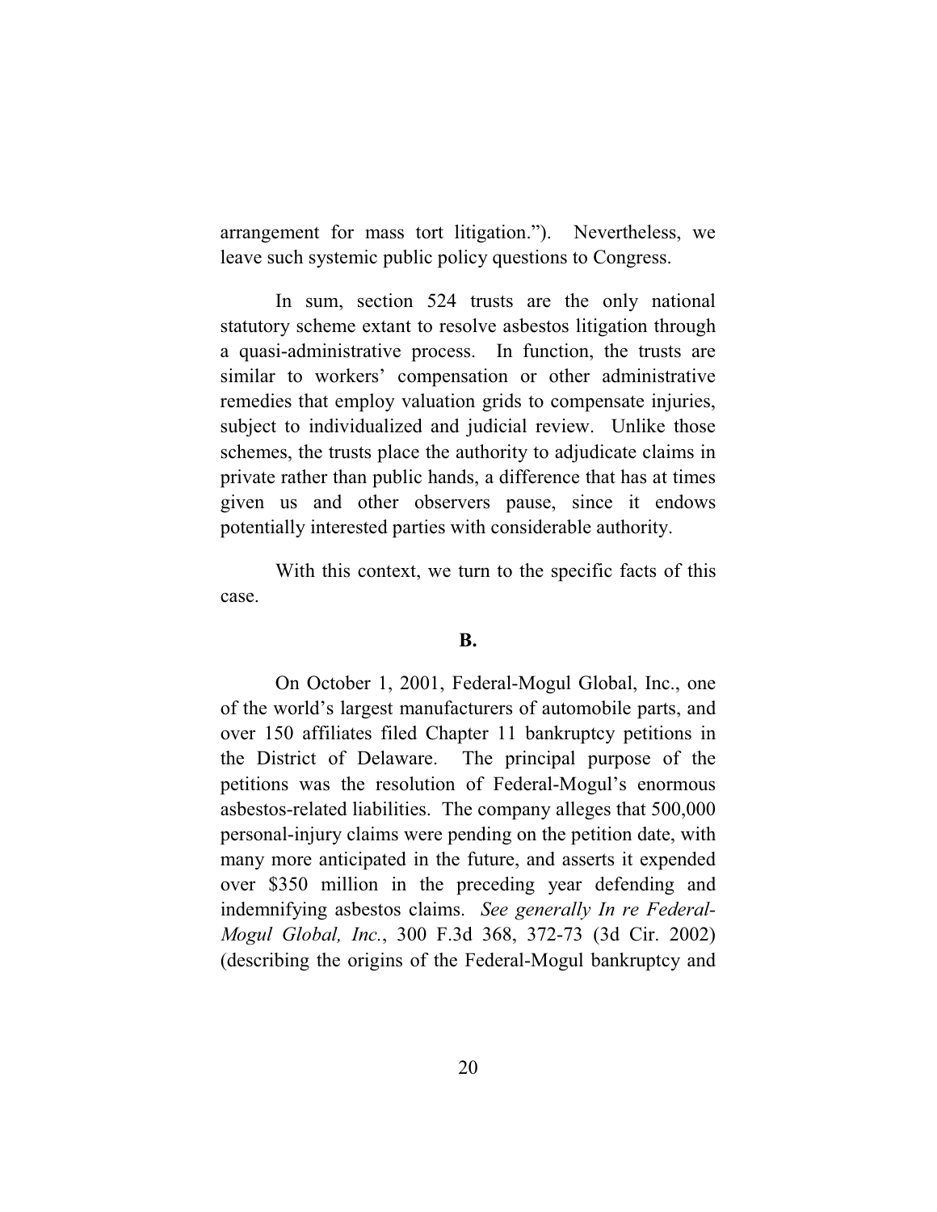arrangement for mass tort litigation."). Nevertheless, we leave such systemic public policy questions to Congress.

In sum, section 524 trusts are the only national statutory scheme extant to resolve asbestos litigation through a quasi-administrative process. In function, the trusts are similar to workers' compensation or other administrative remedies that employ valuation grids to compensate injuries, subject to individualized and judicial review. Unlike those schemes, the trusts place the authority to adjudicate claims in private rather than public hands, a difference that has at times given us and other observers pause, since it endows potentially interested parties with considerable authority.

With this context, we turn to the specific facts of this case.

**B.**

On October 1, 2001, Federal-Mogul Global, Inc., one of the world's largest manufacturers of automobile parts, and over 150 affiliates filed Chapter 11 bankruptcy petitions in the District of Delaware. The principal purpose of the petitions was the resolution of Federal-Mogul's enormous asbestos-related liabilities. The company alleges that 500,000 personal-injury claims were pending on the petition date, with many more anticipated in the future, and asserts it expended over $350 million in the preceding year defending and indemnifying asbestos claims. *See generally In re Federal-Mogul Global, Inc.*, 300 F.3d 368, 372-73 (3d Cir. 2002) (describing the origins of the Federal-Mogul bankruptcy and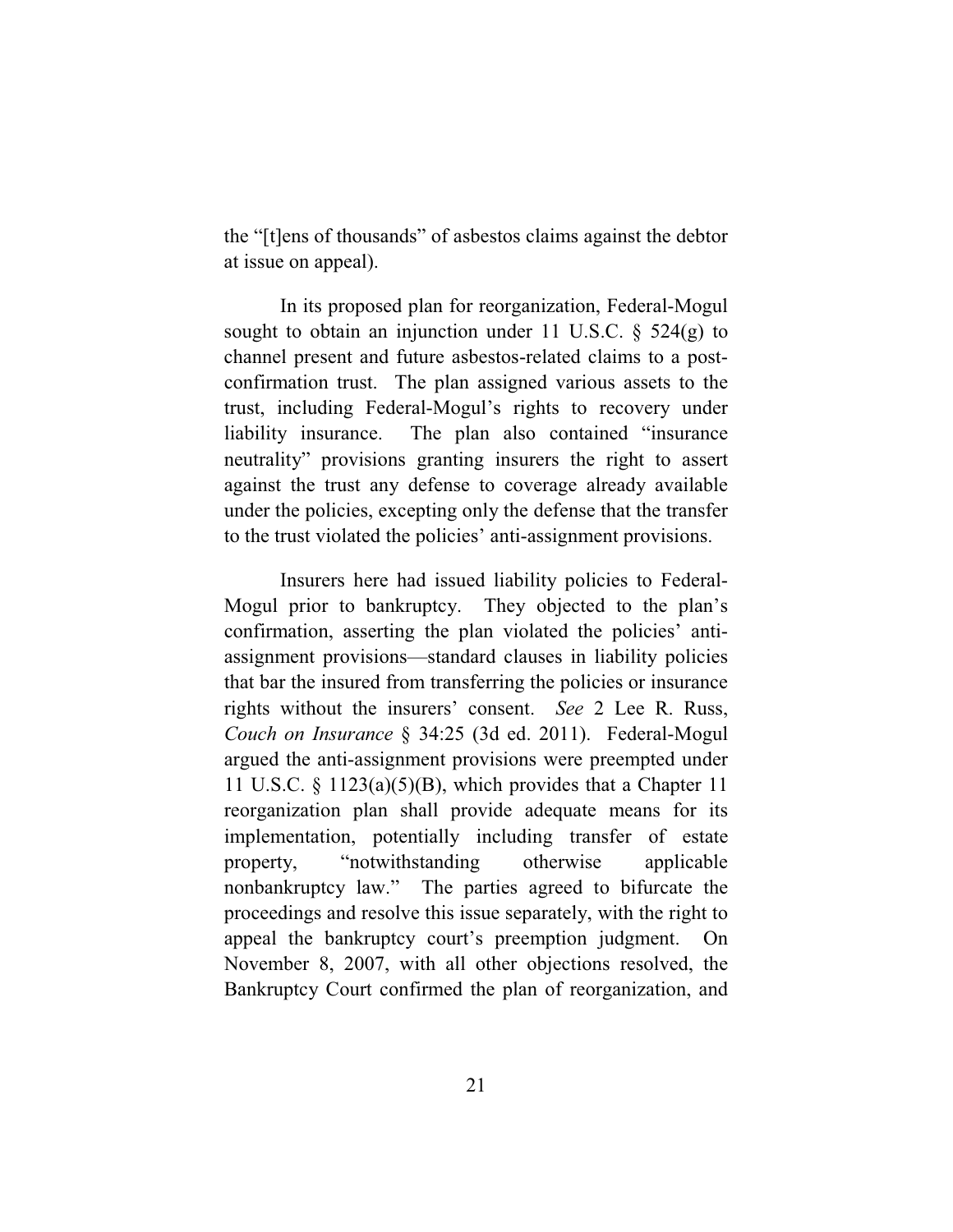the "[t]ens of thousands" of asbestos claims against the debtor at issue on appeal).

In its proposed plan for reorganization, Federal-Mogul sought to obtain an injunction under 11 U.S.C. § 524(g) to channel present and future asbestos-related claims to a post-confirmation trust. The plan assigned various assets to the trust, including Federal-Mogul's rights to recovery under liability insurance. The plan also contained "insurance neutrality" provisions granting insurers the right to assert against the trust any defense to coverage already available under the policies, excepting only the defense that the transfer to the trust violated the policies' anti-assignment provisions.

Insurers here had issued liability policies to Federal-Mogul prior to bankruptcy. They objected to the plan's confirmation, asserting the plan violated the policies' anti-assignment provisions—standard clauses in liability policies that bar the insured from transferring the policies or insurance rights without the insurers' consent. *See* 2 Lee R. Russ, *Couch on Insurance* § 34:25 (3d ed. 2011). Federal-Mogul argued the anti-assignment provisions were preempted under 11 U.S.C. § 1123(a)(5)(B), which provides that a Chapter 11 reorganization plan shall provide adequate means for its implementation, potentially including transfer of estate property, "notwithstanding otherwise applicable nonbankruptcy law." The parties agreed to bifurcate the proceedings and resolve this issue separately, with the right to appeal the bankruptcy court's preemption judgment. On November 8, 2007, with all other objections resolved, the Bankruptcy Court confirmed the plan of reorganization, and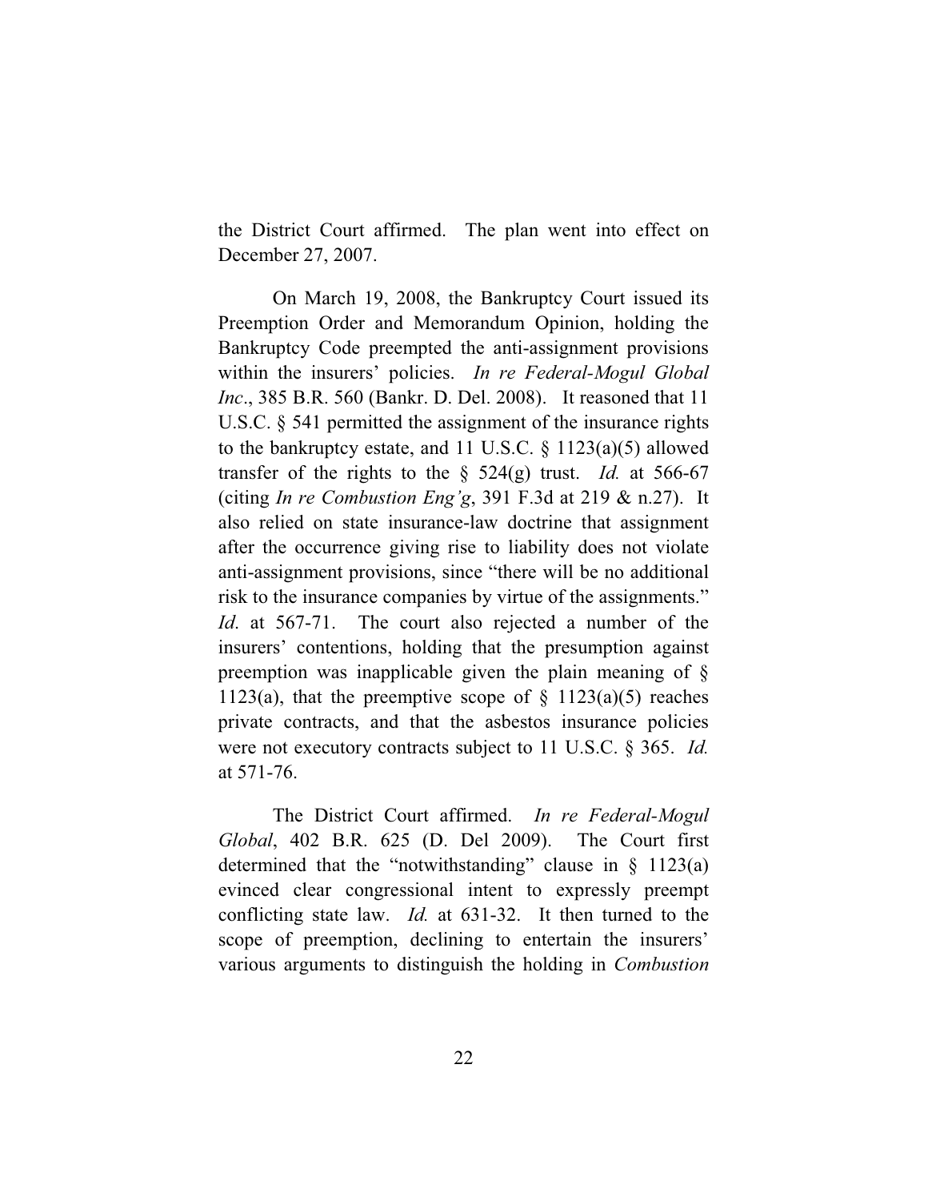the District Court affirmed. The plan went into effect on December 27, 2007.

On March 19, 2008, the Bankruptcy Court issued its Preemption Order and Memorandum Opinion, holding the Bankruptcy Code preempted the anti-assignment provisions within the insurers' policies. *In re Federal-Mogul Global Inc*., 385 B.R. 560 (Bankr. D. Del. 2008). It reasoned that 11 U.S.C. § 541 permitted the assignment of the insurance rights to the bankruptcy estate, and 11 U.S.C. § 1123(a)(5) allowed transfer of the rights to the § 524(g) trust. *Id.* at 566-67 (citing *In re Combustion Eng'g*, 391 F.3d at 219 & n.27). It also relied on state insurance-law doctrine that assignment after the occurrence giving rise to liability does not violate anti-assignment provisions, since "there will be no additional risk to the insurance companies by virtue of the assignments." *Id*. at 567-71. The court also rejected a number of the insurers' contentions, holding that the presumption against preemption was inapplicable given the plain meaning of § 1123(a), that the preemptive scope of § 1123(a)(5) reaches private contracts, and that the asbestos insurance policies were not executory contracts subject to 11 U.S.C. § 365. *Id.* at 571-76.

The District Court affirmed. *In re Federal-Mogul Global*, 402 B.R. 625 (D. Del 2009). The Court first determined that the "notwithstanding" clause in § 1123(a) evinced clear congressional intent to expressly preempt conflicting state law. *Id.* at 631-32. It then turned to the scope of preemption, declining to entertain the insurers' various arguments to distinguish the holding in *Combustion*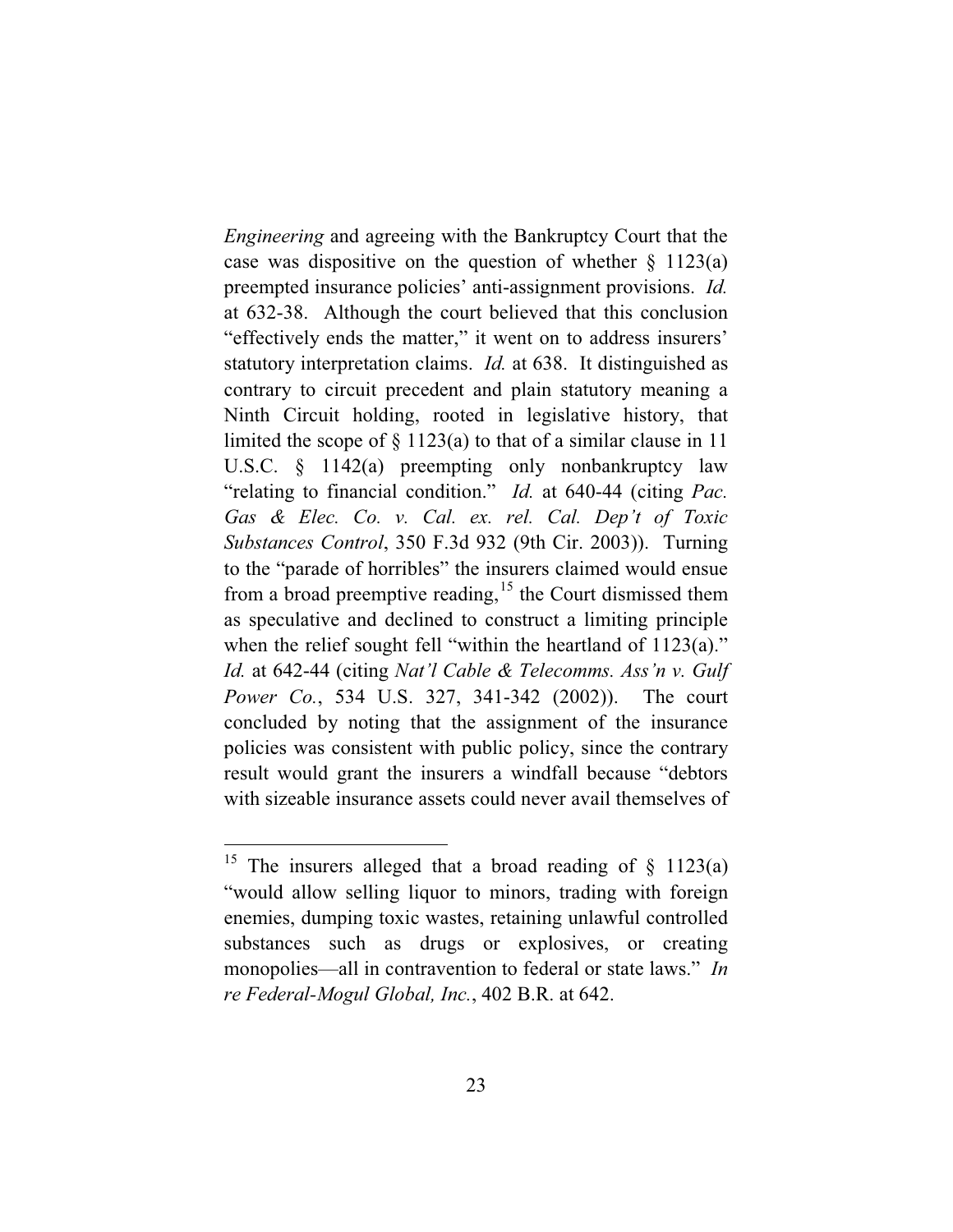*Engineering* and agreeing with the Bankruptcy Court that the case was dispositive on the question of whether § 1123(a) preempted insurance policies' anti-assignment provisions. *Id.* at 632-38. Although the court believed that this conclusion "effectively ends the matter," it went on to address insurers' statutory interpretation claims. *Id.* at 638. It distinguished as contrary to circuit precedent and plain statutory meaning a Ninth Circuit holding, rooted in legislative history, that limited the scope of § 1123(a) to that of a similar clause in 11 U.S.C. § 1142(a) preempting only nonbankruptcy law "relating to financial condition." *Id.* at 640-44 (citing *Pac. Gas & Elec. Co. v. Cal. ex. rel. Cal. Dep't of Toxic Substances Control*, 350 F.3d 932 (9th Cir. 2003)). Turning to the "parade of horribles" the insurers claimed would ensue from a broad preemptive reading,[15] the Court dismissed them as speculative and declined to construct a limiting principle when the relief sought fell "within the heartland of 1123(a)." *Id.* at 642-44 (citing *Nat'l Cable & Telecomms. Ass'n v. Gulf Power Co.*, 534 U.S. 327, 341-342 (2002)). The court concluded by noting that the assignment of the insurance policies was consistent with public policy, since the contrary result would grant the insurers a windfall because "debtors with sizeable insurance assets could never avail themselves of

---

[15] The insurers alleged that a broad reading of § 1123(a) "would allow selling liquor to minors, trading with foreign enemies, dumping toxic wastes, retaining unlawful controlled substances such as drugs or explosives, or creating monopolies—all in contravention to federal or state laws." *In re Federal-Mogul Global, Inc.*, 402 B.R. at 642.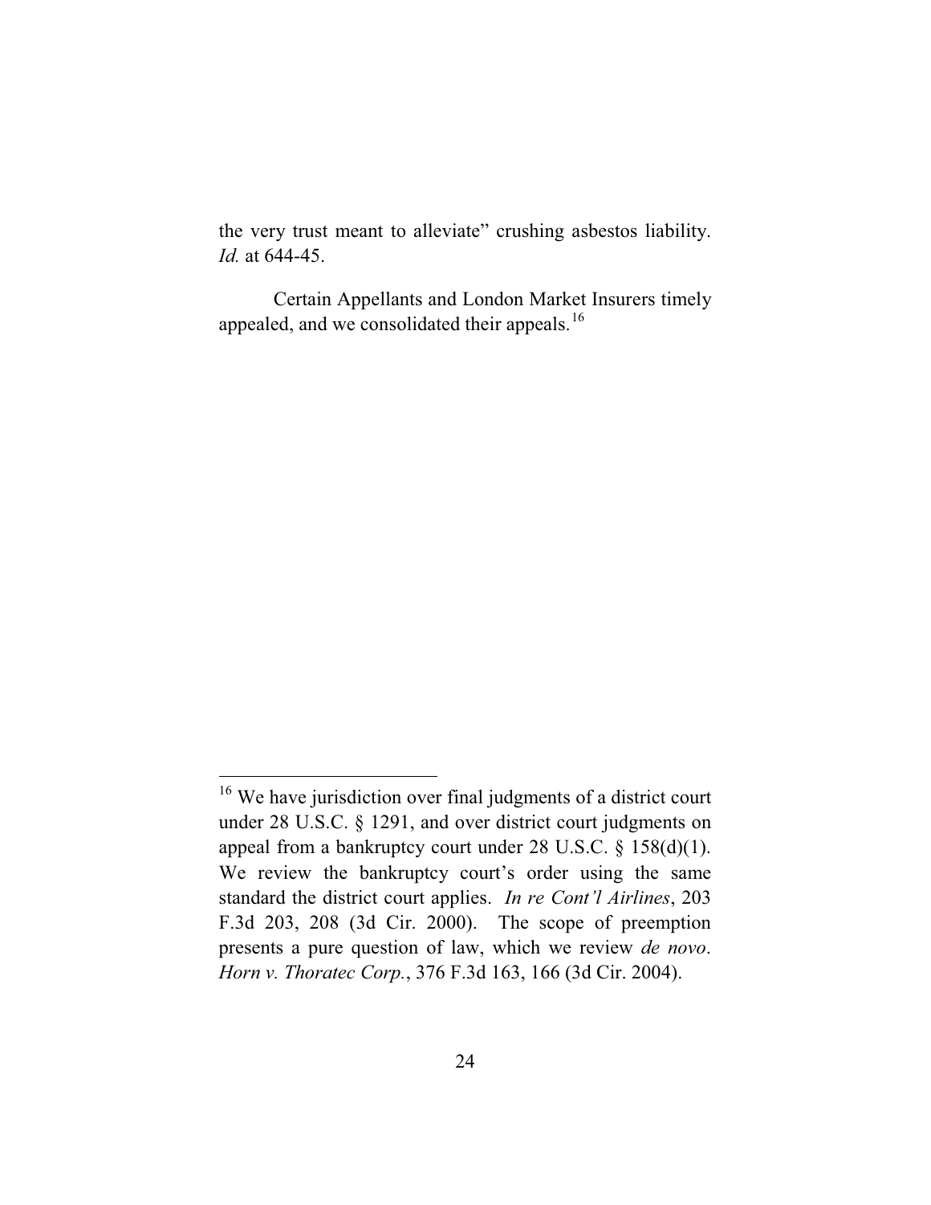the very trust meant to alleviate" crushing asbestos liability. *Id.* at 644-45.

Certain Appellants and London Market Insurers timely appealed, and we consolidated their appeals.[16]

---

[16] We have jurisdiction over final judgments of a district court under 28 U.S.C. § 1291, and over district court judgments on appeal from a bankruptcy court under 28 U.S.C. § 158(d)(1). We review the bankruptcy court's order using the same standard the district court applies. *In re Cont'l Airlines*, 203 F.3d 203, 208 (3d Cir. 2000). The scope of preemption presents a pure question of law, which we review *de novo*. *Horn v. Thoratec Corp.*, 376 F.3d 163, 166 (3d Cir. 2004).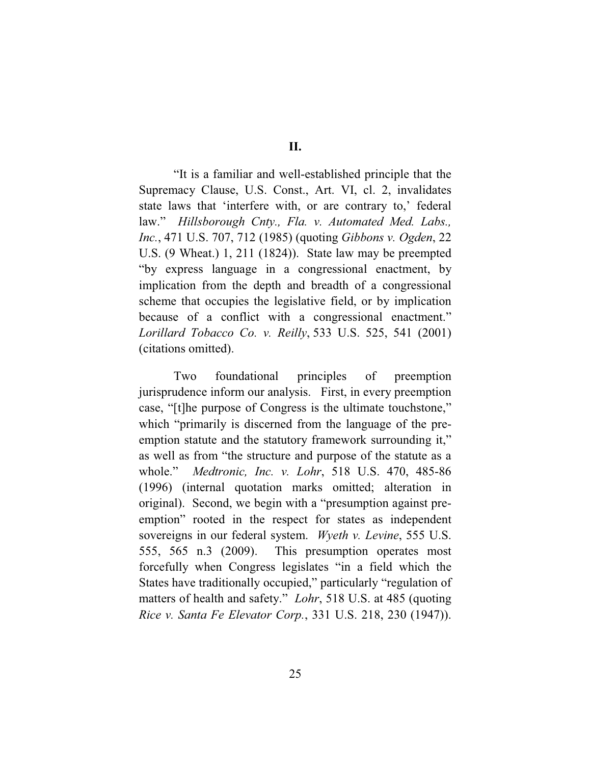## II.

"It is a familiar and well-established principle that the Supremacy Clause, U.S. Const., Art. VI, cl. 2, invalidates state laws that 'interfere with, or are contrary to,' federal law." *Hillsborough Cnty., Fla. v. Automated Med. Labs., Inc.*, 471 U.S. 707, 712 (1985) (quoting *Gibbons v. Ogden*, 22 U.S. (9 Wheat.) 1, 211 (1824)). State law may be preempted "by express language in a congressional enactment, by implication from the depth and breadth of a congressional scheme that occupies the legislative field, or by implication because of a conflict with a congressional enactment." *Lorillard Tobacco Co. v. Reilly*, 533 U.S. 525, 541 (2001) (citations omitted).

Two foundational principles of preemption jurisprudence inform our analysis. First, in every preemption case, "[t]he purpose of Congress is the ultimate touchstone," which "primarily is discerned from the language of the pre-emption statute and the statutory framework surrounding it," as well as from "the structure and purpose of the statute as a whole." *Medtronic, Inc. v. Lohr*, 518 U.S. 470, 485-86 (1996) (internal quotation marks omitted; alteration in original). Second, we begin with a "presumption against pre-emption" rooted in the respect for states as independent sovereigns in our federal system. *Wyeth v. Levine*, 555 U.S. 555, 565 n.3 (2009). This presumption operates most forcefully when Congress legislates "in a field which the States have traditionally occupied," particularly "regulation of matters of health and safety." *Lohr*, 518 U.S. at 485 (quoting *Rice v. Santa Fe Elevator Corp.*, 331 U.S. 218, 230 (1947)).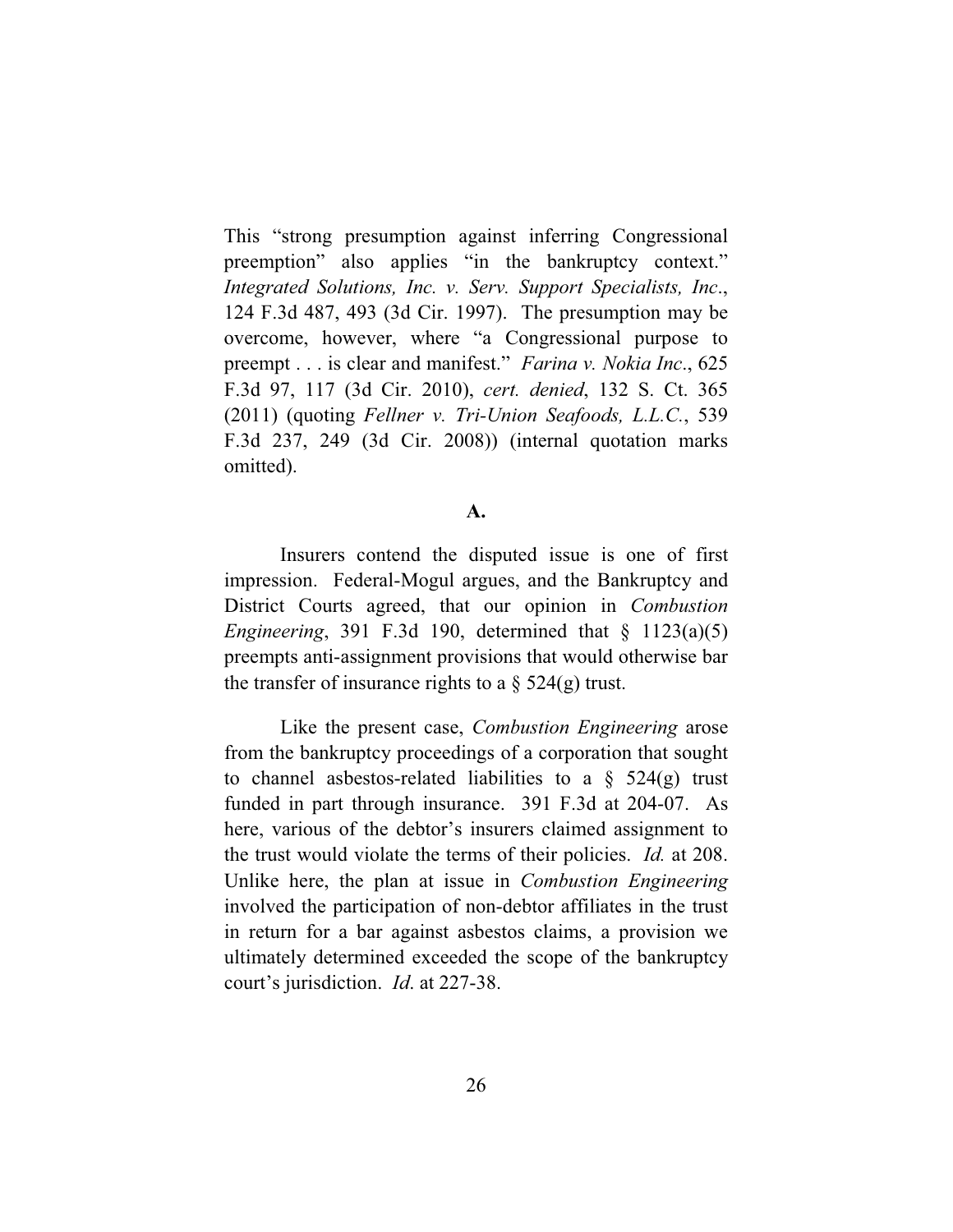This "strong presumption against inferring Congressional preemption" also applies "in the bankruptcy context." *Integrated Solutions, Inc. v. Serv. Support Specialists, Inc.*, 124 F.3d 487, 493 (3d Cir. 1997). The presumption may be overcome, however, where "a Congressional purpose to preempt . . . is clear and manifest." *Farina v. Nokia Inc.*, 625 F.3d 97, 117 (3d Cir. 2010), *cert. denied*, 132 S. Ct. 365 (2011) (quoting *Fellner v. Tri-Union Seafoods, L.L.C.*, 539 F.3d 237, 249 (3d Cir. 2008)) (internal quotation marks omitted).

**A.**

Insurers contend the disputed issue is one of first impression. Federal-Mogul argues, and the Bankruptcy and District Courts agreed, that our opinion in *Combustion Engineering*, 391 F.3d 190, determined that § 1123(a)(5) preempts anti-assignment provisions that would otherwise bar the transfer of insurance rights to a § 524(g) trust.

Like the present case, *Combustion Engineering* arose from the bankruptcy proceedings of a corporation that sought to channel asbestos-related liabilities to a § 524(g) trust funded in part through insurance. 391 F.3d at 204-07. As here, various of the debtor's insurers claimed assignment to the trust would violate the terms of their policies. *Id.* at 208. Unlike here, the plan at issue in *Combustion Engineering* involved the participation of non-debtor affiliates in the trust in return for a bar against asbestos claims, a provision we ultimately determined exceeded the scope of the bankruptcy court's jurisdiction. *Id*. at 227-38.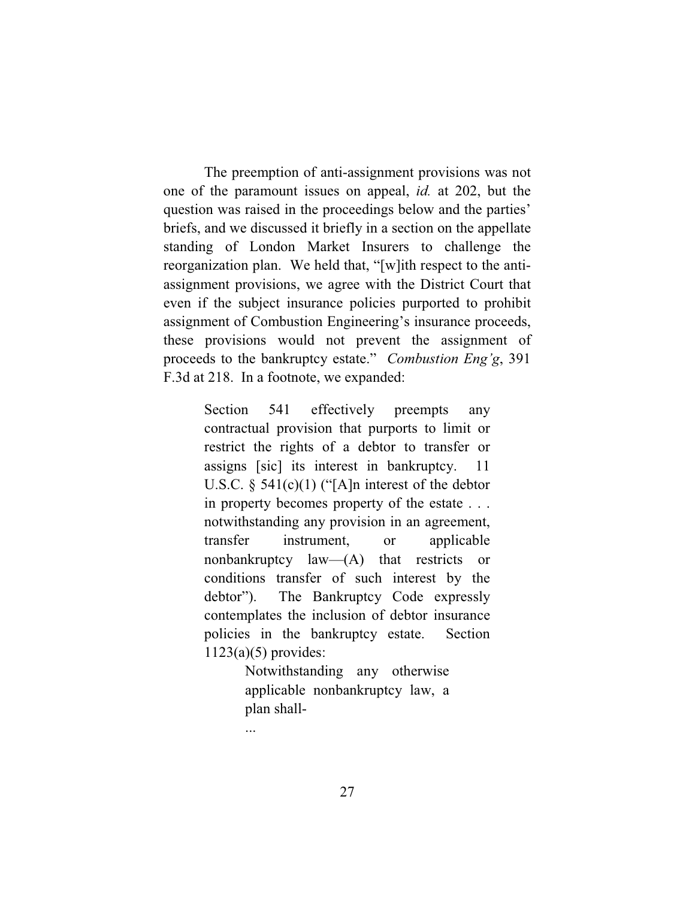The preemption of anti-assignment provisions was not one of the paramount issues on appeal, *id.* at 202, but the question was raised in the proceedings below and the parties' briefs, and we discussed it briefly in a section on the appellate standing of London Market Insurers to challenge the reorganization plan. We held that, "[w]ith respect to the anti-assignment provisions, we agree with the District Court that even if the subject insurance policies purported to prohibit assignment of Combustion Engineering's insurance proceeds, these provisions would not prevent the assignment of proceeds to the bankruptcy estate." *Combustion Eng'g*, 391 F.3d at 218. In a footnote, we expanded:

> Section 541 effectively preempts any contractual provision that purports to limit or restrict the rights of a debtor to transfer or assigns [sic] its interest in bankruptcy. 11 U.S.C. § 541(c)(1) ("[A]n interest of the debtor in property becomes property of the estate . . . notwithstanding any provision in an agreement, transfer instrument, or applicable nonbankruptcy law—(A) that restricts or conditions transfer of such interest by the debtor"). The Bankruptcy Code expressly contemplates the inclusion of debtor insurance policies in the bankruptcy estate. Section 1123(a)(5) provides:
>
>> Notwithstanding any otherwise applicable nonbankruptcy law, a plan shall-
>>
>> ...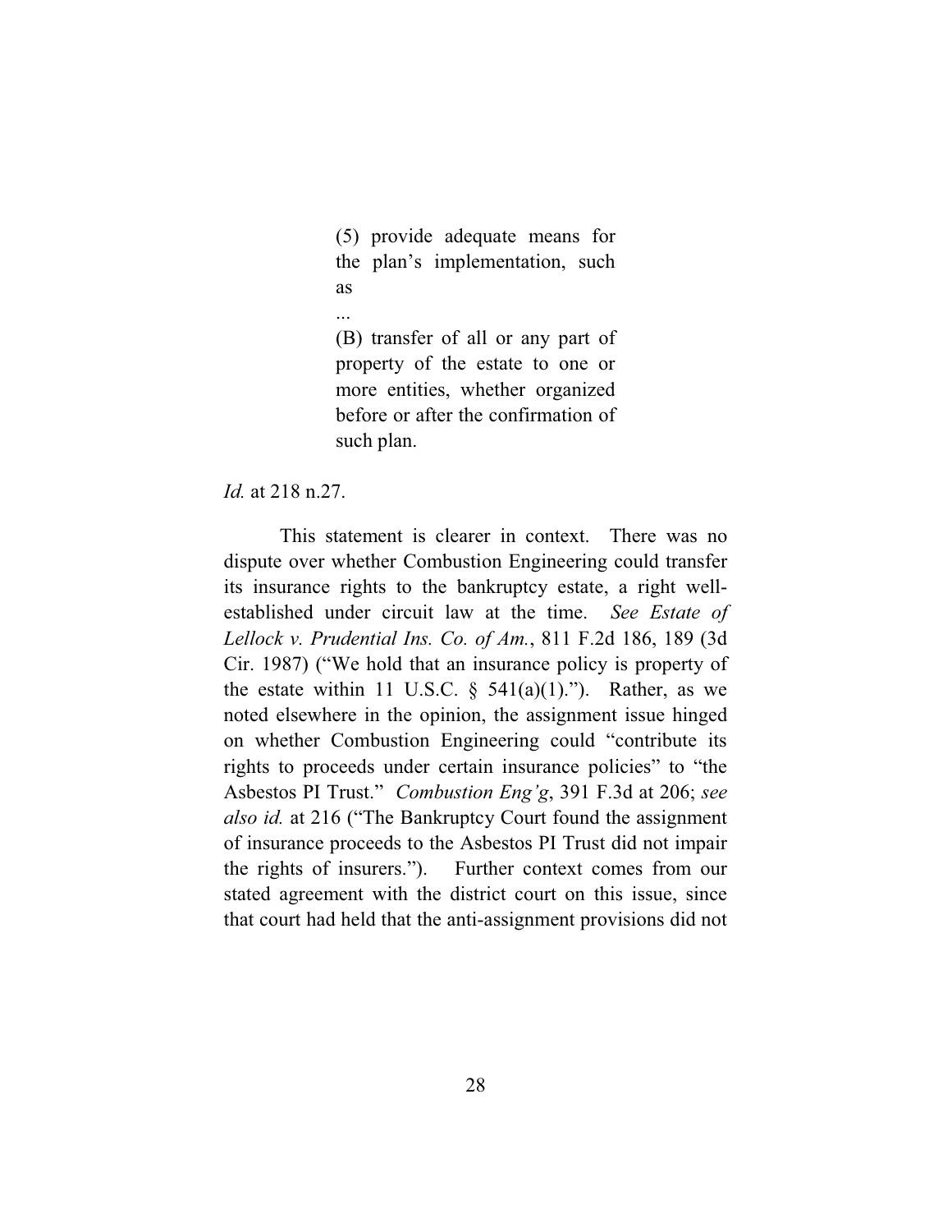> (5) provide adequate means for the plan's implementation, such as
>
> ...
>
> (B) transfer of all or any part of property of the estate to one or more entities, whether organized before or after the confirmation of such plan.

*Id.* at 218 n.27.

This statement is clearer in context. There was no dispute over whether Combustion Engineering could transfer its insurance rights to the bankruptcy estate, a right well-established under circuit law at the time. *See Estate of Lellock v. Prudential Ins. Co. of Am.*, 811 F.2d 186, 189 (3d Cir. 1987) ("We hold that an insurance policy is property of the estate within 11 U.S.C. § 541(a)(1)."). Rather, as we noted elsewhere in the opinion, the assignment issue hinged on whether Combustion Engineering could "contribute its rights to proceeds under certain insurance policies" to "the Asbestos PI Trust." *Combustion Eng'g*, 391 F.3d at 206; *see also id.* at 216 ("The Bankruptcy Court found the assignment of insurance proceeds to the Asbestos PI Trust did not impair the rights of insurers."). Further context comes from our stated agreement with the district court on this issue, since that court had held that the anti-assignment provisions did not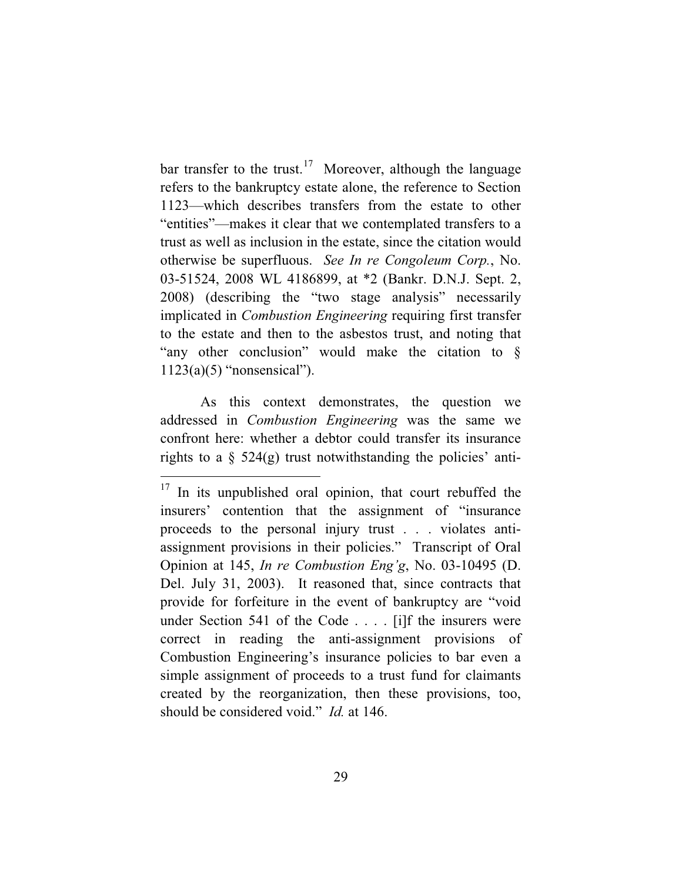bar transfer to the trust.[17] Moreover, although the language refers to the bankruptcy estate alone, the reference to Section 1123—which describes transfers from the estate to other "entities"—makes it clear that we contemplated transfers to a trust as well as inclusion in the estate, since the citation would otherwise be superfluous. *See In re Congoleum Corp.*, No. 03-51524, 2008 WL 4186899, at *2 (Bankr. D.N.J. Sept. 2, 2008) (describing the "two stage analysis" necessarily implicated in *Combustion Engineering* requiring first transfer to the estate and then to the asbestos trust, and noting that "any other conclusion" would make the citation to § 1123(a)(5) "nonsensical").

As this context demonstrates, the question we addressed in *Combustion Engineering* was the same we confront here: whether a debtor could transfer its insurance rights to a § 524(g) trust notwithstanding the policies' anti-

---

[17] In its unpublished oral opinion, that court rebuffed the insurers' contention that the assignment of "insurance proceeds to the personal injury trust . . . violates anti-assignment provisions in their policies." Transcript of Oral Opinion at 145, *In re Combustion Eng'g*, No. 03-10495 (D. Del. July 31, 2003). It reasoned that, since contracts that provide for forfeiture in the event of bankruptcy are "void under Section 541 of the Code . . . . [i]f the insurers were correct in reading the anti-assignment provisions of Combustion Engineering's insurance policies to bar even a simple assignment of proceeds to a trust fund for claimants created by the reorganization, then these provisions, too, should be considered void." *Id.* at 146.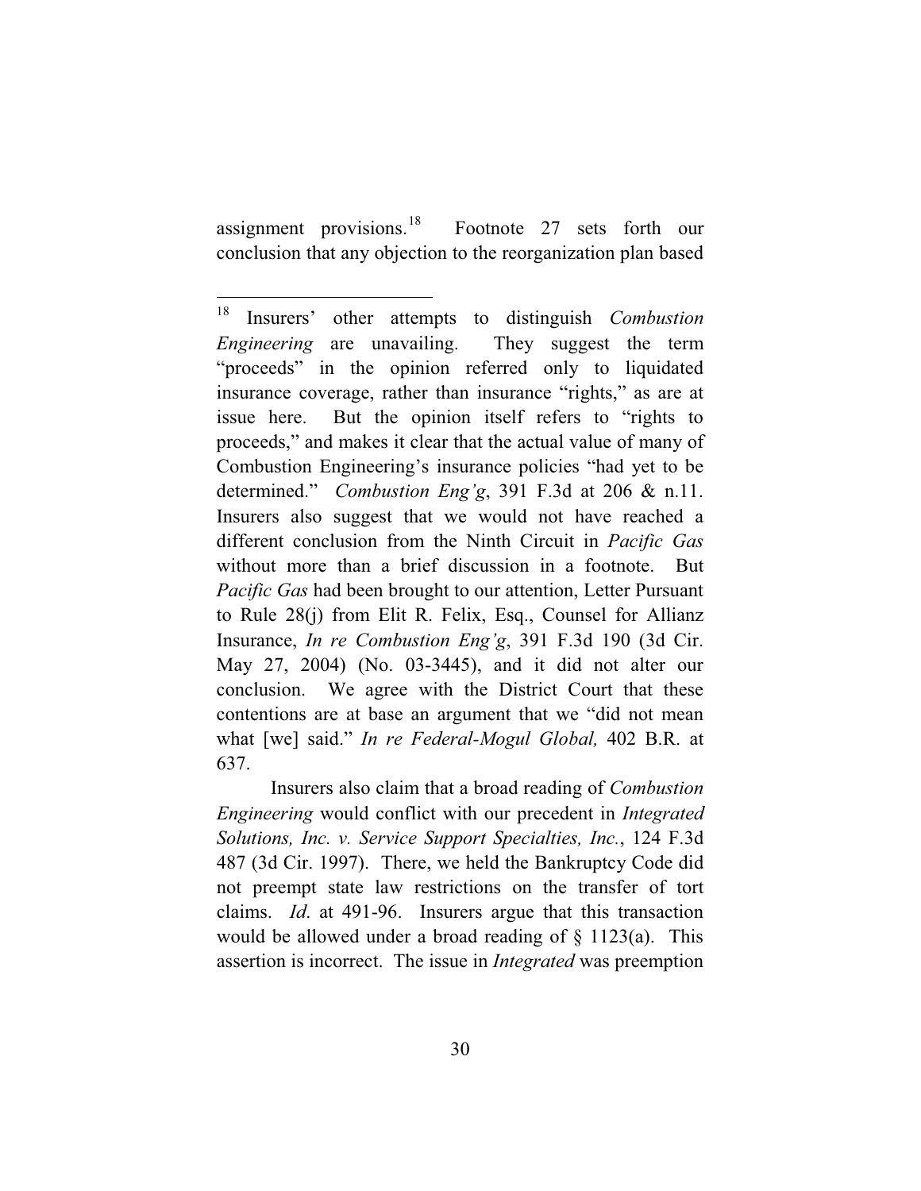assignment provisions.[18] Footnote 27 sets forth our conclusion that any objection to the reorganization plan based

---

[18] Insurers' other attempts to distinguish *Combustion Engineering* are unavailing. They suggest the term "proceeds" in the opinion referred only to liquidated insurance coverage, rather than insurance "rights," as are at issue here. But the opinion itself refers to "rights to proceeds," and makes it clear that the actual value of many of Combustion Engineering's insurance policies "had yet to be determined." *Combustion Eng'g*, 391 F.3d at 206 & n.11. Insurers also suggest that we would not have reached a different conclusion from the Ninth Circuit in *Pacific Gas* without more than a brief discussion in a footnote. But *Pacific Gas* had been brought to our attention, Letter Pursuant to Rule 28(j) from Elit R. Felix, Esq., Counsel for Allianz Insurance, *In re Combustion Eng'g*, 391 F.3d 190 (3d Cir. May 27, 2004) (No. 03-3445), and it did not alter our conclusion. We agree with the District Court that these contentions are at base an argument that we "did not mean what [we] said." *In re Federal-Mogul Global,* 402 B.R. at 637.

Insurers also claim that a broad reading of *Combustion Engineering* would conflict with our precedent in *Integrated Solutions, Inc. v. Service Support Specialties, Inc.*, 124 F.3d 487 (3d Cir. 1997). There, we held the Bankruptcy Code did not preempt state law restrictions on the transfer of tort claims. *Id*. at 491-96. Insurers argue that this transaction would be allowed under a broad reading of § 1123(a). This assertion is incorrect. The issue in *Integrated* was preemption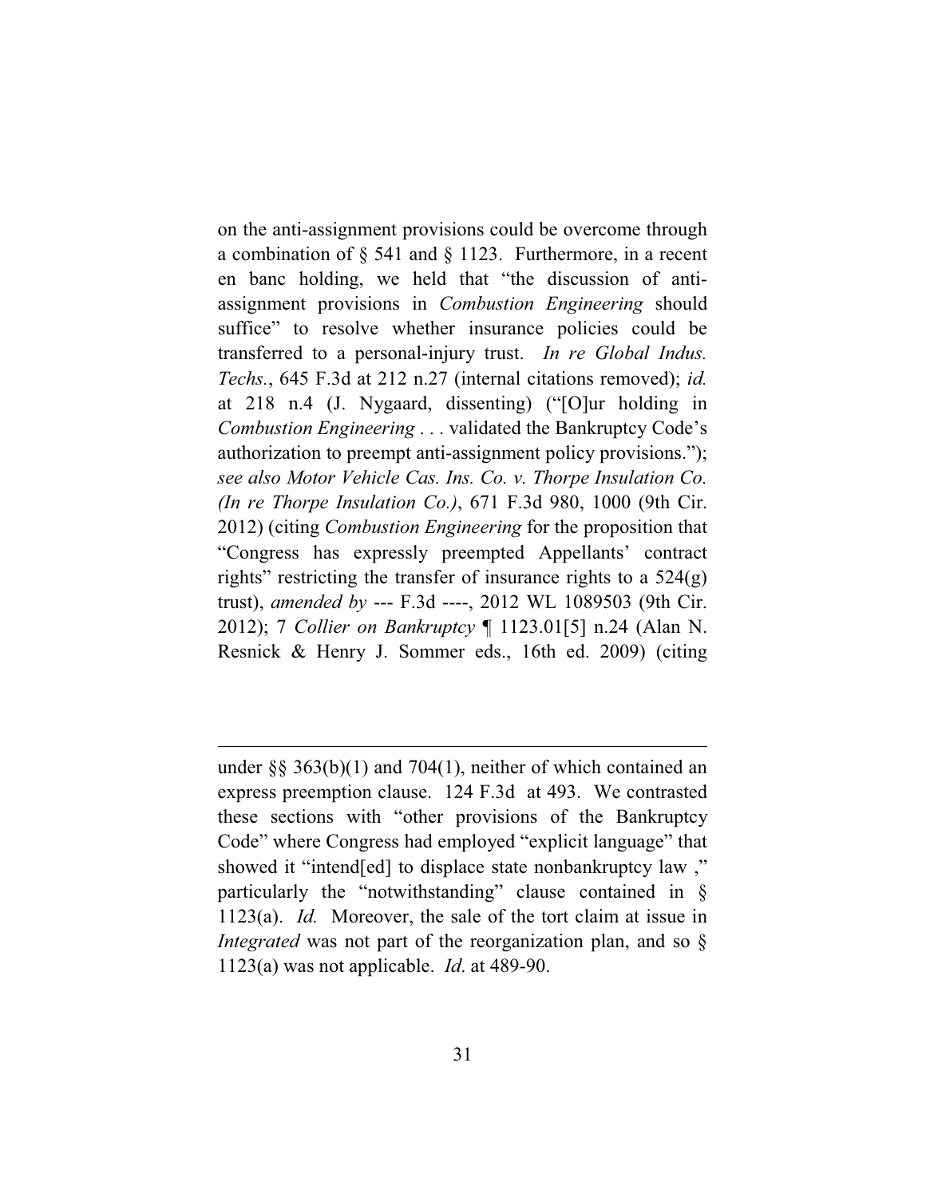on the anti-assignment provisions could be overcome through a combination of § 541 and § 1123. Furthermore, in a recent en banc holding, we held that "the discussion of anti-assignment provisions in *Combustion Engineering* should suffice" to resolve whether insurance policies could be transferred to a personal-injury trust. *In re Global Indus. Techs.*, 645 F.3d at 212 n.27 (internal citations removed); *id.* at 218 n.4 (J. Nygaard, dissenting) ("[O]ur holding in *Combustion Engineering* . . . validated the Bankruptcy Code's authorization to preempt anti-assignment policy provisions."); *see also Motor Vehicle Cas. Ins. Co. v. Thorpe Insulation Co. (In re Thorpe Insulation Co.)*, 671 F.3d 980, 1000 (9th Cir. 2012) (citing *Combustion Engineering* for the proposition that "Congress has expressly preempted Appellants' contract rights" restricting the transfer of insurance rights to a 524(g) trust), *amended by* --- F.3d ----, 2012 WL 1089503 (9th Cir. 2012); 7 *Collier on Bankruptcy* ¶ 1123.01[5] n.24 (Alan N. Resnick & Henry J. Sommer eds., 16th ed. 2009) (citing

---

under §§ 363(b)(1) and 704(1), neither of which contained an express preemption clause. 124 F.3d at 493. We contrasted these sections with "other provisions of the Bankruptcy Code" where Congress had employed "explicit language" that showed it "intend[ed] to displace state nonbankruptcy law ," particularly the "notwithstanding" clause contained in § 1123(a). *Id.* Moreover, the sale of the tort claim at issue in *Integrated* was not part of the reorganization plan, and so § 1123(a) was not applicable. *Id.* at 489-90.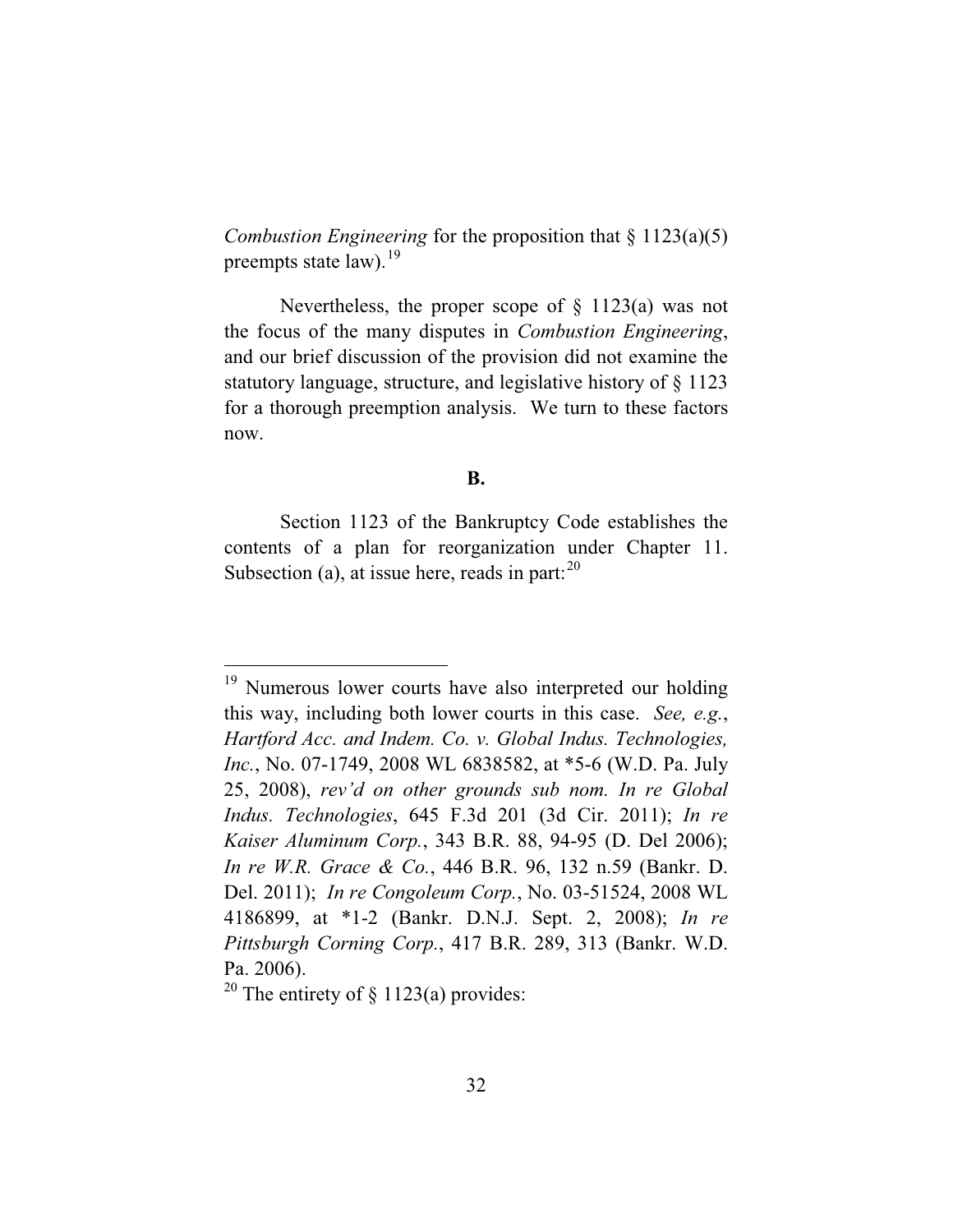*Combustion Engineering* for the proposition that § 1123(a)(5) preempts state law).[19]

Nevertheless, the proper scope of § 1123(a) was not the focus of the many disputes in *Combustion Engineering*, and our brief discussion of the provision did not examine the statutory language, structure, and legislative history of § 1123 for a thorough preemption analysis. We turn to these factors now.

**B.**

Section 1123 of the Bankruptcy Code establishes the contents of a plan for reorganization under Chapter 11. Subsection (a), at issue here, reads in part:[20]

---

[19] Numerous lower courts have also interpreted our holding this way, including both lower courts in this case. *See, e.g.*, *Hartford Acc. and Indem. Co. v. Global Indus. Technologies, Inc.*, No. 07-1749, 2008 WL 6838582, at *5-6 (W.D. Pa. July 25, 2008), *rev'd on other grounds sub nom. In re Global Indus. Technologies*, 645 F.3d 201 (3d Cir. 2011); *In re Kaiser Aluminum Corp.*, 343 B.R. 88, 94-95 (D. Del 2006); *In re W.R. Grace & Co.*, 446 B.R. 96, 132 n.59 (Bankr. D. Del. 2011); *In re Congoleum Corp.*, No. 03-51524, 2008 WL 4186899, at *1-2 (Bankr. D.N.J. Sept. 2, 2008); *In re Pittsburgh Corning Corp.*, 417 B.R. 289, 313 (Bankr. W.D. Pa. 2006).

[20] The entirety of § 1123(a) provides: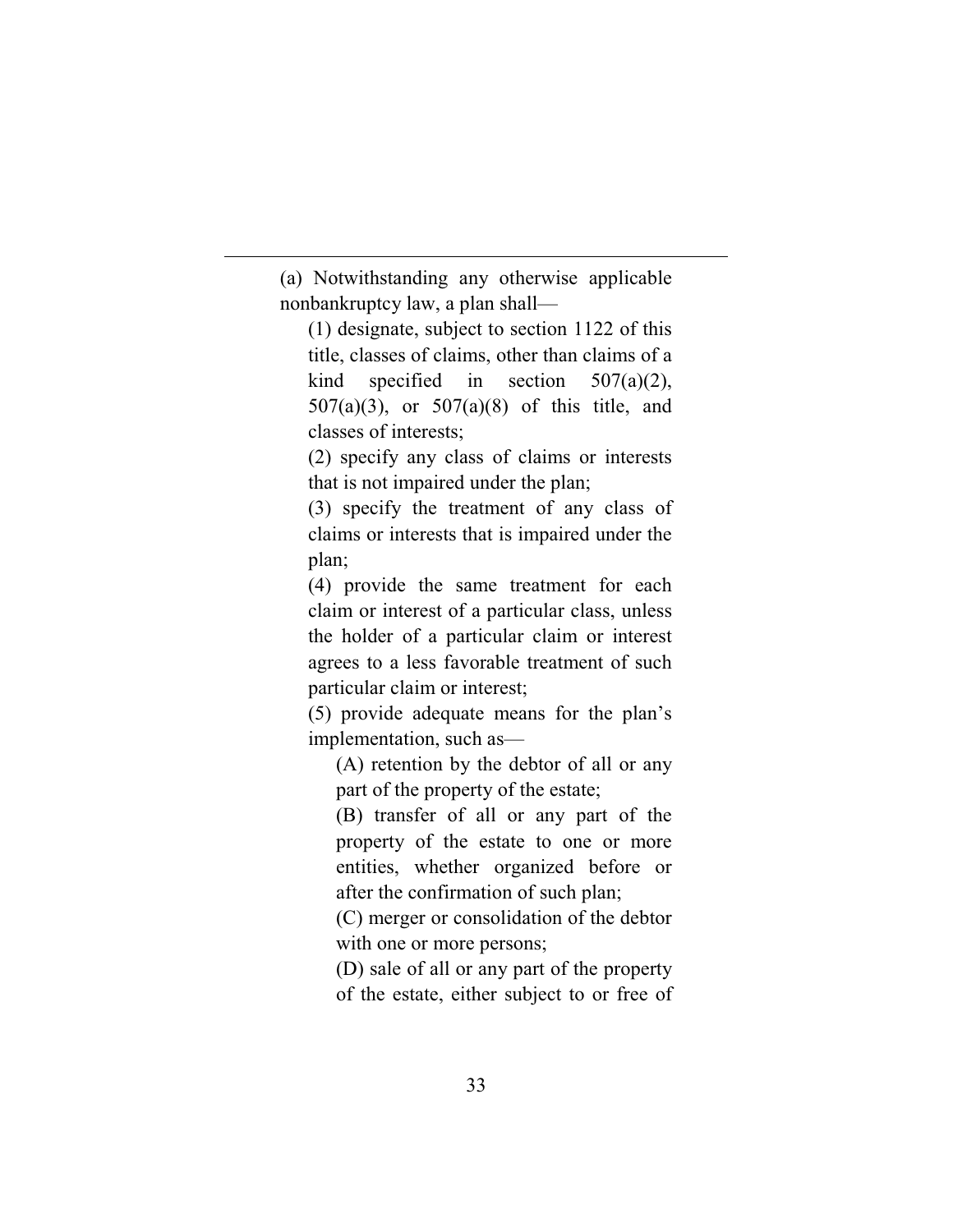(a) Notwithstanding any otherwise applicable nonbankruptcy law, a plan shall—

(1) designate, subject to section 1122 of this title, classes of claims, other than claims of a kind specified in section 507(a)(2), 507(a)(3), or 507(a)(8) of this title, and classes of interests;

(2) specify any class of claims or interests that is not impaired under the plan;

(3) specify the treatment of any class of claims or interests that is impaired under the plan;

(4) provide the same treatment for each claim or interest of a particular class, unless the holder of a particular claim or interest agrees to a less favorable treatment of such particular claim or interest;

(5) provide adequate means for the plan's implementation, such as—

(A) retention by the debtor of all or any part of the property of the estate;

(B) transfer of all or any part of the property of the estate to one or more entities, whether organized before or after the confirmation of such plan;

(C) merger or consolidation of the debtor with one or more persons;

(D) sale of all or any part of the property of the estate, either subject to or free of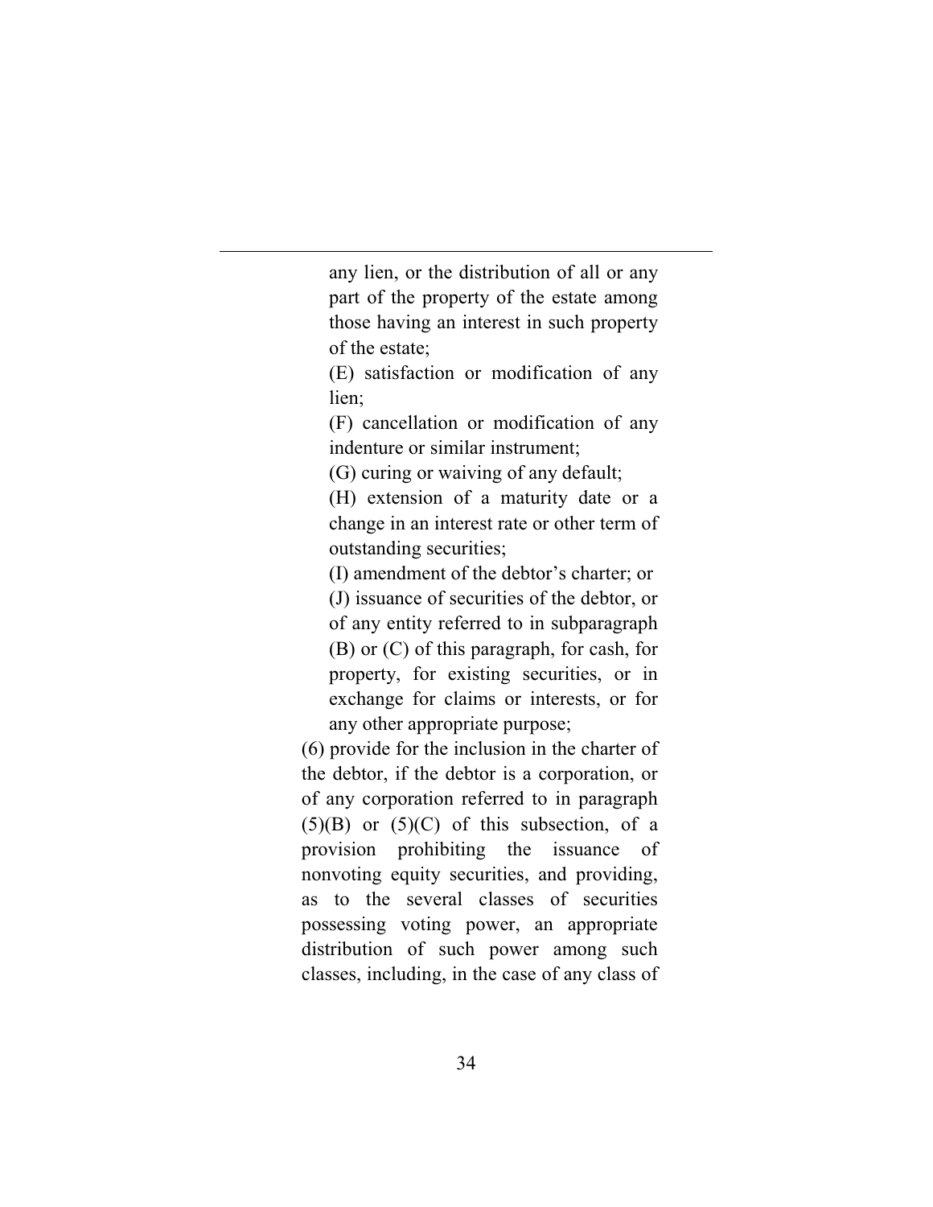any lien, or the distribution of all or any part of the property of the estate among those having an interest in such property of the estate;

(E) satisfaction or modification of any lien;

(F) cancellation or modification of any indenture or similar instrument;

(G) curing or waiving of any default;

(H) extension of a maturity date or a change in an interest rate or other term of outstanding securities;

(I) amendment of the debtor's charter; or

(J) issuance of securities of the debtor, or of any entity referred to in subparagraph (B) or (C) of this paragraph, for cash, for property, for existing securities, or in exchange for claims or interests, or for any other appropriate purpose;

(6) provide for the inclusion in the charter of the debtor, if the debtor is a corporation, or of any corporation referred to in paragraph (5)(B) or (5)(C) of this subsection, of a provision prohibiting the issuance of nonvoting equity securities, and providing, as to the several classes of securities possessing voting power, an appropriate distribution of such power among such classes, including, in the case of any class of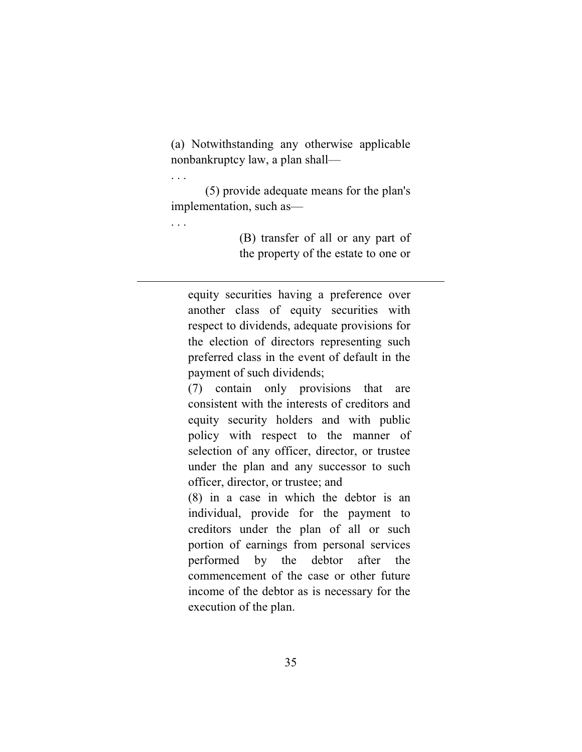(a) Notwithstanding any otherwise applicable nonbankruptcy law, a plan shall—

. . .

(5) provide adequate means for the plan's implementation, such as—

. . .

(B) transfer of all or any part of the property of the estate to one or

---

equity securities having a preference over another class of equity securities with respect to dividends, adequate provisions for the election of directors representing such preferred class in the event of default in the payment of such dividends;

(7) contain only provisions that are consistent with the interests of creditors and equity security holders and with public policy with respect to the manner of selection of any officer, director, or trustee under the plan and any successor to such officer, director, or trustee; and

(8) in a case in which the debtor is an individual, provide for the payment to creditors under the plan of all or such portion of earnings from personal services performed by the debtor after the commencement of the case or other future income of the debtor as is necessary for the execution of the plan.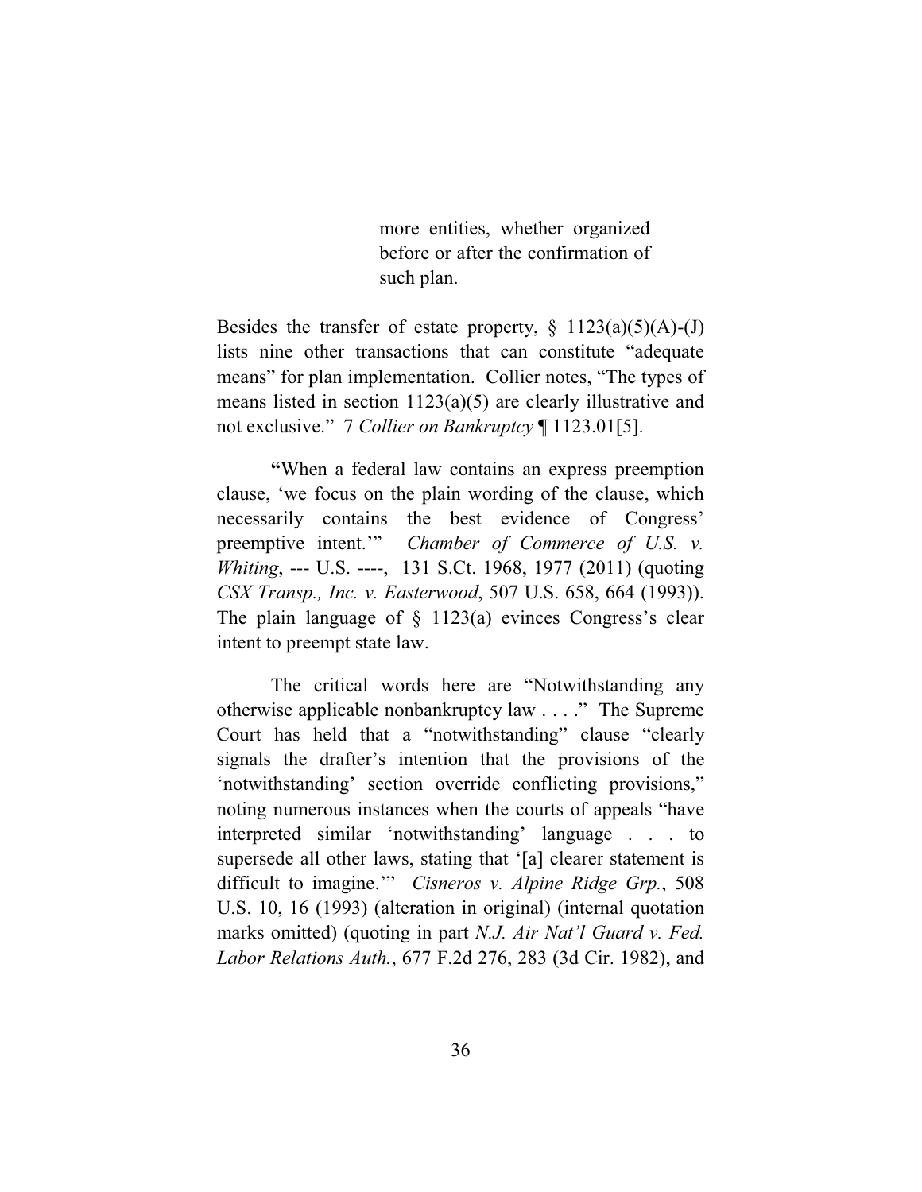> more entities, whether organized before or after the confirmation of such plan.

Besides the transfer of estate property, § 1123(a)(5)(A)-(J) lists nine other transactions that can constitute "adequate means" for plan implementation. Collier notes, "The types of means listed in section 1123(a)(5) are clearly illustrative and not exclusive." 7 *Collier on Bankruptcy* ¶ 1123.01[5].

"When a federal law contains an express preemption clause, 'we focus on the plain wording of the clause, which necessarily contains the best evidence of Congress' preemptive intent.'" *Chamber of Commerce of U.S. v. Whiting*, --- U.S. ----, 131 S.Ct. 1968, 1977 (2011) (quoting *CSX Transp., Inc. v. Easterwood*, 507 U.S. 658, 664 (1993)). The plain language of § 1123(a) evinces Congress's clear intent to preempt state law.

The critical words here are "Notwithstanding any otherwise applicable nonbankruptcy law . . . ." The Supreme Court has held that a "notwithstanding" clause "clearly signals the drafter's intention that the provisions of the 'notwithstanding' section override conflicting provisions," noting numerous instances when the courts of appeals "have interpreted similar 'notwithstanding' language . . . to supersede all other laws, stating that '[a] clearer statement is difficult to imagine.'" *Cisneros v. Alpine Ridge Grp.*, 508 U.S. 10, 16 (1993) (alteration in original) (internal quotation marks omitted) (quoting in part *N.J. Air Nat'l Guard v. Fed. Labor Relations Auth.*, 677 F.2d 276, 283 (3d Cir. 1982), and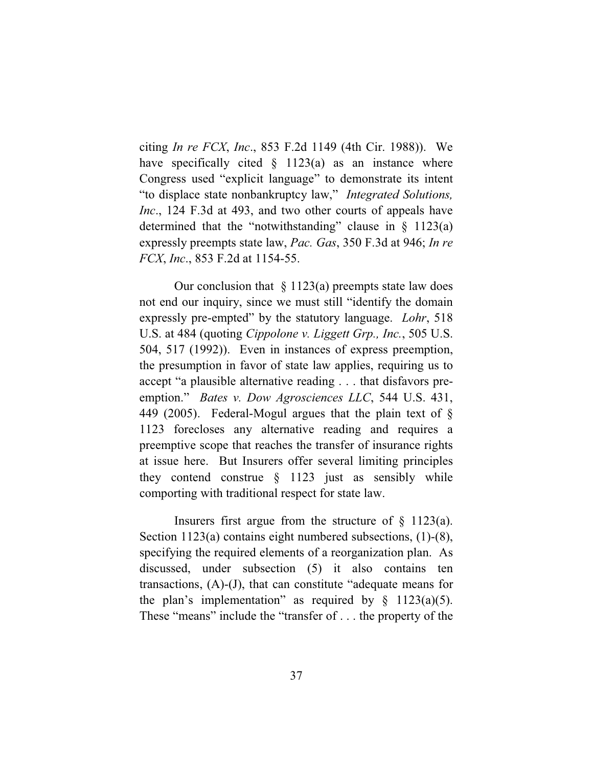citing *In re FCX*, *Inc*., 853 F.2d 1149 (4th Cir. 1988)). We have specifically cited § 1123(a) as an instance where Congress used "explicit language" to demonstrate its intent "to displace state nonbankruptcy law," *Integrated Solutions, Inc*., 124 F.3d at 493, and two other courts of appeals have determined that the "notwithstanding" clause in § 1123(a) expressly preempts state law, *Pac. Gas*, 350 F.3d at 946; *In re FCX*, *Inc*., 853 F.2d at 1154-55.

Our conclusion that § 1123(a) preempts state law does not end our inquiry, since we must still "identify the domain expressly pre-empted" by the statutory language. *Lohr*, 518 U.S. at 484 (quoting *Cippolone v. Liggett Grp., Inc.*, 505 U.S. 504, 517 (1992)). Even in instances of express preemption, the presumption in favor of state law applies, requiring us to accept "a plausible alternative reading . . . that disfavors pre-emption." *Bates v. Dow Agrosciences LLC*, 544 U.S. 431, 449 (2005). Federal-Mogul argues that the plain text of § 1123 forecloses any alternative reading and requires a preemptive scope that reaches the transfer of insurance rights at issue here. But Insurers offer several limiting principles they contend construe § 1123 just as sensibly while comporting with traditional respect for state law.

Insurers first argue from the structure of § 1123(a). Section 1123(a) contains eight numbered subsections, (1)-(8), specifying the required elements of a reorganization plan. As discussed, under subsection (5) it also contains ten transactions, (A)-(J), that can constitute "adequate means for the plan's implementation" as required by § 1123(a)(5). These "means" include the "transfer of . . . the property of the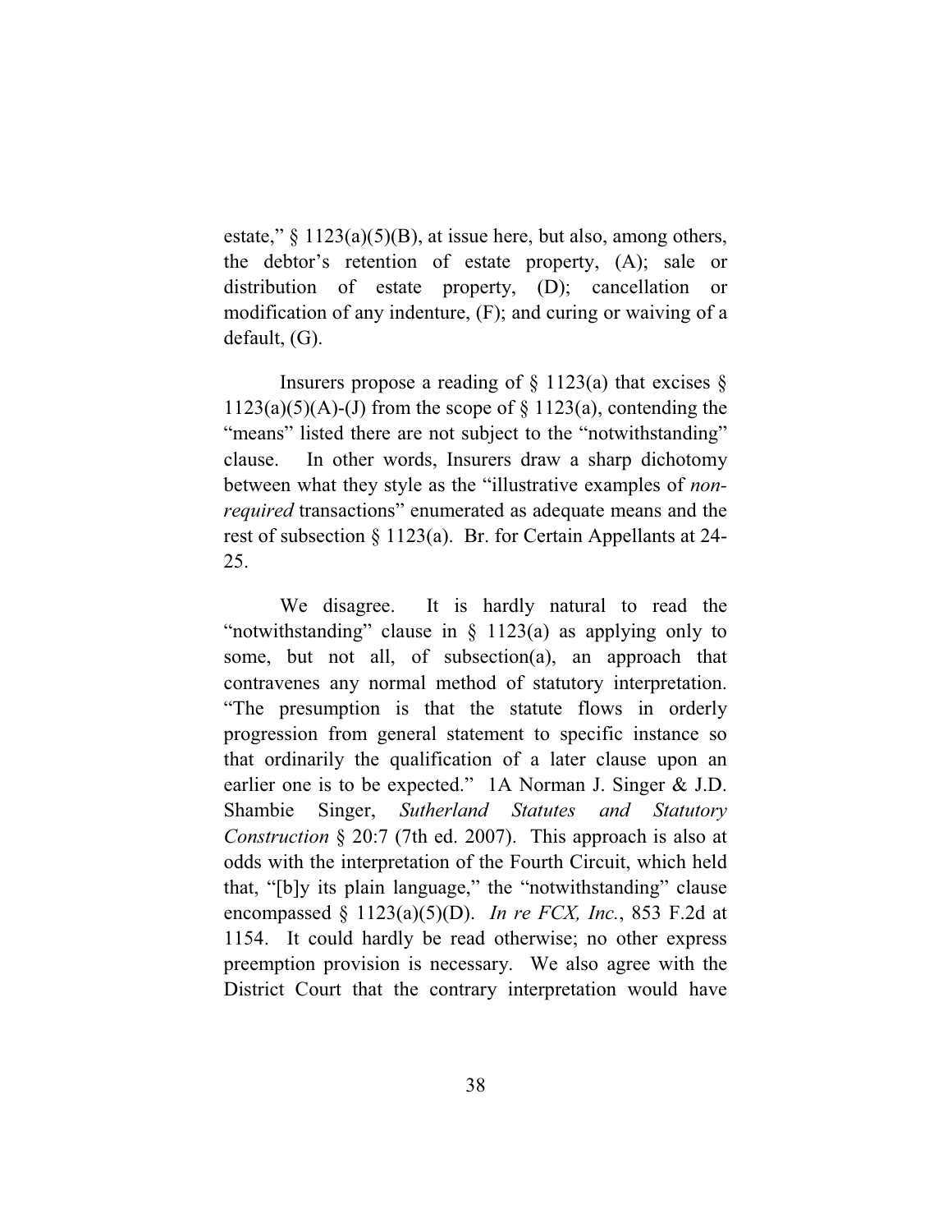estate," § 1123(a)(5)(B), at issue here, but also, among others, the debtor's retention of estate property, (A); sale or distribution of estate property, (D); cancellation or modification of any indenture, (F); and curing or waiving of a default, (G).

Insurers propose a reading of § 1123(a) that excises § 1123(a)(5)(A)-(J) from the scope of § 1123(a), contending the "means" listed there are not subject to the "notwithstanding" clause. In other words, Insurers draw a sharp dichotomy between what they style as the "illustrative examples of *non-required* transactions" enumerated as adequate means and the rest of subsection § 1123(a). Br. for Certain Appellants at 24-25.

We disagree. It is hardly natural to read the "notwithstanding" clause in § 1123(a) as applying only to some, but not all, of subsection(a), an approach that contravenes any normal method of statutory interpretation. "The presumption is that the statute flows in orderly progression from general statement to specific instance so that ordinarily the qualification of a later clause upon an earlier one is to be expected." 1A Norman J. Singer & J.D. Shambie Singer, *Sutherland Statutes and Statutory Construction* § 20:7 (7th ed. 2007). This approach is also at odds with the interpretation of the Fourth Circuit, which held that, "[b]y its plain language," the "notwithstanding" clause encompassed § 1123(a)(5)(D). *In re FCX, Inc.*, 853 F.2d at 1154. It could hardly be read otherwise; no other express preemption provision is necessary. We also agree with the District Court that the contrary interpretation would have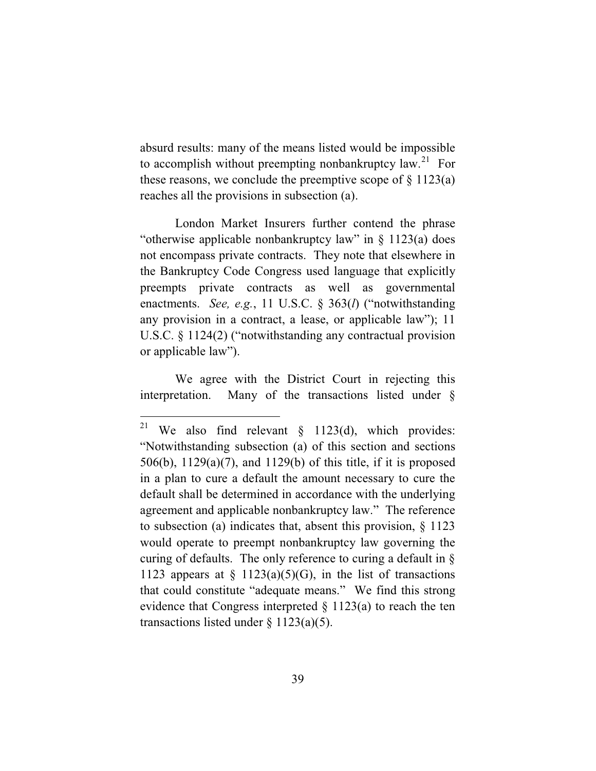absurd results: many of the means listed would be impossible to accomplish without preempting nonbankruptcy law.[21] For these reasons, we conclude the preemptive scope of § 1123(a) reaches all the provisions in subsection (a).

London Market Insurers further contend the phrase "otherwise applicable nonbankruptcy law" in § 1123(a) does not encompass private contracts. They note that elsewhere in the Bankruptcy Code Congress used language that explicitly preempts private contracts as well as governmental enactments. *See, e.g.*, 11 U.S.C. § 363(*l*) ("notwithstanding any provision in a contract, a lease, or applicable law"); 11 U.S.C. § 1124(2) ("notwithstanding any contractual provision or applicable law").

We agree with the District Court in rejecting this interpretation. Many of the transactions listed under §

---

[21] We also find relevant § 1123(d), which provides: "Notwithstanding subsection (a) of this section and sections 506(b), 1129(a)(7), and 1129(b) of this title, if it is proposed in a plan to cure a default the amount necessary to cure the default shall be determined in accordance with the underlying agreement and applicable nonbankruptcy law." The reference to subsection (a) indicates that, absent this provision, § 1123 would operate to preempt nonbankruptcy law governing the curing of defaults. The only reference to curing a default in § 1123 appears at § 1123(a)(5)(G), in the list of transactions that could constitute "adequate means." We find this strong evidence that Congress interpreted § 1123(a) to reach the ten transactions listed under § 1123(a)(5).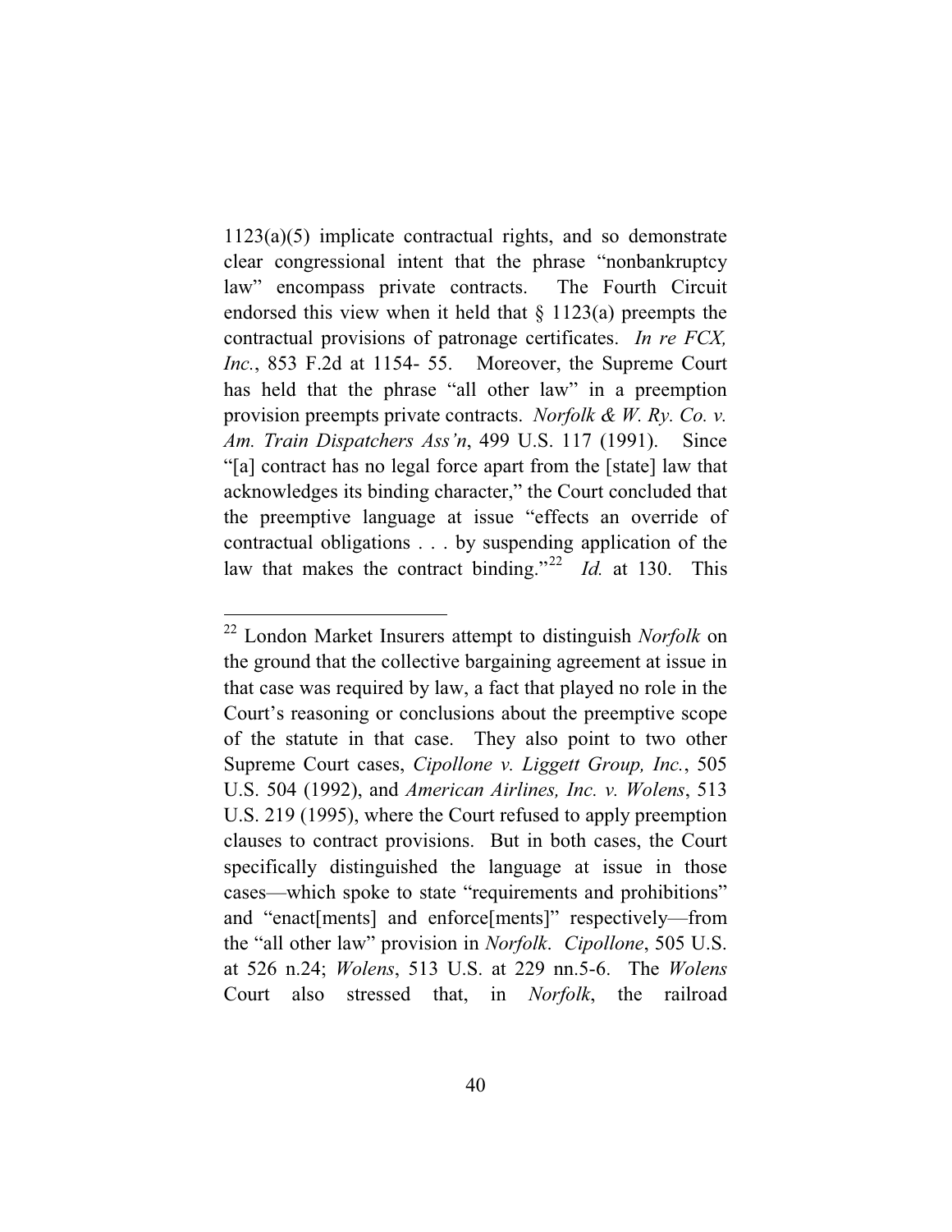1123(a)(5) implicate contractual rights, and so demonstrate clear congressional intent that the phrase "nonbankruptcy law" encompass private contracts. The Fourth Circuit endorsed this view when it held that § 1123(a) preempts the contractual provisions of patronage certificates. *In re FCX, Inc.*, 853 F.2d at 1154- 55. Moreover, the Supreme Court has held that the phrase "all other law" in a preemption provision preempts private contracts. *Norfolk & W. Ry. Co. v. Am. Train Dispatchers Ass'n*, 499 U.S. 117 (1991). Since "[a] contract has no legal force apart from the [state] law that acknowledges its binding character," the Court concluded that the preemptive language at issue "effects an override of contractual obligations . . . by suspending application of the law that makes the contract binding."[22] *Id.* at 130. This

---

[22] London Market Insurers attempt to distinguish *Norfolk* on the ground that the collective bargaining agreement at issue in that case was required by law, a fact that played no role in the Court's reasoning or conclusions about the preemptive scope of the statute in that case. They also point to two other Supreme Court cases, *Cipollone v. Liggett Group, Inc.*, 505 U.S. 504 (1992), and *American Airlines, Inc. v. Wolens*, 513 U.S. 219 (1995), where the Court refused to apply preemption clauses to contract provisions. But in both cases, the Court specifically distinguished the language at issue in those cases—which spoke to state "requirements and prohibitions" and "enact[ments] and enforce[ments]" respectively—from the "all other law" provision in *Norfolk*. *Cipollone*, 505 U.S. at 526 n.24; *Wolens*, 513 U.S. at 229 nn.5-6. The *Wolens* Court also stressed that, in *Norfolk*, the railroad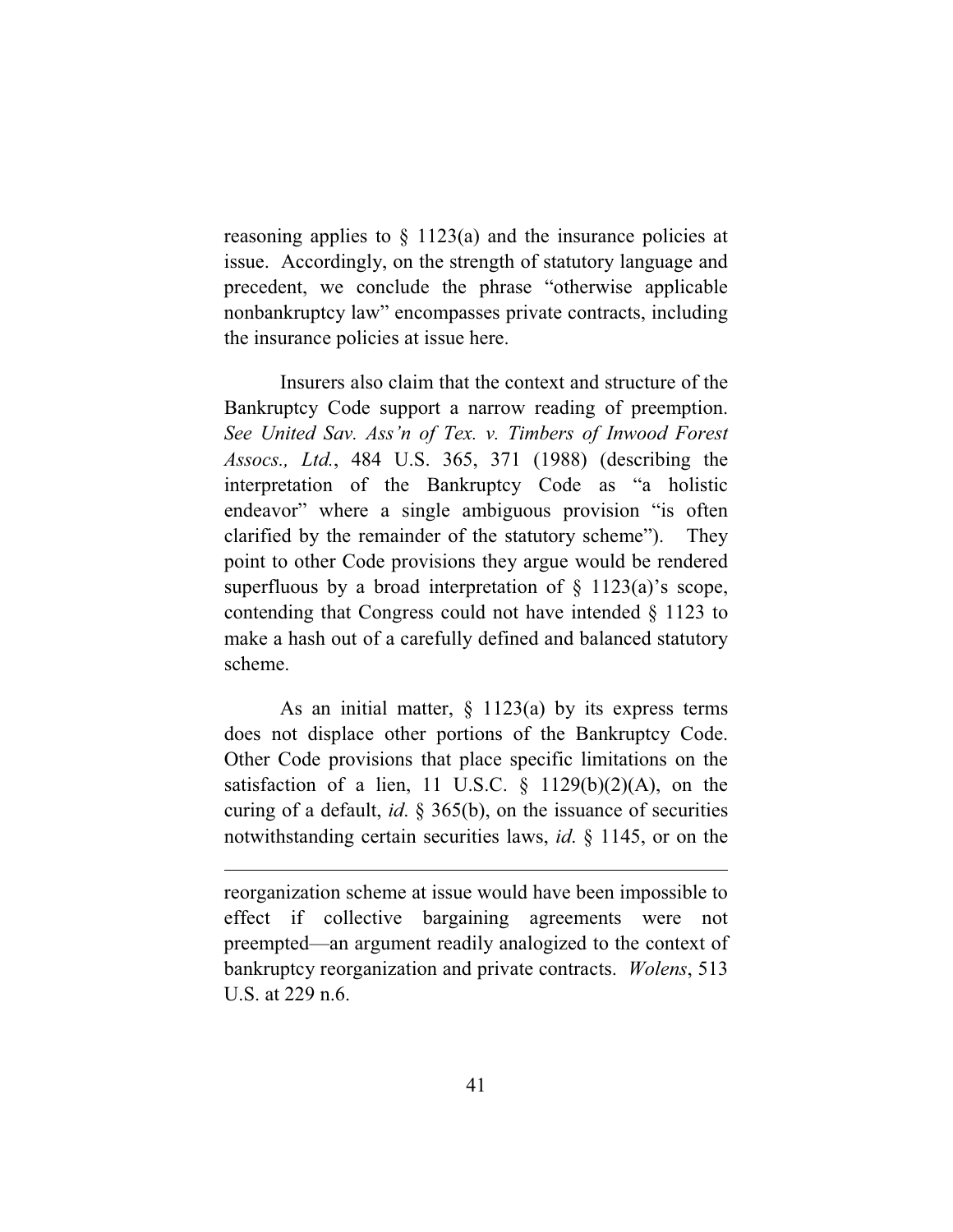reasoning applies to § 1123(a) and the insurance policies at issue. Accordingly, on the strength of statutory language and precedent, we conclude the phrase "otherwise applicable nonbankruptcy law" encompasses private contracts, including the insurance policies at issue here.

Insurers also claim that the context and structure of the Bankruptcy Code support a narrow reading of preemption. *See United Sav. Ass'n of Tex. v. Timbers of Inwood Forest Assocs., Ltd.*, 484 U.S. 365, 371 (1988) (describing the interpretation of the Bankruptcy Code as "a holistic endeavor" where a single ambiguous provision "is often clarified by the remainder of the statutory scheme"). They point to other Code provisions they argue would be rendered superfluous by a broad interpretation of § 1123(a)'s scope, contending that Congress could not have intended § 1123 to make a hash out of a carefully defined and balanced statutory scheme.

As an initial matter, § 1123(a) by its express terms does not displace other portions of the Bankruptcy Code. Other Code provisions that place specific limitations on the satisfaction of a lien, 11 U.S.C. § 1129(b)(2)(A), on the curing of a default, *id.* § 365(b), on the issuance of securities notwithstanding certain securities laws, *id.* § 1145, or on the

---

reorganization scheme at issue would have been impossible to effect if collective bargaining agreements were not preempted—an argument readily analogized to the context of bankruptcy reorganization and private contracts. *Wolens*, 513 U.S. at 229 n.6.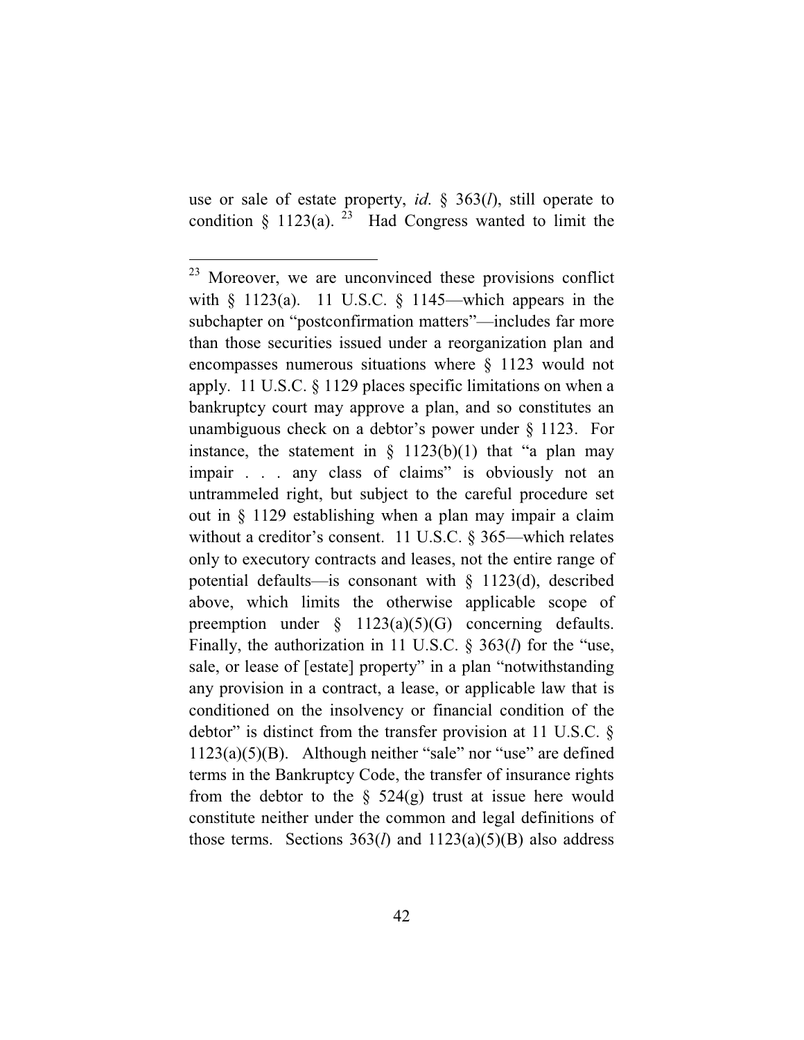use or sale of estate property, *id.* § 363(*l*), still operate to condition § 1123(a).[23] Had Congress wanted to limit the

---

[23] Moreover, we are unconvinced these provisions conflict with § 1123(a). 11 U.S.C. § 1145—which appears in the subchapter on "postconfirmation matters"—includes far more than those securities issued under a reorganization plan and encompasses numerous situations where § 1123 would not apply. 11 U.S.C. § 1129 places specific limitations on when a bankruptcy court may approve a plan, and so constitutes an unambiguous check on a debtor's power under § 1123. For instance, the statement in § 1123(b)(1) that "a plan may impair . . . any class of claims" is obviously not an untrammeled right, but subject to the careful procedure set out in § 1129 establishing when a plan may impair a claim without a creditor's consent. 11 U.S.C. § 365—which relates only to executory contracts and leases, not the entire range of potential defaults—is consonant with § 1123(d), described above, which limits the otherwise applicable scope of preemption under § 1123(a)(5)(G) concerning defaults. Finally, the authorization in 11 U.S.C. § 363(*l*) for the "use, sale, or lease of [estate] property" in a plan "notwithstanding any provision in a contract, a lease, or applicable law that is conditioned on the insolvency or financial condition of the debtor" is distinct from the transfer provision at 11 U.S.C. § 1123(a)(5)(B). Although neither "sale" nor "use" are defined terms in the Bankruptcy Code, the transfer of insurance rights from the debtor to the § 524(g) trust at issue here would constitute neither under the common and legal definitions of those terms. Sections 363(*l*) and 1123(a)(5)(B) also address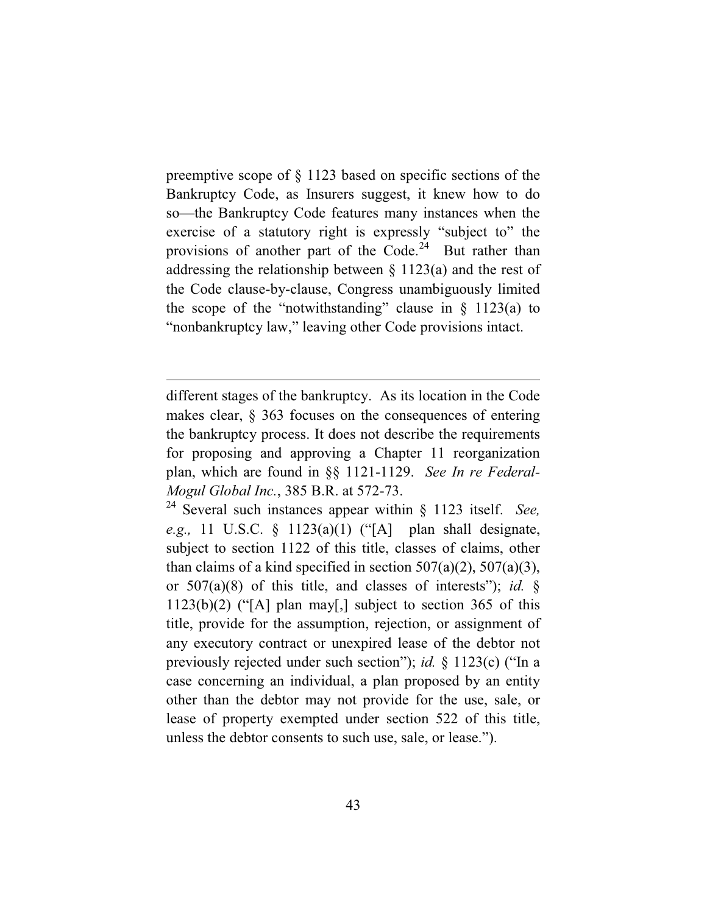preemptive scope of § 1123 based on specific sections of the Bankruptcy Code, as Insurers suggest, it knew how to do so—the Bankruptcy Code features many instances when the exercise of a statutory right is expressly "subject to" the provisions of another part of the Code.[24] But rather than addressing the relationship between § 1123(a) and the rest of the Code clause-by-clause, Congress unambiguously limited the scope of the "notwithstanding" clause in § 1123(a) to "nonbankruptcy law," leaving other Code provisions intact.

---

different stages of the bankruptcy. As its location in the Code makes clear, § 363 focuses on the consequences of entering the bankruptcy process. It does not describe the requirements for proposing and approving a Chapter 11 reorganization plan, which are found in §§ 1121-1129. *See In re Federal-Mogul Global Inc.*, 385 B.R. at 572-73.

[24] Several such instances appear within § 1123 itself. *See, e.g.,* 11 U.S.C. § 1123(a)(1) ("[A] plan shall designate, subject to section 1122 of this title, classes of claims, other than claims of a kind specified in section 507(a)(2), 507(a)(3), or 507(a)(8) of this title, and classes of interests"); *id.* § 1123(b)(2) ("[A] plan may[,] subject to section 365 of this title, provide for the assumption, rejection, or assignment of any executory contract or unexpired lease of the debtor not previously rejected under such section"); *id.* § 1123(c) ("In a case concerning an individual, a plan proposed by an entity other than the debtor may not provide for the use, sale, or lease of property exempted under section 522 of this title, unless the debtor consents to such use, sale, or lease.").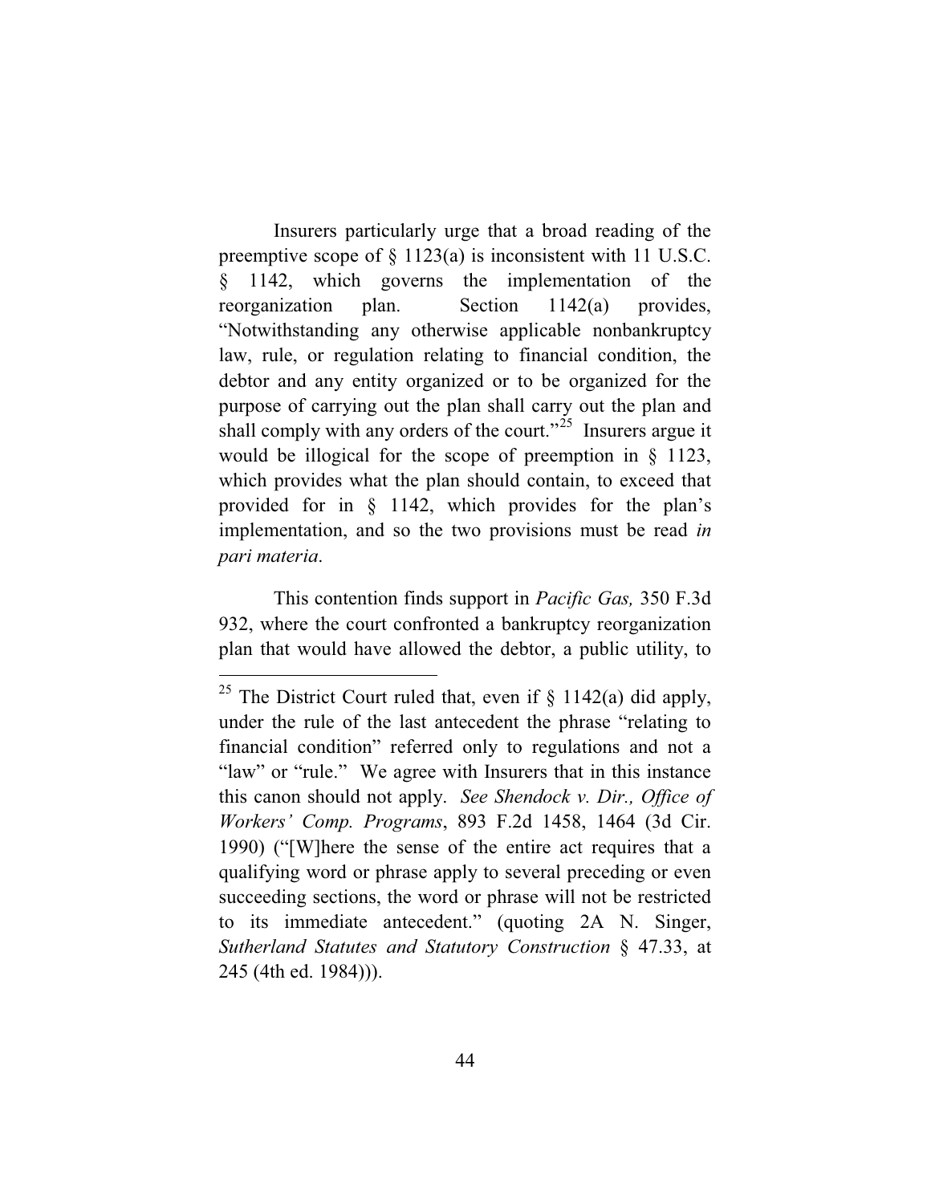Insurers particularly urge that a broad reading of the preemptive scope of § 1123(a) is inconsistent with 11 U.S.C. § 1142, which governs the implementation of the reorganization plan. Section 1142(a) provides, "Notwithstanding any otherwise applicable nonbankruptcy law, rule, or regulation relating to financial condition, the debtor and any entity organized or to be organized for the purpose of carrying out the plan shall carry out the plan and shall comply with any orders of the court."[25] Insurers argue it would be illogical for the scope of preemption in § 1123, which provides what the plan should contain, to exceed that provided for in § 1142, which provides for the plan's implementation, and so the two provisions must be read *in pari materia*.

This contention finds support in *Pacific Gas,* 350 F.3d 932, where the court confronted a bankruptcy reorganization plan that would have allowed the debtor, a public utility, to

---

[25] The District Court ruled that, even if § 1142(a) did apply, under the rule of the last antecedent the phrase "relating to financial condition" referred only to regulations and not a "law" or "rule." We agree with Insurers that in this instance this canon should not apply. *See Shendock v. Dir., Office of Workers' Comp. Programs*, 893 F.2d 1458, 1464 (3d Cir. 1990) ("[W]here the sense of the entire act requires that a qualifying word or phrase apply to several preceding or even succeeding sections, the word or phrase will not be restricted to its immediate antecedent." (quoting 2A N. Singer, *Sutherland Statutes and Statutory Construction* § 47.33, at 245 (4th ed. 1984))).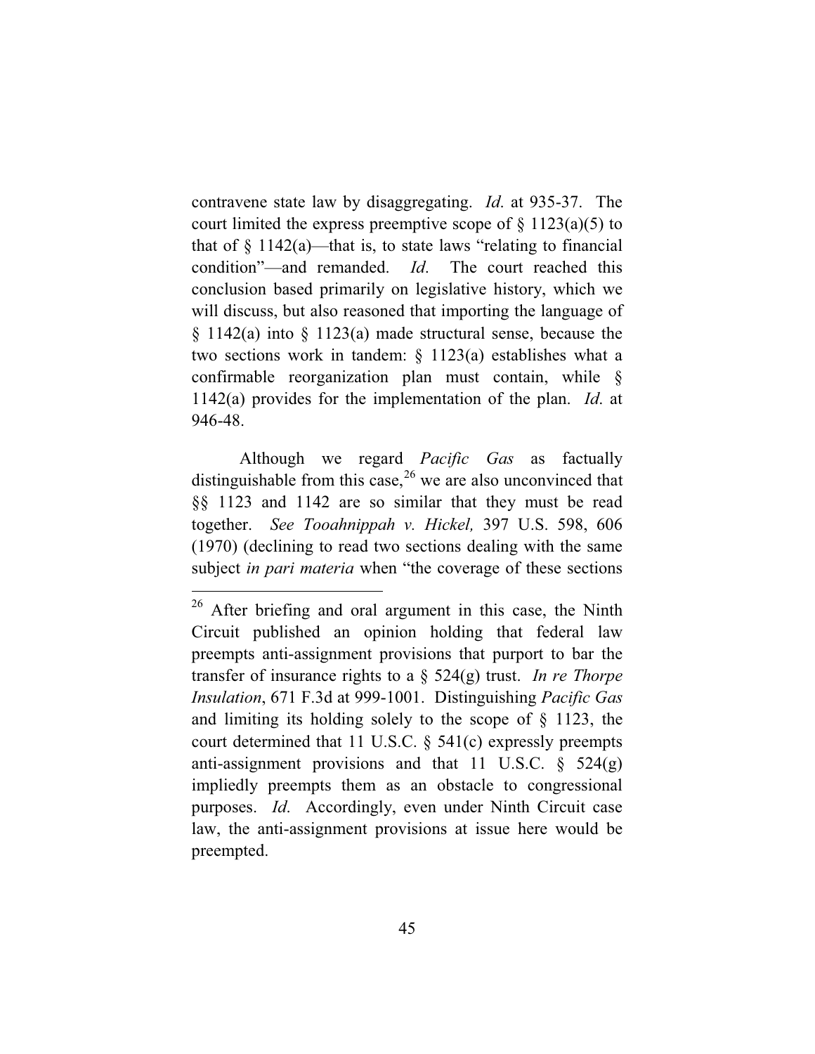contravene state law by disaggregating. *Id.* at 935-37. The court limited the express preemptive scope of § 1123(a)(5) to that of § 1142(a)—that is, to state laws "relating to financial condition"—and remanded. *Id.* The court reached this conclusion based primarily on legislative history, which we will discuss, but also reasoned that importing the language of § 1142(a) into § 1123(a) made structural sense, because the two sections work in tandem: § 1123(a) establishes what a confirmable reorganization plan must contain, while § 1142(a) provides for the implementation of the plan. *Id.* at 946-48.

Although we regard *Pacific Gas* as factually distinguishable from this case,[26] we are also unconvinced that §§ 1123 and 1142 are so similar that they must be read together. *See Tooahnippah v. Hickel,* 397 U.S. 598, 606 (1970) (declining to read two sections dealing with the same subject *in pari materia* when "the coverage of these sections

---

[26] After briefing and oral argument in this case, the Ninth Circuit published an opinion holding that federal law preempts anti-assignment provisions that purport to bar the transfer of insurance rights to a § 524(g) trust. *In re Thorpe Insulation*, 671 F.3d at 999-1001. Distinguishing *Pacific Gas* and limiting its holding solely to the scope of § 1123, the court determined that 11 U.S.C. § 541(c) expressly preempts anti-assignment provisions and that 11 U.S.C. § 524(g) impliedly preempts them as an obstacle to congressional purposes. *Id.* Accordingly, even under Ninth Circuit case law, the anti-assignment provisions at issue here would be preempted.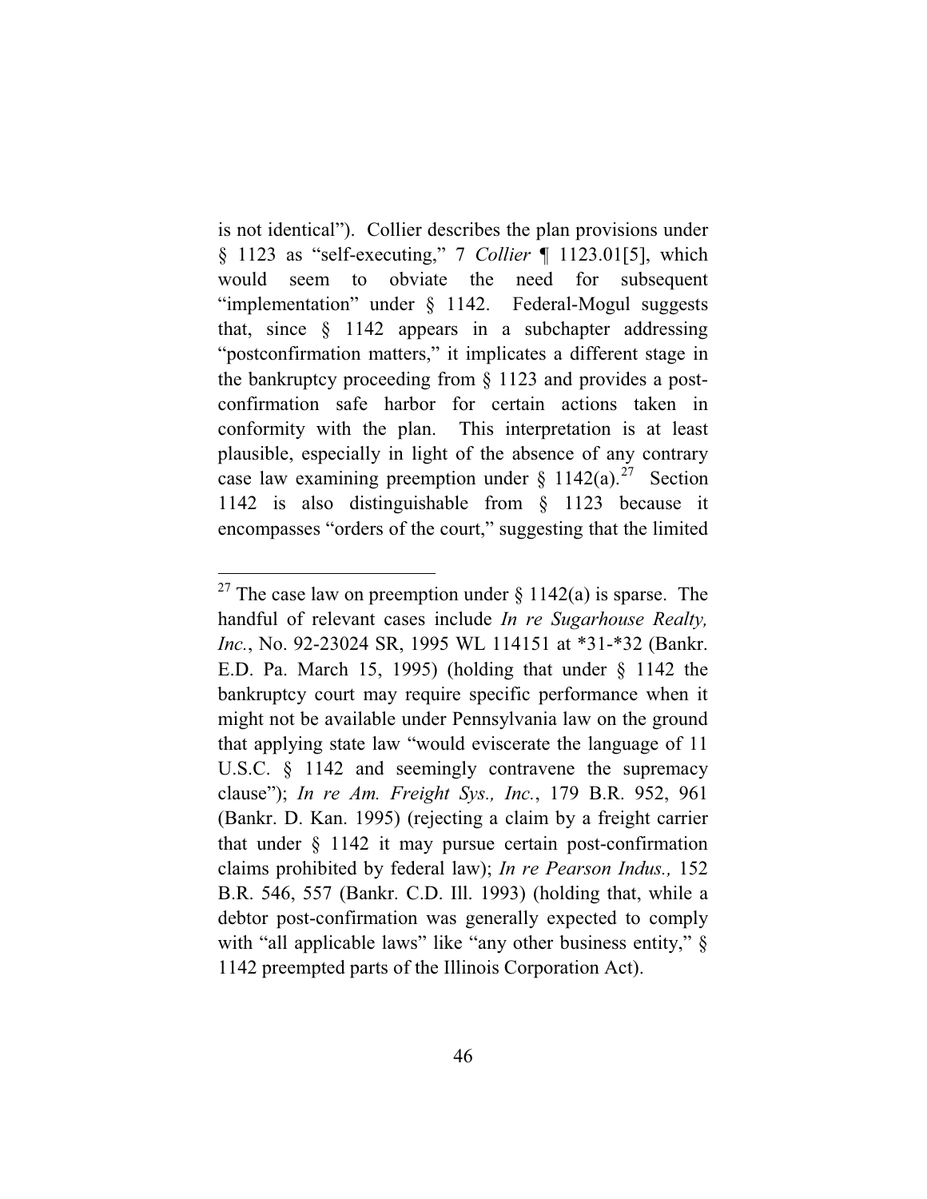is not identical"). Collier describes the plan provisions under § 1123 as "self-executing," 7 *Collier* ¶ 1123.01[5], which would seem to obviate the need for subsequent "implementation" under § 1142. Federal-Mogul suggests that, since § 1142 appears in a subchapter addressing "postconfirmation matters," it implicates a different stage in the bankruptcy proceeding from § 1123 and provides a post-confirmation safe harbor for certain actions taken in conformity with the plan. This interpretation is at least plausible, especially in light of the absence of any contrary case law examining preemption under § 1142(a).[27] Section 1142 is also distinguishable from § 1123 because it encompasses "orders of the court," suggesting that the limited

---

[27] The case law on preemption under § 1142(a) is sparse. The handful of relevant cases include *In re Sugarhouse Realty, Inc.*, No. 92-23024 SR, 1995 WL 114151 at *31-*32 (Bankr. E.D. Pa. March 15, 1995) (holding that under § 1142 the bankruptcy court may require specific performance when it might not be available under Pennsylvania law on the ground that applying state law "would eviscerate the language of 11 U.S.C. § 1142 and seemingly contravene the supremacy clause"); *In re Am. Freight Sys., Inc.*, 179 B.R. 952, 961 (Bankr. D. Kan. 1995) (rejecting a claim by a freight carrier that under § 1142 it may pursue certain post-confirmation claims prohibited by federal law); *In re Pearson Indus.,* 152 B.R. 546, 557 (Bankr. C.D. Ill. 1993) (holding that, while a debtor post-confirmation was generally expected to comply with "all applicable laws" like "any other business entity," § 1142 preempted parts of the Illinois Corporation Act).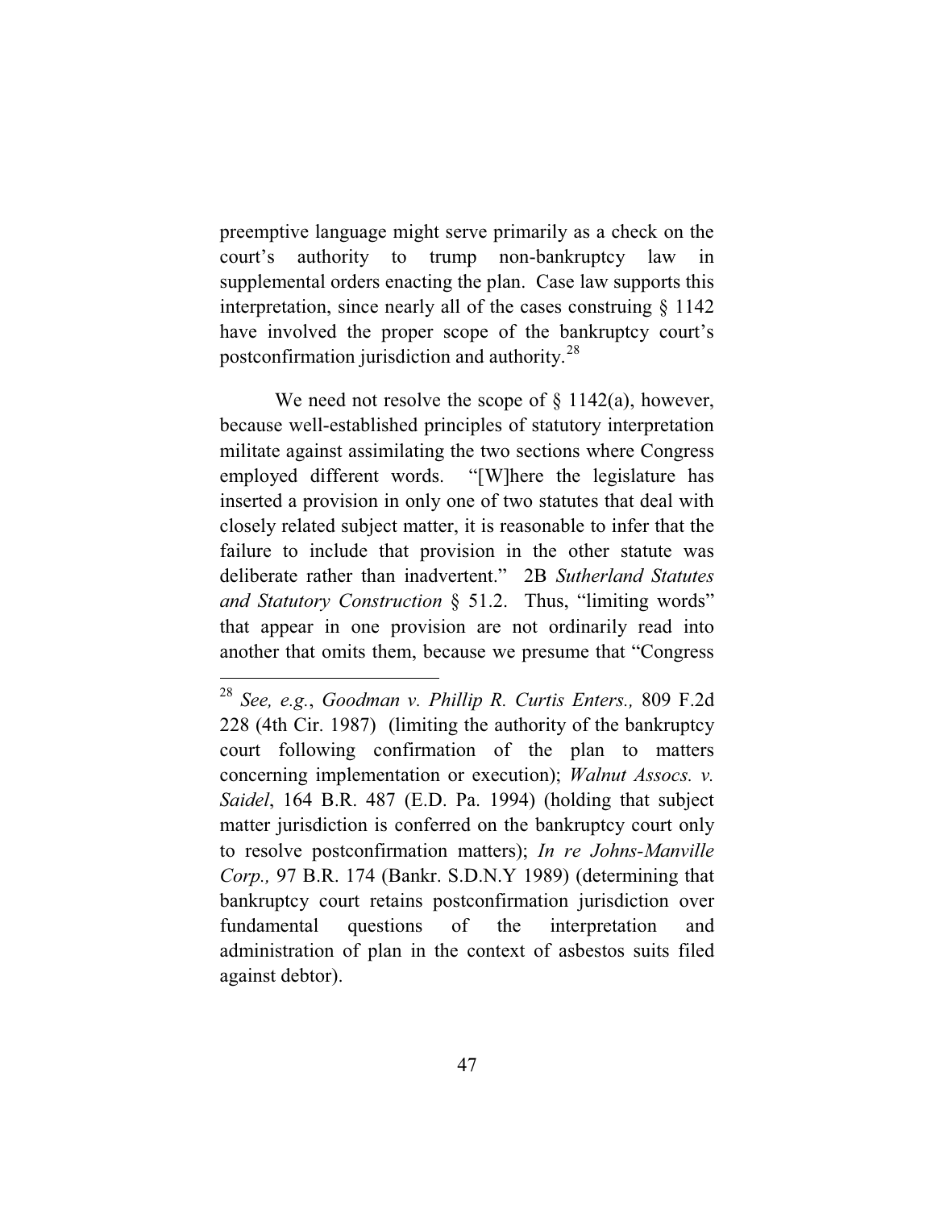preemptive language might serve primarily as a check on the court's authority to trump non-bankruptcy law in supplemental orders enacting the plan. Case law supports this interpretation, since nearly all of the cases construing § 1142 have involved the proper scope of the bankruptcy court's postconfirmation jurisdiction and authority.[28]

We need not resolve the scope of § 1142(a), however, because well-established principles of statutory interpretation militate against assimilating the two sections where Congress employed different words. "[W]here the legislature has inserted a provision in only one of two statutes that deal with closely related subject matter, it is reasonable to infer that the failure to include that provision in the other statute was deliberate rather than inadvertent." 2B *Sutherland Statutes and Statutory Construction* § 51.2. Thus, "limiting words" that appear in one provision are not ordinarily read into another that omits them, because we presume that "Congress

---

[28] *See, e.g.*, *Goodman v. Phillip R. Curtis Enters.,* 809 F.2d 228 (4th Cir. 1987) (limiting the authority of the bankruptcy court following confirmation of the plan to matters concerning implementation or execution); *Walnut Assocs. v. Saidel*, 164 B.R. 487 (E.D. Pa. 1994) (holding that subject matter jurisdiction is conferred on the bankruptcy court only to resolve postconfirmation matters); *In re Johns-Manville Corp.,* 97 B.R. 174 (Bankr. S.D.N.Y 1989) (determining that bankruptcy court retains postconfirmation jurisdiction over fundamental questions of the interpretation and administration of plan in the context of asbestos suits filed against debtor).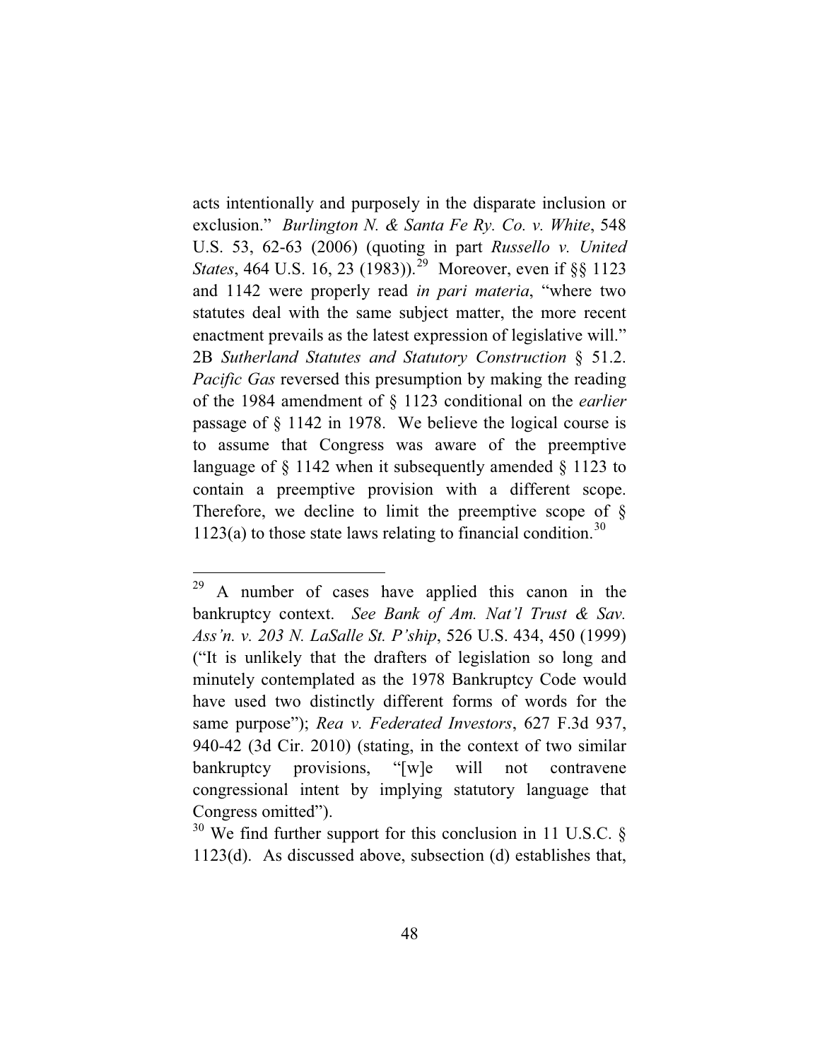acts intentionally and purposely in the disparate inclusion or exclusion." *Burlington N. & Santa Fe Ry. Co. v. White*, 548 U.S. 53, 62-63 (2006) (quoting in part *Russello v. United States*, 464 U.S. 16, 23 (1983)).[29] Moreover, even if §§ 1123 and 1142 were properly read *in pari materia*, "where two statutes deal with the same subject matter, the more recent enactment prevails as the latest expression of legislative will." 2B *Sutherland Statutes and Statutory Construction* § 51.2. *Pacific Gas* reversed this presumption by making the reading of the 1984 amendment of § 1123 conditional on the *earlier* passage of § 1142 in 1978. We believe the logical course is to assume that Congress was aware of the preemptive language of § 1142 when it subsequently amended § 1123 to contain a preemptive provision with a different scope. Therefore, we decline to limit the preemptive scope of § 1123(a) to those state laws relating to financial condition.[30]

---

[29] A number of cases have applied this canon in the bankruptcy context. *See Bank of Am. Nat'l Trust & Sav. Ass'n. v. 203 N. LaSalle St. P'ship*, 526 U.S. 434, 450 (1999) ("It is unlikely that the drafters of legislation so long and minutely contemplated as the 1978 Bankruptcy Code would have used two distinctly different forms of words for the same purpose"); *Rea v. Federated Investors*, 627 F.3d 937, 940-42 (3d Cir. 2010) (stating, in the context of two similar bankruptcy provisions, "[w]e will not contravene congressional intent by implying statutory language that Congress omitted").

[30] We find further support for this conclusion in 11 U.S.C. § 1123(d). As discussed above, subsection (d) establishes that,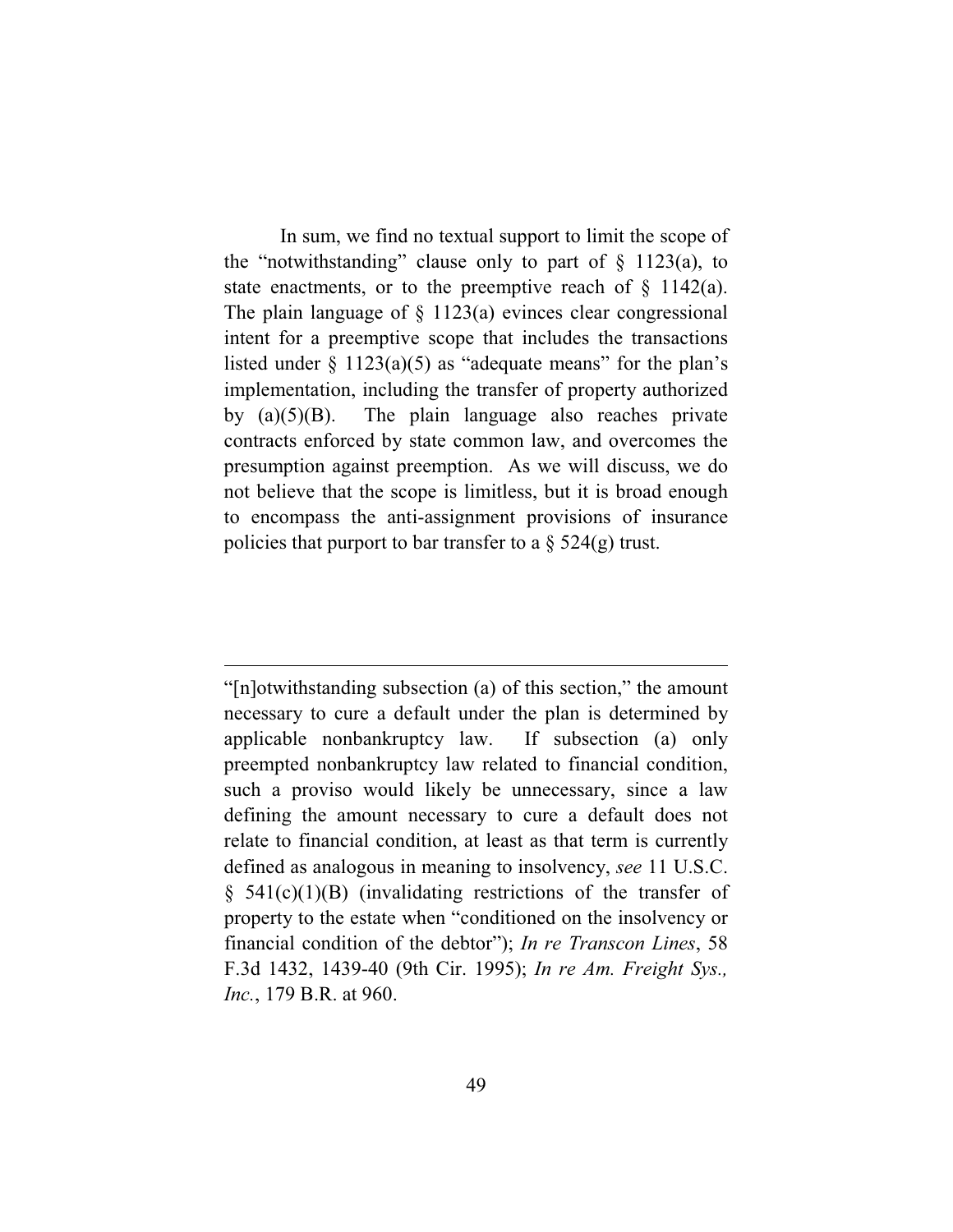In sum, we find no textual support to limit the scope of the "notwithstanding" clause only to part of § 1123(a), to state enactments, or to the preemptive reach of § 1142(a). The plain language of § 1123(a) evinces clear congressional intent for a preemptive scope that includes the transactions listed under § 1123(a)(5) as "adequate means" for the plan's implementation, including the transfer of property authorized by (a)(5)(B). The plain language also reaches private contracts enforced by state common law, and overcomes the presumption against preemption. As we will discuss, we do not believe that the scope is limitless, but it is broad enough to encompass the anti-assignment provisions of insurance policies that purport to bar transfer to a § 524(g) trust.

---

"[n]otwithstanding subsection (a) of this section," the amount necessary to cure a default under the plan is determined by applicable nonbankruptcy law. If subsection (a) only preempted nonbankruptcy law related to financial condition, such a proviso would likely be unnecessary, since a law defining the amount necessary to cure a default does not relate to financial condition, at least as that term is currently defined as analogous in meaning to insolvency, *see* 11 U.S.C. § 541(c)(1)(B) (invalidating restrictions of the transfer of property to the estate when "conditioned on the insolvency or financial condition of the debtor"); *In re Transcon Lines*, 58 F.3d 1432, 1439-40 (9th Cir. 1995); *In re Am. Freight Sys., Inc.*, 179 B.R. at 960.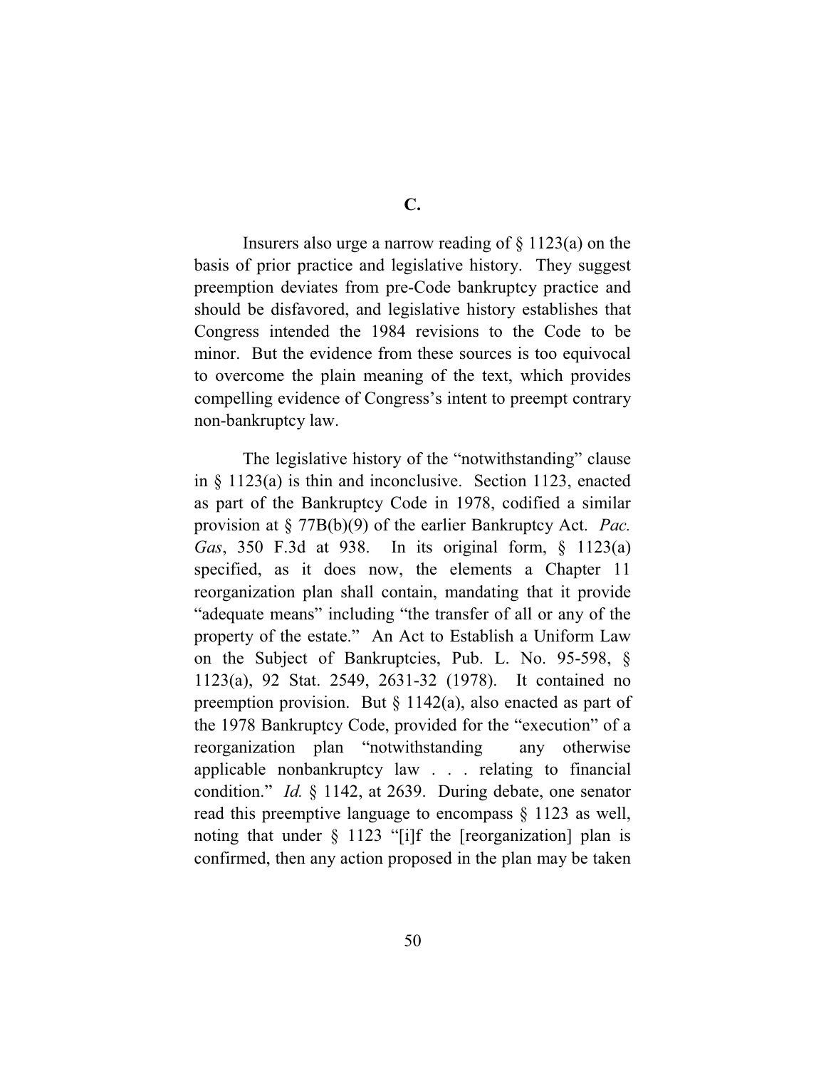### C.

Insurers also urge a narrow reading of § 1123(a) on the basis of prior practice and legislative history. They suggest preemption deviates from pre-Code bankruptcy practice and should be disfavored, and legislative history establishes that Congress intended the 1984 revisions to the Code to be minor. But the evidence from these sources is too equivocal to overcome the plain meaning of the text, which provides compelling evidence of Congress's intent to preempt contrary non-bankruptcy law.

The legislative history of the "notwithstanding" clause in § 1123(a) is thin and inconclusive. Section 1123, enacted as part of the Bankruptcy Code in 1978, codified a similar provision at § 77B(b)(9) of the earlier Bankruptcy Act. *Pac. Gas*, 350 F.3d at 938. In its original form, § 1123(a) specified, as it does now, the elements a Chapter 11 reorganization plan shall contain, mandating that it provide "adequate means" including "the transfer of all or any of the property of the estate." An Act to Establish a Uniform Law on the Subject of Bankruptcies, Pub. L. No. 95-598, § 1123(a), 92 Stat. 2549, 2631-32 (1978). It contained no preemption provision. But § 1142(a), also enacted as part of the 1978 Bankruptcy Code, provided for the "execution" of a reorganization plan "notwithstanding any otherwise applicable nonbankruptcy law . . . relating to financial condition." *Id.* § 1142, at 2639. During debate, one senator read this preemptive language to encompass § 1123 as well, noting that under § 1123 "[i]f the [reorganization] plan is confirmed, then any action proposed in the plan may be taken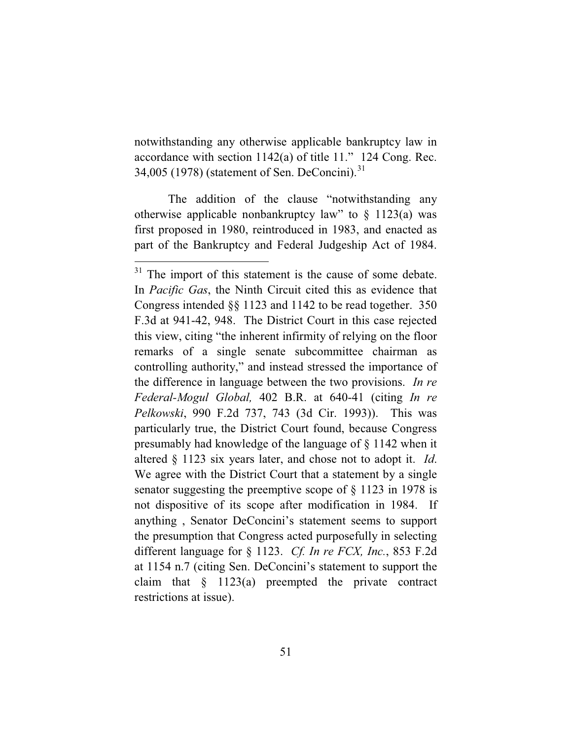notwithstanding any otherwise applicable bankruptcy law in accordance with section 1142(a) of title 11." 124 Cong. Rec. 34,005 (1978) (statement of Sen. DeConcini).[31]

The addition of the clause "notwithstanding any otherwise applicable nonbankruptcy law" to § 1123(a) was first proposed in 1980, reintroduced in 1983, and enacted as part of the Bankruptcy and Federal Judgeship Act of 1984.

---

[31] The import of this statement is the cause of some debate. In *Pacific Gas*, the Ninth Circuit cited this as evidence that Congress intended §§ 1123 and 1142 to be read together. 350 F.3d at 941-42, 948. The District Court in this case rejected this view, citing "the inherent infirmity of relying on the floor remarks of a single senate subcommittee chairman as controlling authority," and instead stressed the importance of the difference in language between the two provisions. *In re Federal-Mogul Global,* 402 B.R. at 640-41 (citing *In re Pelkowski*, 990 F.2d 737, 743 (3d Cir. 1993)). This was particularly true, the District Court found, because Congress presumably had knowledge of the language of § 1142 when it altered § 1123 six years later, and chose not to adopt it. *Id.* We agree with the District Court that a statement by a single senator suggesting the preemptive scope of § 1123 in 1978 is not dispositive of its scope after modification in 1984. If anything , Senator DeConcini's statement seems to support the presumption that Congress acted purposefully in selecting different language for § 1123. *Cf. In re FCX, Inc.*, 853 F.2d at 1154 n.7 (citing Sen. DeConcini's statement to support the claim that § 1123(a) preempted the private contract restrictions at issue).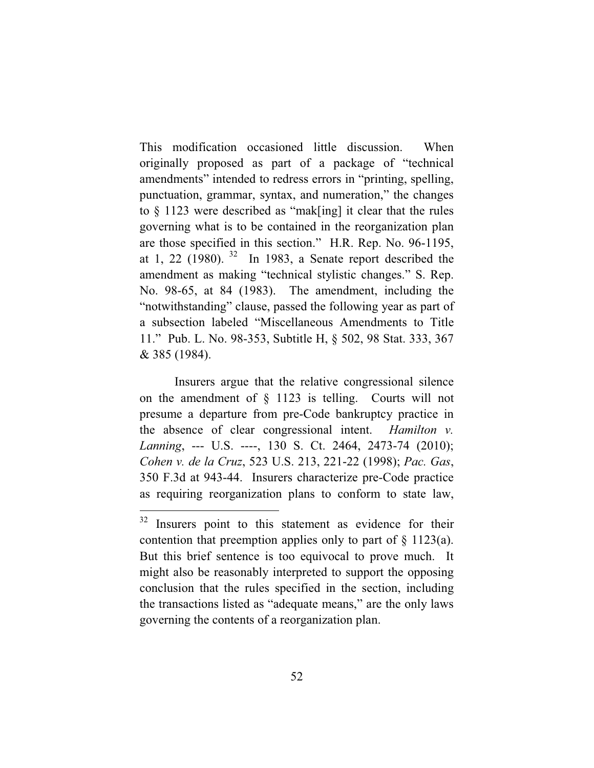This modification occasioned little discussion. When originally proposed as part of a package of "technical amendments" intended to redress errors in "printing, spelling, punctuation, grammar, syntax, and numeration," the changes to § 1123 were described as "mak[ing] it clear that the rules governing what is to be contained in the reorganization plan are those specified in this section." H.R. Rep. No. 96-1195, at 1, 22 (1980).[32] In 1983, a Senate report described the amendment as making "technical stylistic changes." S. Rep. No. 98-65, at 84 (1983). The amendment, including the "notwithstanding" clause, passed the following year as part of a subsection labeled "Miscellaneous Amendments to Title 11." Pub. L. No. 98-353, Subtitle H, § 502, 98 Stat. 333, 367 & 385 (1984).

Insurers argue that the relative congressional silence on the amendment of § 1123 is telling. Courts will not presume a departure from pre-Code bankruptcy practice in the absence of clear congressional intent. *Hamilton v. Lanning*, --- U.S. ----, 130 S. Ct. 2464, 2473-74 (2010); *Cohen v. de la Cruz*, 523 U.S. 213, 221-22 (1998); *Pac. Gas*, 350 F.3d at 943-44. Insurers characterize pre-Code practice as requiring reorganization plans to conform to state law,

[32] Insurers point to this statement as evidence for their contention that preemption applies only to part of § 1123(a). But this brief sentence is too equivocal to prove much. It might also be reasonably interpreted to support the opposing conclusion that the rules specified in the section, including the transactions listed as "adequate means," are the only laws governing the contents of a reorganization plan.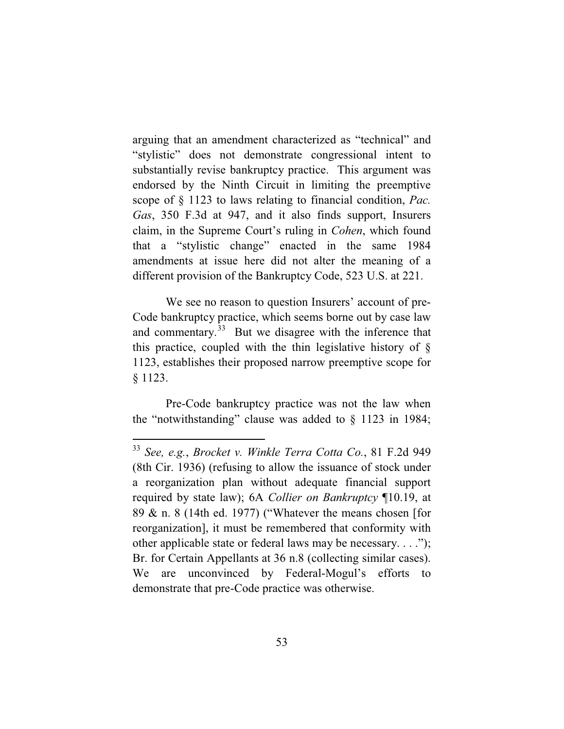arguing that an amendment characterized as "technical" and "stylistic" does not demonstrate congressional intent to substantially revise bankruptcy practice. This argument was endorsed by the Ninth Circuit in limiting the preemptive scope of § 1123 to laws relating to financial condition, *Pac. Gas*, 350 F.3d at 947, and it also finds support, Insurers claim, in the Supreme Court's ruling in *Cohen*, which found that a "stylistic change" enacted in the same 1984 amendments at issue here did not alter the meaning of a different provision of the Bankruptcy Code, 523 U.S. at 221.

We see no reason to question Insurers' account of pre-Code bankruptcy practice, which seems borne out by case law and commentary.[33] But we disagree with the inference that this practice, coupled with the thin legislative history of § 1123, establishes their proposed narrow preemptive scope for § 1123.

Pre-Code bankruptcy practice was not the law when the "notwithstanding" clause was added to § 1123 in 1984;

---

[33] *See, e.g.*, *Brocket v. Winkle Terra Cotta Co.*, 81 F.2d 949 (8th Cir. 1936) (refusing to allow the issuance of stock under a reorganization plan without adequate financial support required by state law); 6A *Collier on Bankruptcy* ¶10.19, at 89 & n. 8 (14th ed. 1977) ("Whatever the means chosen [for reorganization], it must be remembered that conformity with other applicable state or federal laws may be necessary. . . ."); Br. for Certain Appellants at 36 n.8 (collecting similar cases). We are unconvinced by Federal-Mogul's efforts to demonstrate that pre-Code practice was otherwise.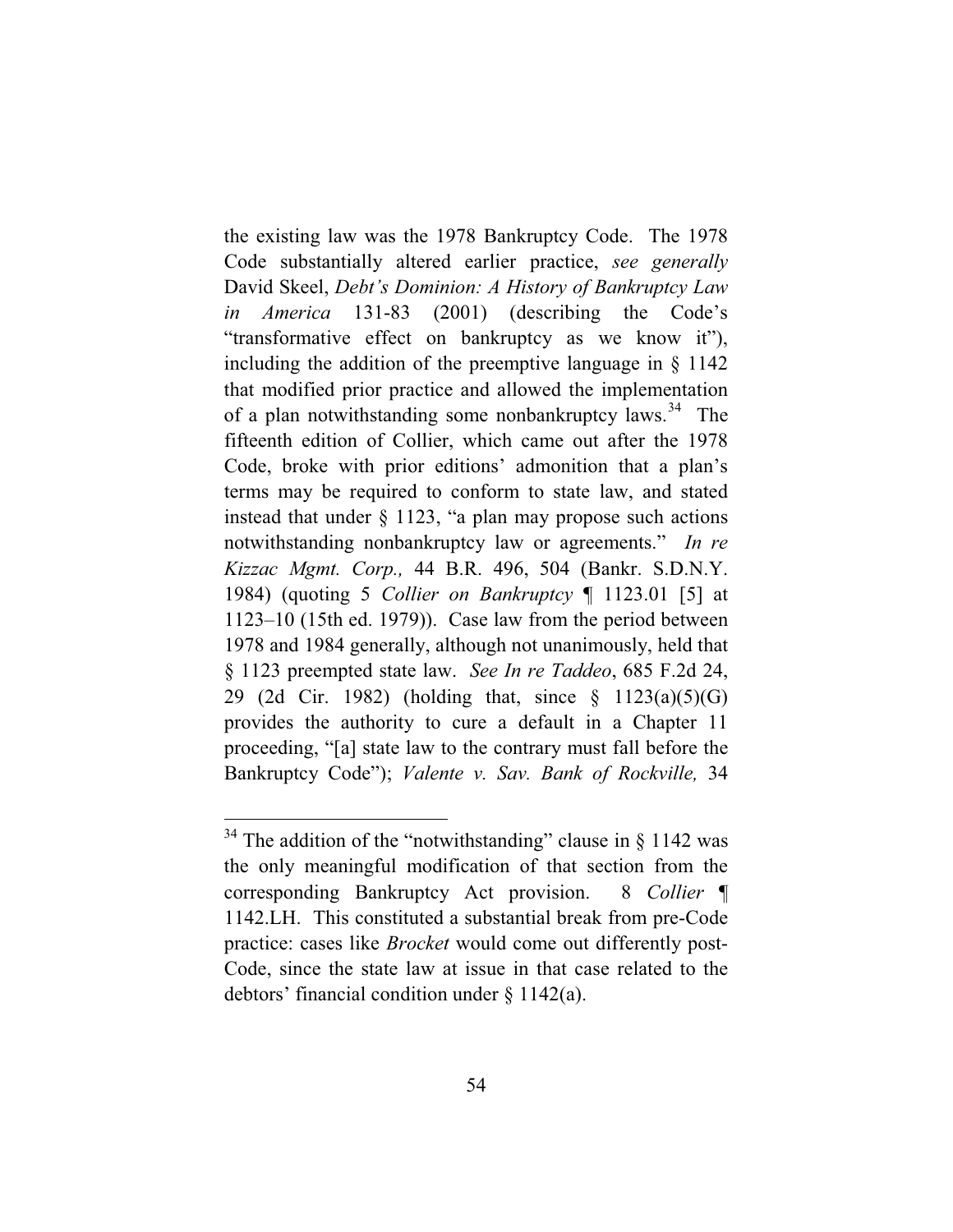the existing law was the 1978 Bankruptcy Code. The 1978 Code substantially altered earlier practice, *see generally* David Skeel, *Debt's Dominion: A History of Bankruptcy Law in America* 131-83 (2001) (describing the Code's "transformative effect on bankruptcy as we know it"), including the addition of the preemptive language in § 1142 that modified prior practice and allowed the implementation of a plan notwithstanding some nonbankruptcy laws.[34] The fifteenth edition of Collier, which came out after the 1978 Code, broke with prior editions' admonition that a plan's terms may be required to conform to state law, and stated instead that under § 1123, "a plan may propose such actions notwithstanding nonbankruptcy law or agreements." *In re Kizzac Mgmt. Corp.,* 44 B.R. 496, 504 (Bankr. S.D.N.Y. 1984) (quoting 5 *Collier on Bankruptcy* ¶ 1123.01 [5] at 1123–10 (15th ed. 1979)). Case law from the period between 1978 and 1984 generally, although not unanimously, held that § 1123 preempted state law. *See In re Taddeo*, 685 F.2d 24, 29 (2d Cir. 1982) (holding that, since § 1123(a)(5)(G) provides the authority to cure a default in a Chapter 11 proceeding, "[a] state law to the contrary must fall before the Bankruptcy Code"); *Valente v. Sav. Bank of Rockville,* 34

---

[34] The addition of the "notwithstanding" clause in § 1142 was the only meaningful modification of that section from the corresponding Bankruptcy Act provision. 8 *Collier* ¶ 1142.LH. This constituted a substantial break from pre-Code practice: cases like *Brocket* would come out differently post-Code, since the state law at issue in that case related to the debtors' financial condition under § 1142(a).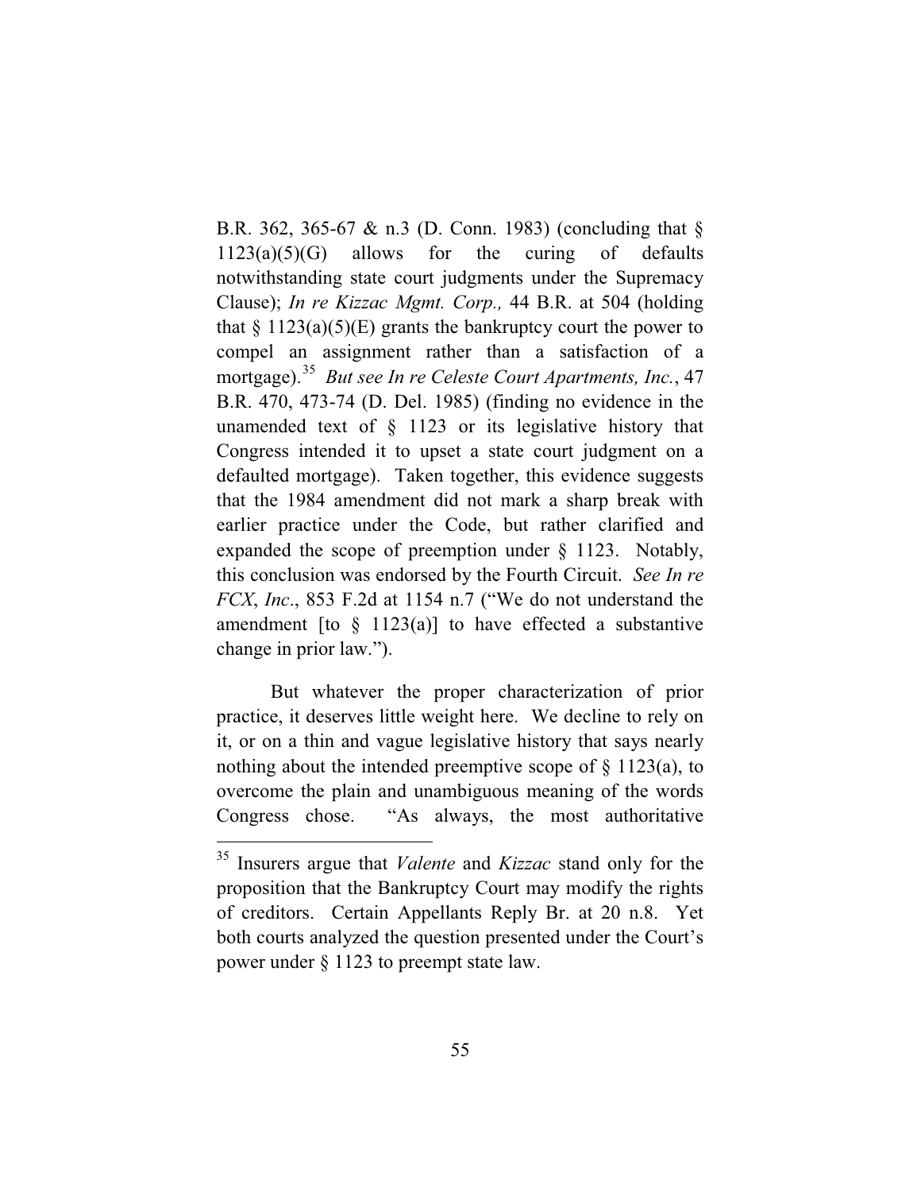B.R. 362, 365-67 & n.3 (D. Conn. 1983) (concluding that § 1123(a)(5)(G) allows for the curing of defaults notwithstanding state court judgments under the Supremacy Clause); *In re Kizzac Mgmt. Corp.,* 44 B.R. at 504 (holding that § 1123(a)(5)(E) grants the bankruptcy court the power to compel an assignment rather than a satisfaction of a mortgage).[35] *But see In re Celeste Court Apartments, Inc.*, 47 B.R. 470, 473-74 (D. Del. 1985) (finding no evidence in the unamended text of § 1123 or its legislative history that Congress intended it to upset a state court judgment on a defaulted mortgage). Taken together, this evidence suggests that the 1984 amendment did not mark a sharp break with earlier practice under the Code, but rather clarified and expanded the scope of preemption under § 1123. Notably, this conclusion was endorsed by the Fourth Circuit. *See In re FCX*, *Inc*., 853 F.2d at 1154 n.7 ("We do not understand the amendment [to § 1123(a)] to have effected a substantive change in prior law.").

But whatever the proper characterization of prior practice, it deserves little weight here. We decline to rely on it, or on a thin and vague legislative history that says nearly nothing about the intended preemptive scope of § 1123(a), to overcome the plain and unambiguous meaning of the words Congress chose. "As always, the most authoritative

---

[35] Insurers argue that *Valente* and *Kizzac* stand only for the proposition that the Bankruptcy Court may modify the rights of creditors. Certain Appellants Reply Br. at 20 n.8. Yet both courts analyzed the question presented under the Court's power under § 1123 to preempt state law.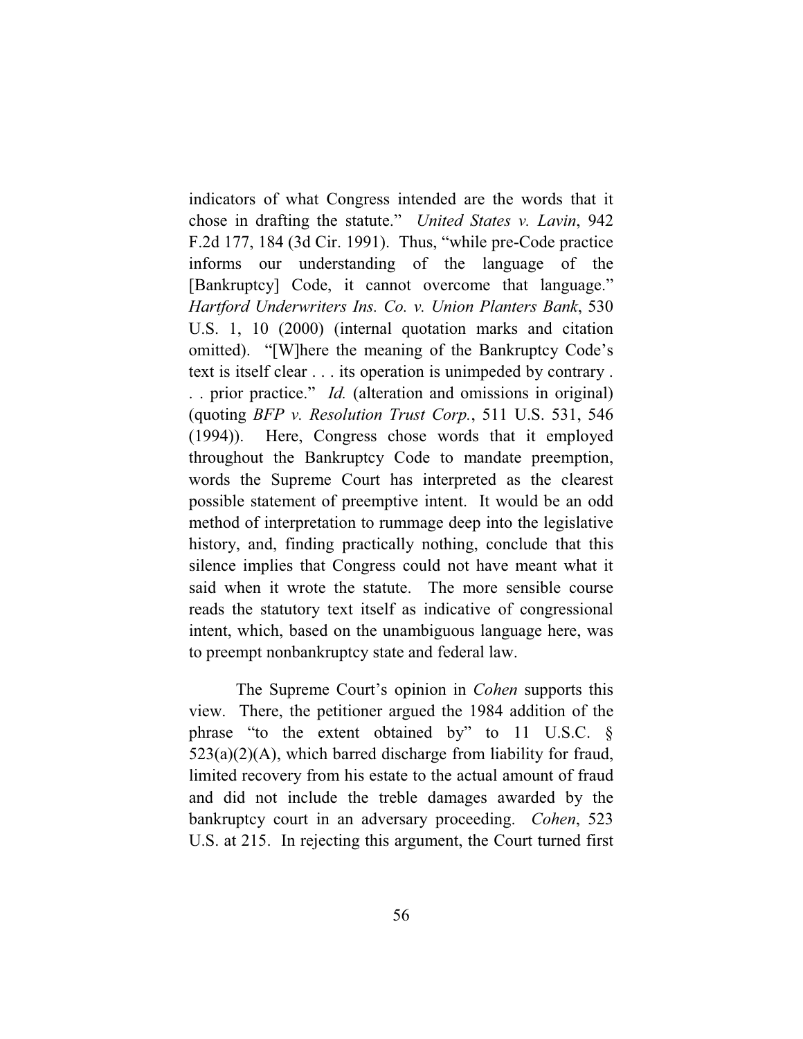indicators of what Congress intended are the words that it chose in drafting the statute." *United States v. Lavin*, 942 F.2d 177, 184 (3d Cir. 1991). Thus, "while pre-Code practice informs our understanding of the language of the [Bankruptcy] Code, it cannot overcome that language." *Hartford Underwriters Ins. Co. v. Union Planters Bank*, 530 U.S. 1, 10 (2000) (internal quotation marks and citation omitted). "[W]here the meaning of the Bankruptcy Code's text is itself clear . . . its operation is unimpeded by contrary . . . prior practice." *Id.* (alteration and omissions in original) (quoting *BFP v. Resolution Trust Corp.*, 511 U.S. 531, 546 (1994)). Here, Congress chose words that it employed throughout the Bankruptcy Code to mandate preemption, words the Supreme Court has interpreted as the clearest possible statement of preemptive intent. It would be an odd method of interpretation to rummage deep into the legislative history, and, finding practically nothing, conclude that this silence implies that Congress could not have meant what it said when it wrote the statute. The more sensible course reads the statutory text itself as indicative of congressional intent, which, based on the unambiguous language here, was to preempt nonbankruptcy state and federal law.

The Supreme Court's opinion in *Cohen* supports this view. There, the petitioner argued the 1984 addition of the phrase "to the extent obtained by" to 11 U.S.C. § 523(a)(2)(A), which barred discharge from liability for fraud, limited recovery from his estate to the actual amount of fraud and did not include the treble damages awarded by the bankruptcy court in an adversary proceeding. *Cohen*, 523 U.S. at 215. In rejecting this argument, the Court turned first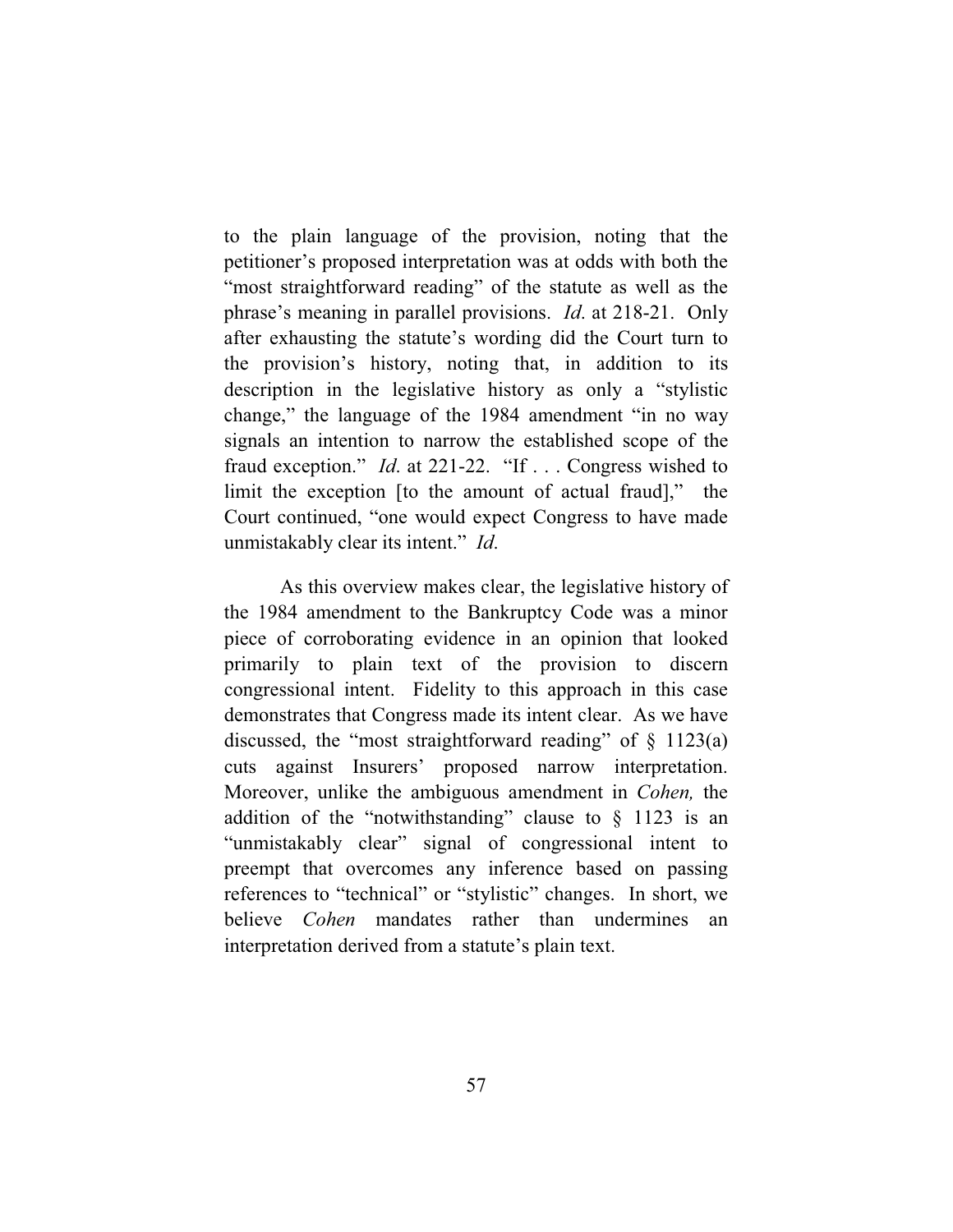to the plain language of the provision, noting that the petitioner's proposed interpretation was at odds with both the "most straightforward reading" of the statute as well as the phrase's meaning in parallel provisions. *Id.* at 218-21. Only after exhausting the statute's wording did the Court turn to the provision's history, noting that, in addition to its description in the legislative history as only a "stylistic change," the language of the 1984 amendment "in no way signals an intention to narrow the established scope of the fraud exception." *Id.* at 221-22. "If . . . Congress wished to limit the exception [to the amount of actual fraud]," the Court continued, "one would expect Congress to have made unmistakably clear its intent." *Id.*

As this overview makes clear, the legislative history of the 1984 amendment to the Bankruptcy Code was a minor piece of corroborating evidence in an opinion that looked primarily to plain text of the provision to discern congressional intent. Fidelity to this approach in this case demonstrates that Congress made its intent clear. As we have discussed, the "most straightforward reading" of § 1123(a) cuts against Insurers' proposed narrow interpretation. Moreover, unlike the ambiguous amendment in *Cohen,* the addition of the "notwithstanding" clause to § 1123 is an "unmistakably clear" signal of congressional intent to preempt that overcomes any inference based on passing references to "technical" or "stylistic" changes. In short, we believe *Cohen* mandates rather than undermines an interpretation derived from a statute's plain text.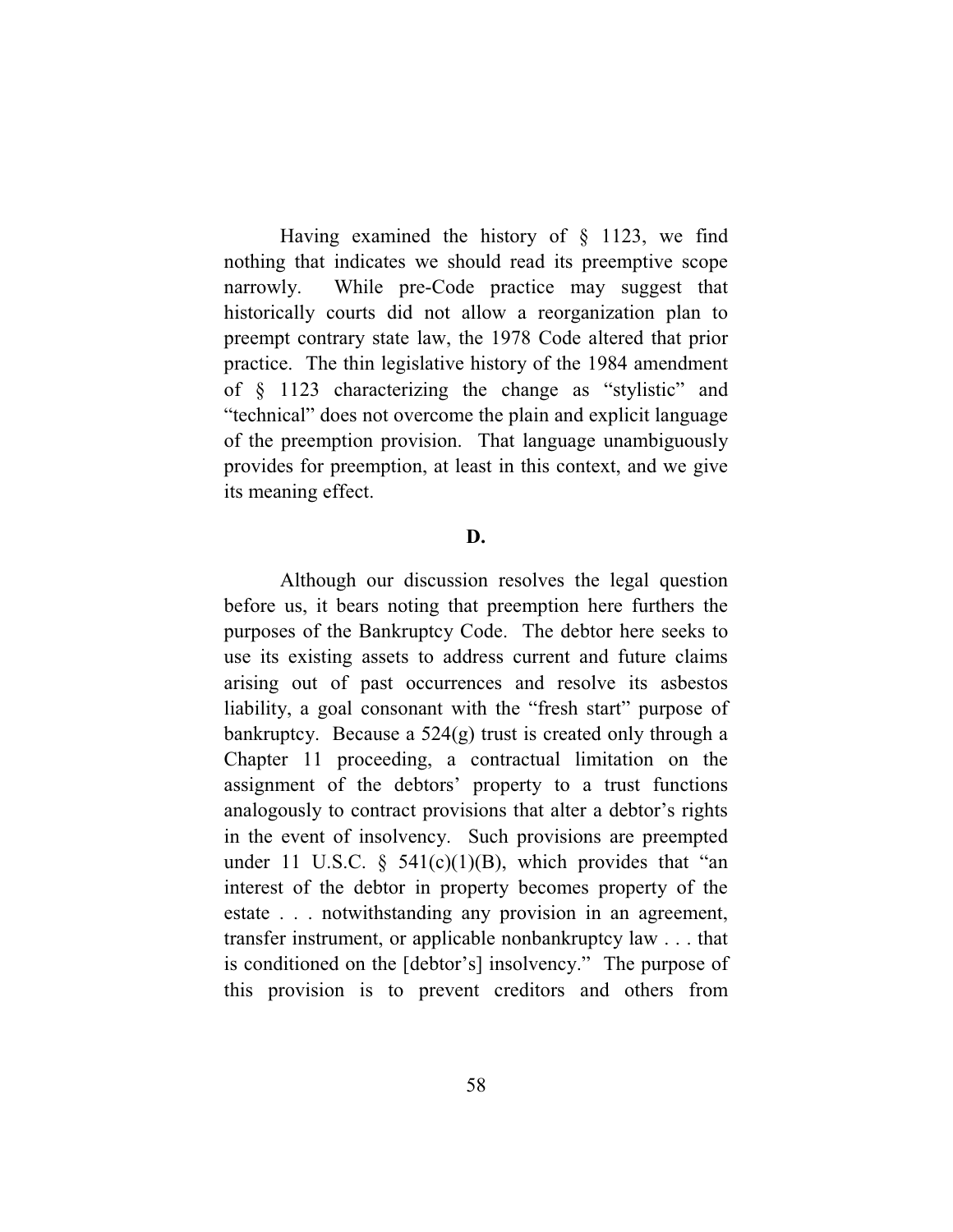Having examined the history of § 1123, we find nothing that indicates we should read its preemptive scope narrowly. While pre-Code practice may suggest that historically courts did not allow a reorganization plan to preempt contrary state law, the 1978 Code altered that prior practice. The thin legislative history of the 1984 amendment of § 1123 characterizing the change as "stylistic" and "technical" does not overcome the plain and explicit language of the preemption provision. That language unambiguously provides for preemption, at least in this context, and we give its meaning effect.

### D.

Although our discussion resolves the legal question before us, it bears noting that preemption here furthers the purposes of the Bankruptcy Code. The debtor here seeks to use its existing assets to address current and future claims arising out of past occurrences and resolve its asbestos liability, a goal consonant with the "fresh start" purpose of bankruptcy. Because a 524(g) trust is created only through a Chapter 11 proceeding, a contractual limitation on the assignment of the debtors' property to a trust functions analogously to contract provisions that alter a debtor's rights in the event of insolvency. Such provisions are preempted under 11 U.S.C. § 541(c)(1)(B), which provides that "an interest of the debtor in property becomes property of the estate . . . notwithstanding any provision in an agreement, transfer instrument, or applicable nonbankruptcy law . . . that is conditioned on the [debtor's] insolvency." The purpose of this provision is to prevent creditors and others from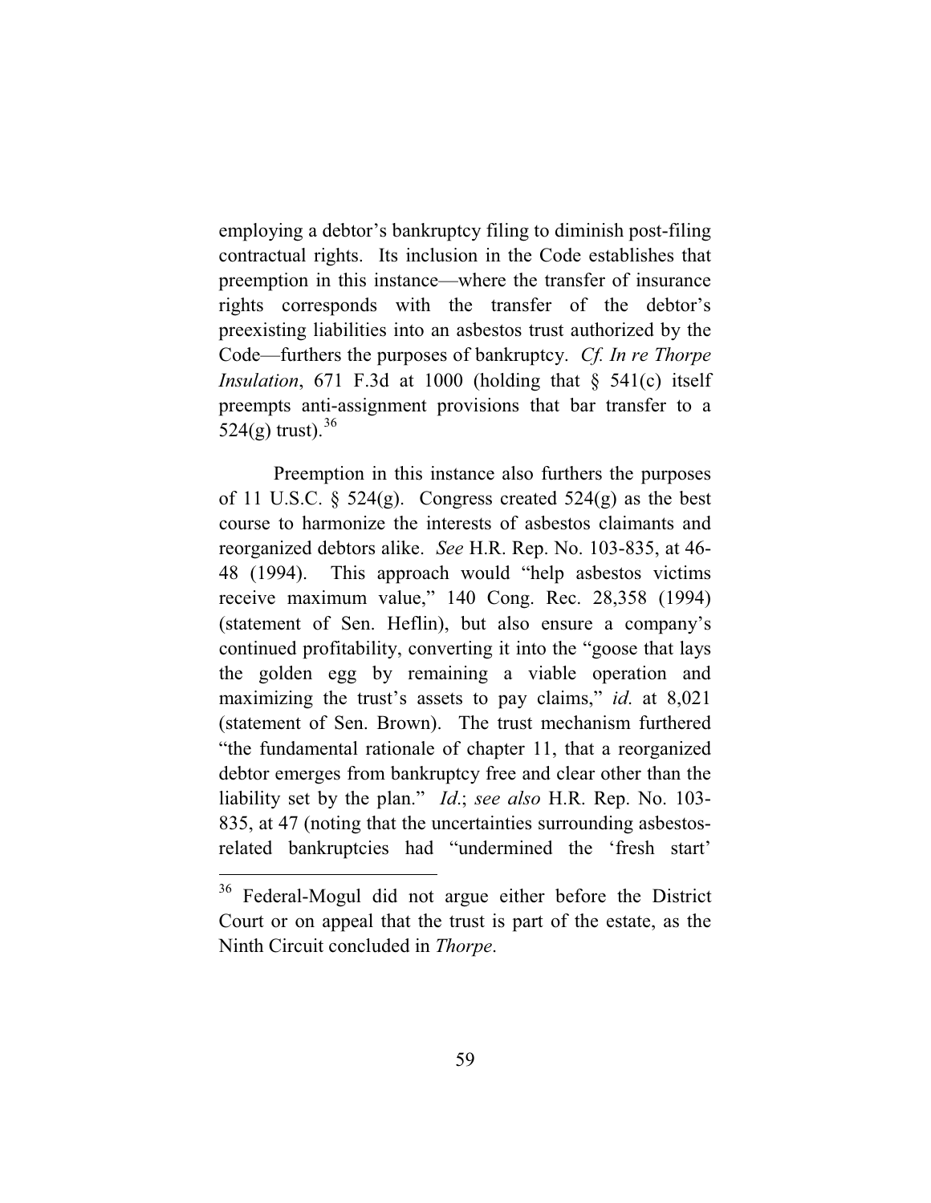employing a debtor's bankruptcy filing to diminish post-filing contractual rights. Its inclusion in the Code establishes that preemption in this instance—where the transfer of insurance rights corresponds with the transfer of the debtor's preexisting liabilities into an asbestos trust authorized by the Code—furthers the purposes of bankruptcy. *Cf. In re Thorpe Insulation*, 671 F.3d at 1000 (holding that § 541(c) itself preempts anti-assignment provisions that bar transfer to a 524(g) trust).[36]

Preemption in this instance also furthers the purposes of 11 U.S.C. § 524(g). Congress created 524(g) as the best course to harmonize the interests of asbestos claimants and reorganized debtors alike. *See* H.R. Rep. No. 103-835, at 46-48 (1994). This approach would "help asbestos victims receive maximum value," 140 Cong. Rec. 28,358 (1994) (statement of Sen. Heflin), but also ensure a company's continued profitability, converting it into the "goose that lays the golden egg by remaining a viable operation and maximizing the trust's assets to pay claims," *id.* at 8,021 (statement of Sen. Brown). The trust mechanism furthered "the fundamental rationale of chapter 11, that a reorganized debtor emerges from bankruptcy free and clear other than the liability set by the plan." *Id.*; *see also* H.R. Rep. No. 103-835, at 47 (noting that the uncertainties surrounding asbestos-related bankruptcies had "undermined the 'fresh start'

[36] Federal-Mogul did not argue either before the District Court or on appeal that the trust is part of the estate, as the Ninth Circuit concluded in *Thorpe*.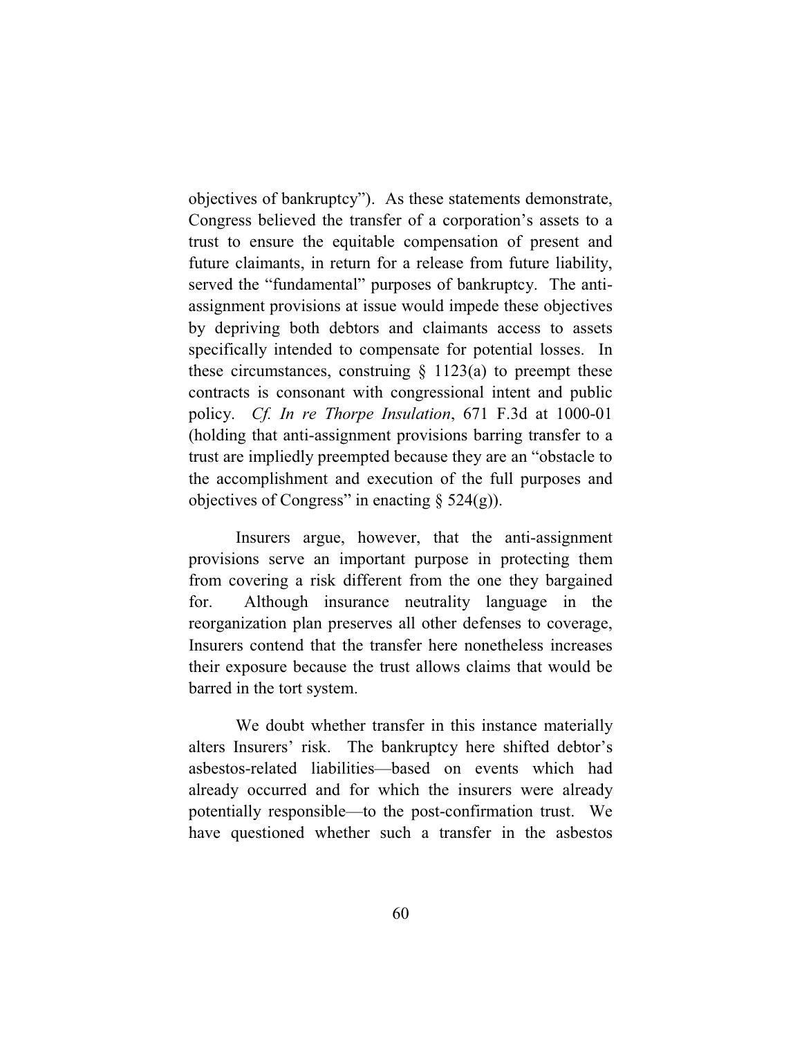objectives of bankruptcy"). As these statements demonstrate, Congress believed the transfer of a corporation's assets to a trust to ensure the equitable compensation of present and future claimants, in return for a release from future liability, served the "fundamental" purposes of bankruptcy. The anti-assignment provisions at issue would impede these objectives by depriving both debtors and claimants access to assets specifically intended to compensate for potential losses. In these circumstances, construing § 1123(a) to preempt these contracts is consonant with congressional intent and public policy. *Cf. In re Thorpe Insulation*, 671 F.3d at 1000-01 (holding that anti-assignment provisions barring transfer to a trust are impliedly preempted because they are an "obstacle to the accomplishment and execution of the full purposes and objectives of Congress" in enacting § 524(g)).

Insurers argue, however, that the anti-assignment provisions serve an important purpose in protecting them from covering a risk different from the one they bargained for. Although insurance neutrality language in the reorganization plan preserves all other defenses to coverage, Insurers contend that the transfer here nonetheless increases their exposure because the trust allows claims that would be barred in the tort system.

We doubt whether transfer in this instance materially alters Insurers' risk. The bankruptcy here shifted debtor's asbestos-related liabilities—based on events which had already occurred and for which the insurers were already potentially responsible—to the post-confirmation trust. We have questioned whether such a transfer in the asbestos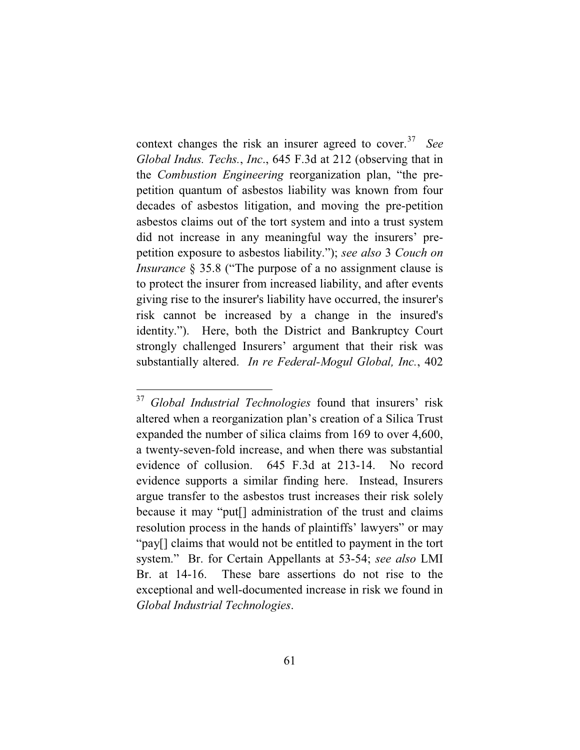context changes the risk an insurer agreed to cover.[37] *See Global Indus. Techs.*, *Inc*., 645 F.3d at 212 (observing that in the *Combustion Engineering* reorganization plan, "the pre-petition quantum of asbestos liability was known from four decades of asbestos litigation, and moving the pre-petition asbestos claims out of the tort system and into a trust system did not increase in any meaningful way the insurers' pre-petition exposure to asbestos liability."); *see also* 3 *Couch on Insurance* § 35.8 ("The purpose of a no assignment clause is to protect the insurer from increased liability, and after events giving rise to the insurer's liability have occurred, the insurer's risk cannot be increased by a change in the insured's identity."). Here, both the District and Bankruptcy Court strongly challenged Insurers' argument that their risk was substantially altered. *In re Federal-Mogul Global, Inc.*, 402

---

[37] *Global Industrial Technologies* found that insurers' risk altered when a reorganization plan's creation of a Silica Trust expanded the number of silica claims from 169 to over 4,600, a twenty-seven-fold increase, and when there was substantial evidence of collusion. 645 F.3d at 213-14. No record evidence supports a similar finding here. Instead, Insurers argue transfer to the asbestos trust increases their risk solely because it may "put[] administration of the trust and claims resolution process in the hands of plaintiffs' lawyers" or may "pay[] claims that would not be entitled to payment in the tort system." Br. for Certain Appellants at 53-54; *see also* LMI Br. at 14-16. These bare assertions do not rise to the exceptional and well-documented increase in risk we found in *Global Industrial Technologies*.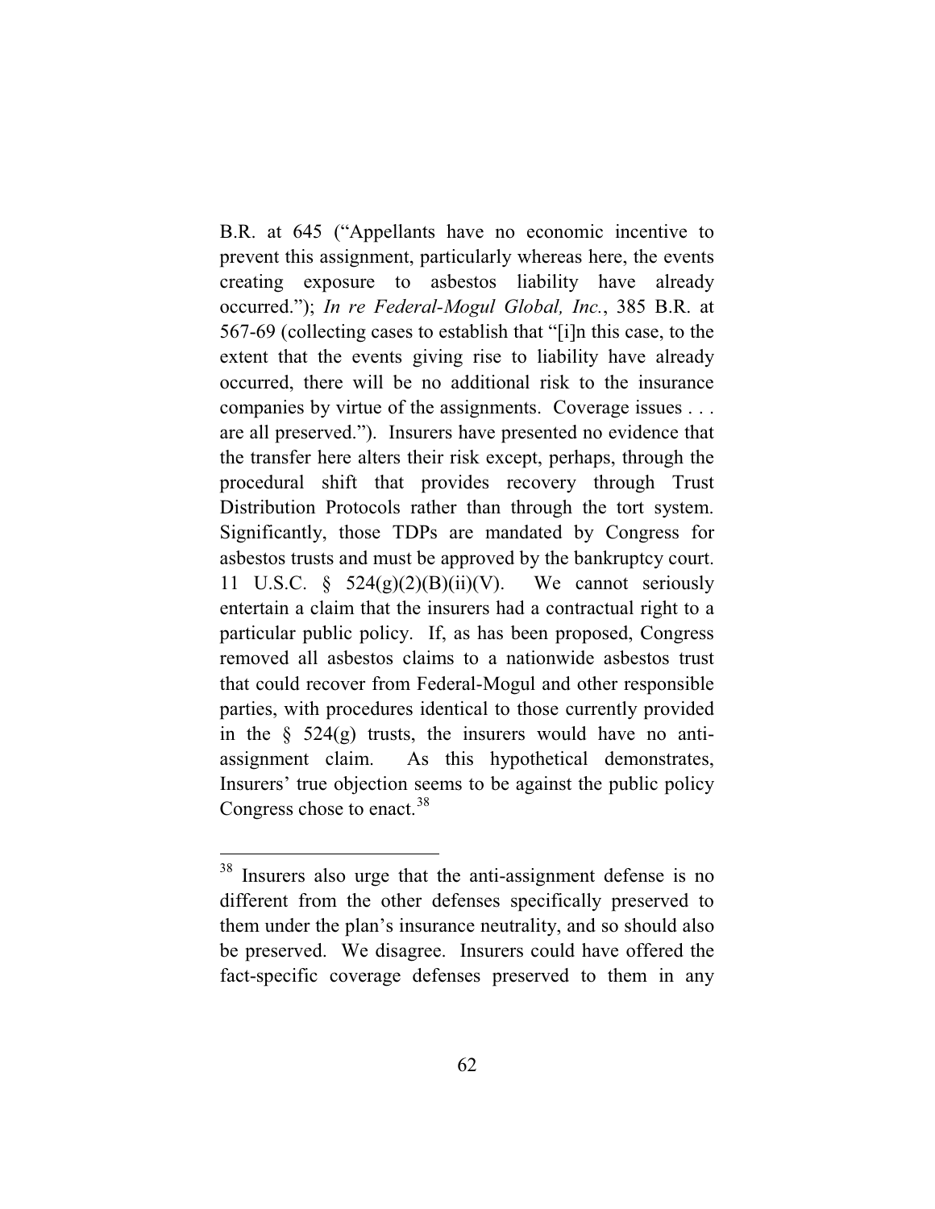B.R. at 645 ("Appellants have no economic incentive to prevent this assignment, particularly whereas here, the events creating exposure to asbestos liability have already occurred."); *In re Federal-Mogul Global, Inc.*, 385 B.R. at 567-69 (collecting cases to establish that "[i]n this case, to the extent that the events giving rise to liability have already occurred, there will be no additional risk to the insurance companies by virtue of the assignments. Coverage issues . . . are all preserved."). Insurers have presented no evidence that the transfer here alters their risk except, perhaps, through the procedural shift that provides recovery through Trust Distribution Protocols rather than through the tort system. Significantly, those TDPs are mandated by Congress for asbestos trusts and must be approved by the bankruptcy court. 11 U.S.C. § 524(g)(2)(B)(ii)(V). We cannot seriously entertain a claim that the insurers had a contractual right to a particular public policy. If, as has been proposed, Congress removed all asbestos claims to a nationwide asbestos trust that could recover from Federal-Mogul and other responsible parties, with procedures identical to those currently provided in the § 524(g) trusts, the insurers would have no anti-assignment claim. As this hypothetical demonstrates, Insurers' true objection seems to be against the public policy Congress chose to enact.[38]

[38] Insurers also urge that the anti-assignment defense is no different from the other defenses specifically preserved to them under the plan's insurance neutrality, and so should also be preserved. We disagree. Insurers could have offered the fact-specific coverage defenses preserved to them in any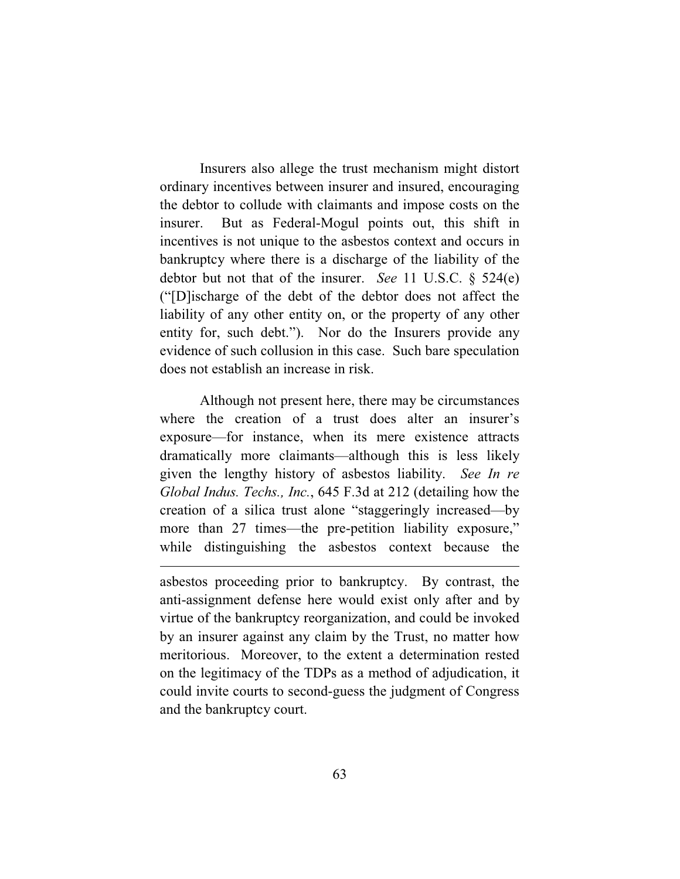Insurers also allege the trust mechanism might distort ordinary incentives between insurer and insured, encouraging the debtor to collude with claimants and impose costs on the insurer. But as Federal-Mogul points out, this shift in incentives is not unique to the asbestos context and occurs in bankruptcy where there is a discharge of the liability of the debtor but not that of the insurer. *See* 11 U.S.C. § 524(e) ("[D]ischarge of the debt of the debtor does not affect the liability of any other entity on, or the property of any other entity for, such debt."). Nor do the Insurers provide any evidence of such collusion in this case. Such bare speculation does not establish an increase in risk.

Although not present here, there may be circumstances where the creation of a trust does alter an insurer's exposure—for instance, when its mere existence attracts dramatically more claimants—although this is less likely given the lengthy history of asbestos liability. *See In re Global Indus. Techs., Inc.*, 645 F.3d at 212 (detailing how the creation of a silica trust alone "staggeringly increased—by more than 27 times—the pre-petition liability exposure," while distinguishing the asbestos context because the

---

asbestos proceeding prior to bankruptcy. By contrast, the anti-assignment defense here would exist only after and by virtue of the bankruptcy reorganization, and could be invoked by an insurer against any claim by the Trust, no matter how meritorious. Moreover, to the extent a determination rested on the legitimacy of the TDPs as a method of adjudication, it could invite courts to second-guess the judgment of Congress and the bankruptcy court.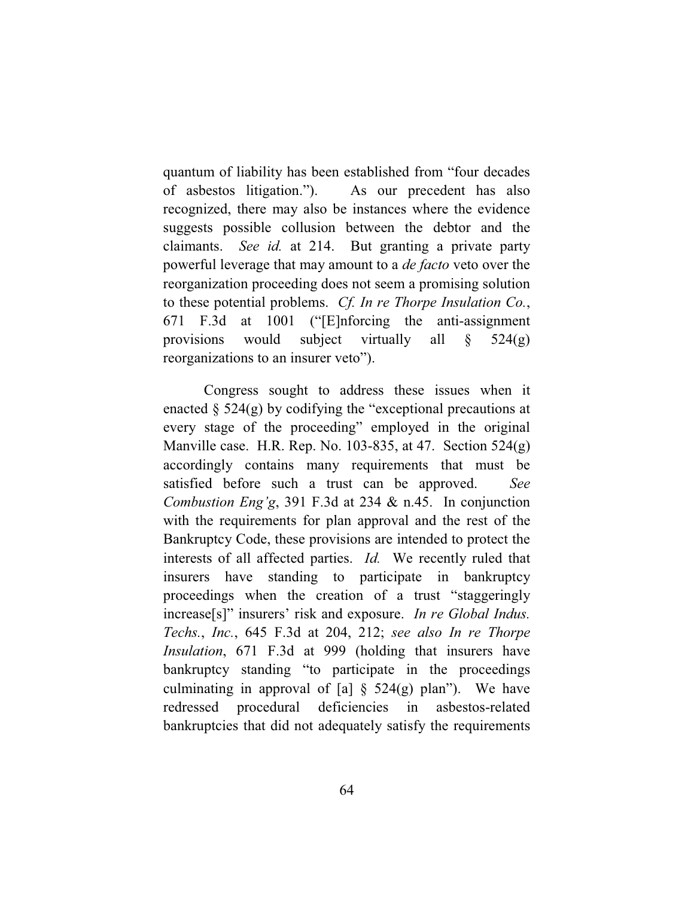quantum of liability has been established from "four decades of asbestos litigation."). As our precedent has also recognized, there may also be instances where the evidence suggests possible collusion between the debtor and the claimants. *See id.* at 214. But granting a private party powerful leverage that may amount to a *de facto* veto over the reorganization proceeding does not seem a promising solution to these potential problems. *Cf. In re Thorpe Insulation Co.*, 671 F.3d at 1001 ("[E]nforcing the anti-assignment provisions would subject virtually all § 524(g) reorganizations to an insurer veto").

Congress sought to address these issues when it enacted § 524(g) by codifying the "exceptional precautions at every stage of the proceeding" employed in the original Manville case. H.R. Rep. No. 103-835, at 47. Section 524(g) accordingly contains many requirements that must be satisfied before such a trust can be approved. *See Combustion Eng'g*, 391 F.3d at 234 & n.45. In conjunction with the requirements for plan approval and the rest of the Bankruptcy Code, these provisions are intended to protect the interests of all affected parties. *Id.* We recently ruled that insurers have standing to participate in bankruptcy proceedings when the creation of a trust "staggeringly increase[s]" insurers' risk and exposure. *In re Global Indus. Techs.*, *Inc.*, 645 F.3d at 204, 212; *see also In re Thorpe Insulation*, 671 F.3d at 999 (holding that insurers have bankruptcy standing "to participate in the proceedings culminating in approval of [a] § 524(g) plan"). We have redressed procedural deficiencies in asbestos-related bankruptcies that did not adequately satisfy the requirements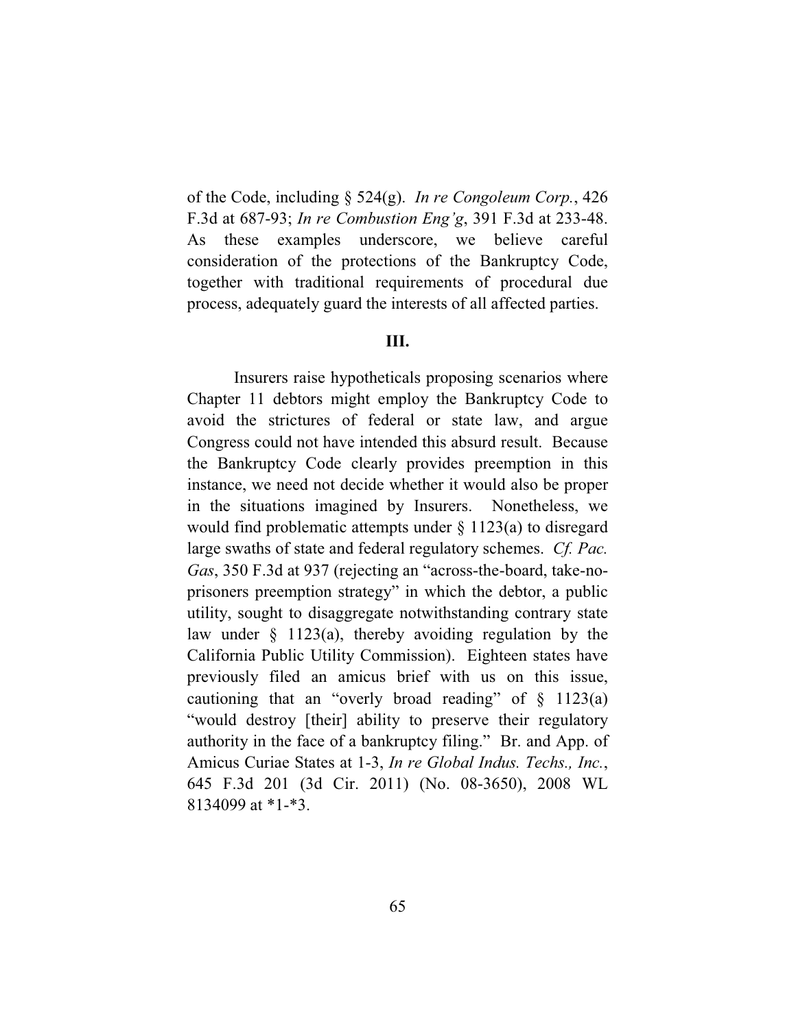of the Code, including § 524(g). *In re Congoleum Corp.*, 426 F.3d at 687-93; *In re Combustion Eng'g*, 391 F.3d at 233-48. As these examples underscore, we believe careful consideration of the protections of the Bankruptcy Code, together with traditional requirements of procedural due process, adequately guard the interests of all affected parties.

## III.

Insurers raise hypotheticals proposing scenarios where Chapter 11 debtors might employ the Bankruptcy Code to avoid the strictures of federal or state law, and argue Congress could not have intended this absurd result. Because the Bankruptcy Code clearly provides preemption in this instance, we need not decide whether it would also be proper in the situations imagined by Insurers. Nonetheless, we would find problematic attempts under § 1123(a) to disregard large swaths of state and federal regulatory schemes. *Cf. Pac. Gas*, 350 F.3d at 937 (rejecting an "across-the-board, take-no-prisoners preemption strategy" in which the debtor, a public utility, sought to disaggregate notwithstanding contrary state law under § 1123(a), thereby avoiding regulation by the California Public Utility Commission). Eighteen states have previously filed an amicus brief with us on this issue, cautioning that an "overly broad reading" of § 1123(a) "would destroy [their] ability to preserve their regulatory authority in the face of a bankruptcy filing." Br. and App. of Amicus Curiae States at 1-3, *In re Global Indus. Techs., Inc.*, 645 F.3d 201 (3d Cir. 2011) (No. 08-3650), 2008 WL 8134099 at *1-*3.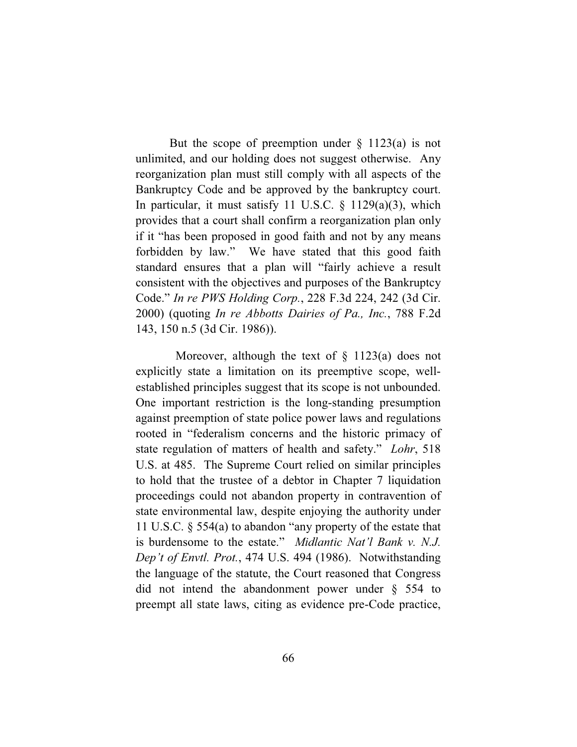But the scope of preemption under § 1123(a) is not unlimited, and our holding does not suggest otherwise. Any reorganization plan must still comply with all aspects of the Bankruptcy Code and be approved by the bankruptcy court. In particular, it must satisfy 11 U.S.C. § 1129(a)(3), which provides that a court shall confirm a reorganization plan only if it "has been proposed in good faith and not by any means forbidden by law." We have stated that this good faith standard ensures that a plan will "fairly achieve a result consistent with the objectives and purposes of the Bankruptcy Code." *In re PWS Holding Corp.*, 228 F.3d 224, 242 (3d Cir. 2000) (quoting *In re Abbotts Dairies of Pa., Inc.*, 788 F.2d 143, 150 n.5 (3d Cir. 1986)).

Moreover, although the text of § 1123(a) does not explicitly state a limitation on its preemptive scope, well-established principles suggest that its scope is not unbounded. One important restriction is the long-standing presumption against preemption of state police power laws and regulations rooted in "federalism concerns and the historic primacy of state regulation of matters of health and safety." *Lohr*, 518 U.S. at 485. The Supreme Court relied on similar principles to hold that the trustee of a debtor in Chapter 7 liquidation proceedings could not abandon property in contravention of state environmental law, despite enjoying the authority under 11 U.S.C. § 554(a) to abandon "any property of the estate that is burdensome to the estate." *Midlantic Nat'l Bank v. N.J. Dep't of Envtl. Prot.*, 474 U.S. 494 (1986). Notwithstanding the language of the statute, the Court reasoned that Congress did not intend the abandonment power under § 554 to preempt all state laws, citing as evidence pre-Code practice,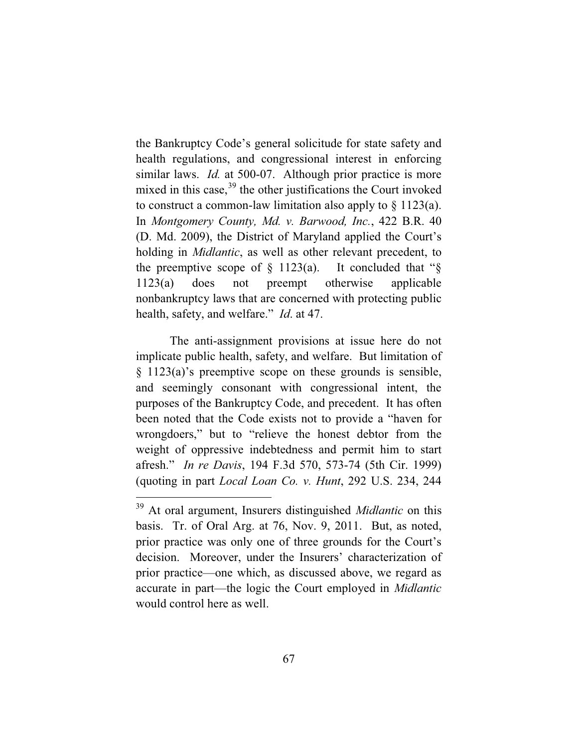the Bankruptcy Code's general solicitude for state safety and health regulations, and congressional interest in enforcing similar laws. *Id.* at 500-07. Although prior practice is more mixed in this case,[39] the other justifications the Court invoked to construct a common-law limitation also apply to § 1123(a). In *Montgomery County, Md. v. Barwood, Inc.*, 422 B.R. 40 (D. Md. 2009), the District of Maryland applied the Court's holding in *Midlantic*, as well as other relevant precedent, to the preemptive scope of § 1123(a). It concluded that "§ 1123(a) does not preempt otherwise applicable nonbankruptcy laws that are concerned with protecting public health, safety, and welfare." *Id*. at 47.

The anti-assignment provisions at issue here do not implicate public health, safety, and welfare. But limitation of § 1123(a)'s preemptive scope on these grounds is sensible, and seemingly consonant with congressional intent, the purposes of the Bankruptcy Code, and precedent. It has often been noted that the Code exists not to provide a "haven for wrongdoers," but to "relieve the honest debtor from the weight of oppressive indebtedness and permit him to start afresh." *In re Davis*, 194 F.3d 570, 573-74 (5th Cir. 1999) (quoting in part *Local Loan Co. v. Hunt*, 292 U.S. 234, 244

---

[39] At oral argument, Insurers distinguished *Midlantic* on this basis. Tr. of Oral Arg. at 76, Nov. 9, 2011. But, as noted, prior practice was only one of three grounds for the Court's decision. Moreover, under the Insurers' characterization of prior practice—one which, as discussed above, we regard as accurate in part—the logic the Court employed in *Midlantic* would control here as well.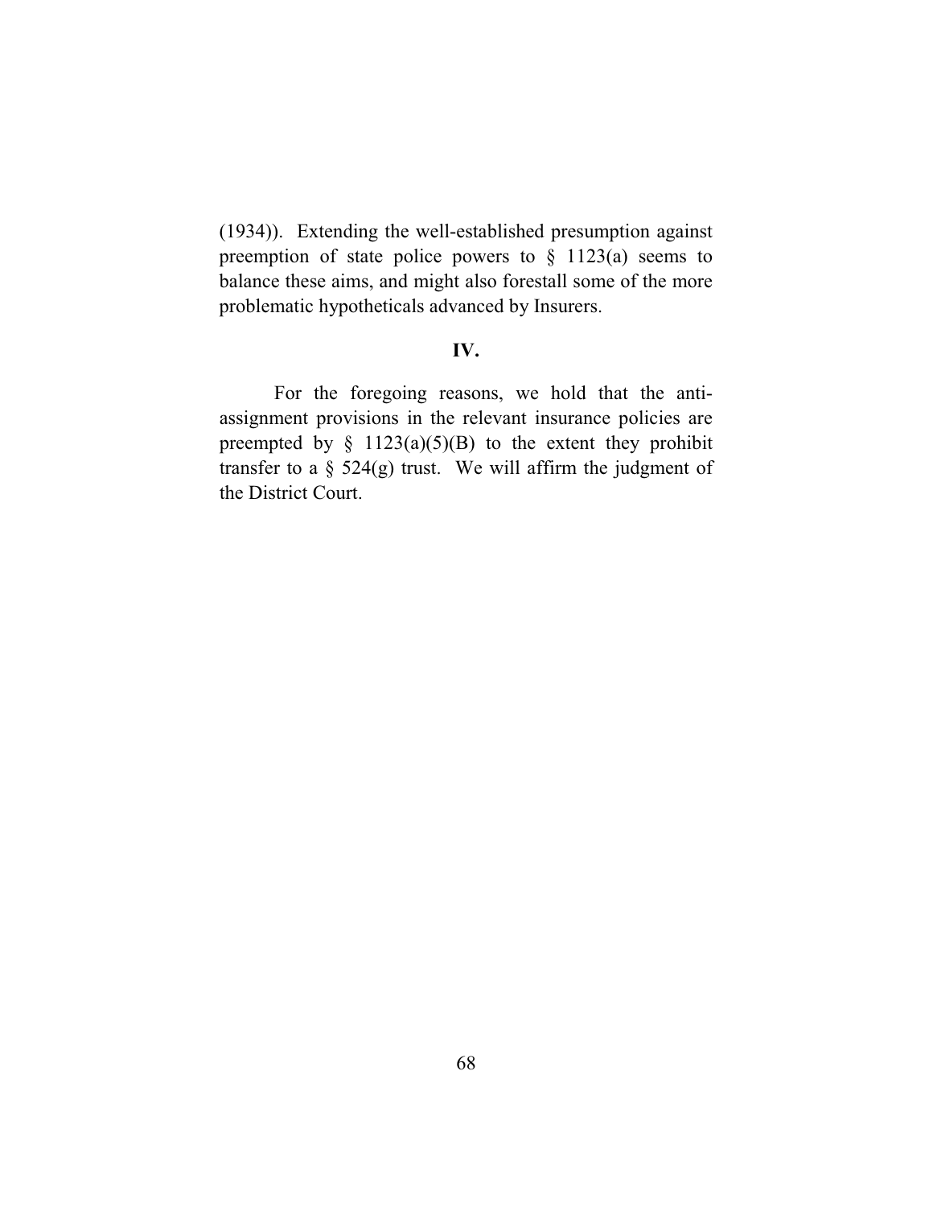(1934)). Extending the well-established presumption against preemption of state police powers to § 1123(a) seems to balance these aims, and might also forestall some of the more problematic hypotheticals advanced by Insurers.

## IV.

For the foregoing reasons, we hold that the anti-assignment provisions in the relevant insurance policies are preempted by § 1123(a)(5)(B) to the extent they prohibit transfer to a § 524(g) trust. We will affirm the judgment of the District Court.